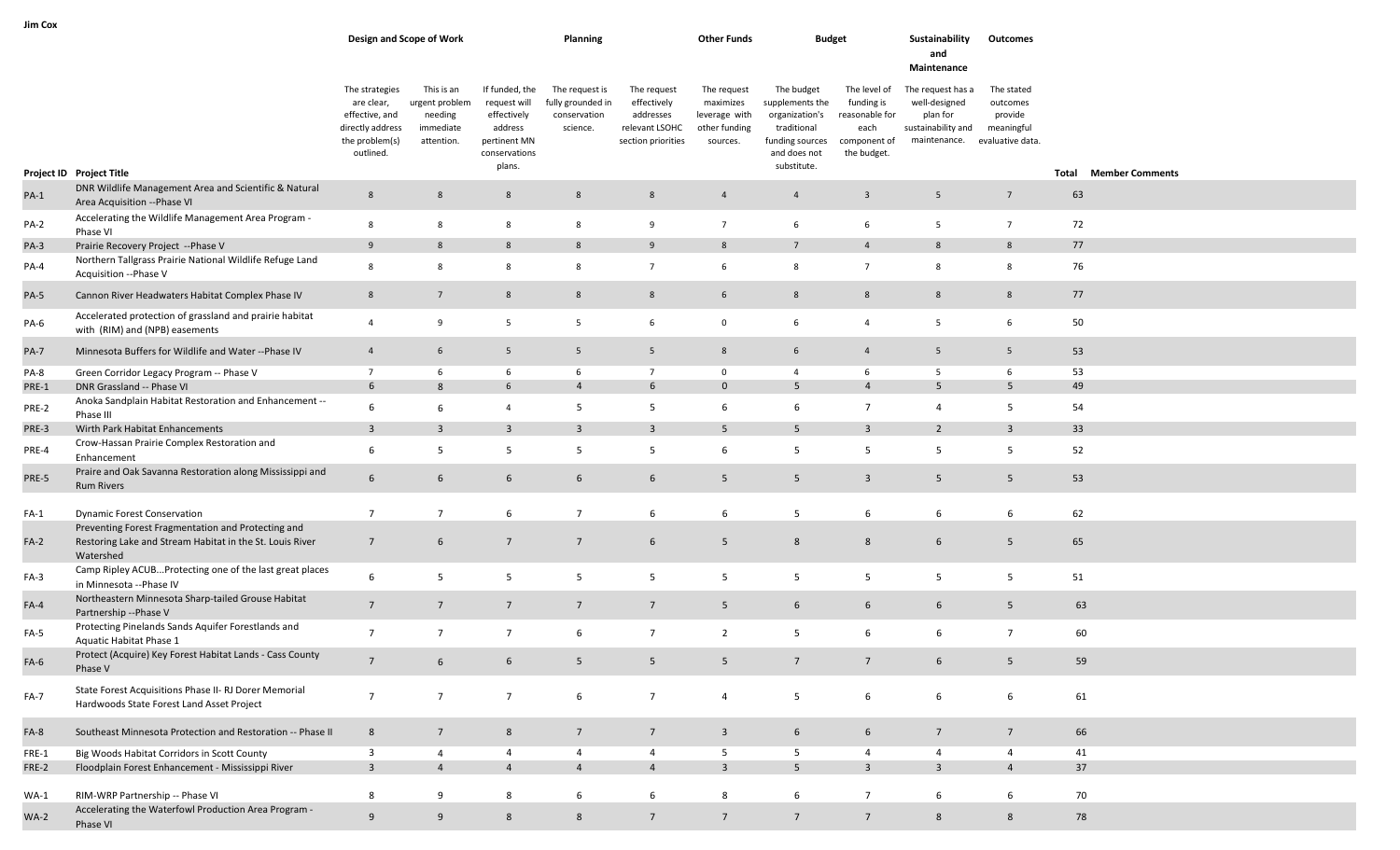**Jim Cox**

| Project ID | Project Title | Design and Scope of Work | | | Planning | | Other Funds | Budget | | Sustainability and Maintenance | Outcomes | Total | Member Comments |
|---|---|---|---|---|---|---|---|---|---|---|---|---|---|
| | | The strategies are clear, effective, and directly address the problem(s) outlined. | This is an urgent problem needing immediate attention. | If funded, the request will effectively address pertinent MN conservations plans. | The request is fully grounded in conservation science. | The request effectively addresses relevant LSOHC section priorities | The request maximizes leverage with other funding sources. | The budget supplements the organization's traditional funding sources and does not substitute. | The level of funding is reasonable for each component of the budget. | The request has a well-designed plan for sustainability and maintenance. | The stated outcomes provide meaningful evaluative data. | | |
| PA-1 | DNR Wildlife Management Area and Scientific & Natural Area Acquisition --Phase VI | 8 | 8 | 8 | 8 | 8 | 4 | 4 | 3 | 5 | 7 | 63 | |
| PA-2 | Accelerating the Wildlife Management Area Program - Phase VI | 8 | 8 | 8 | 8 | 9 | 7 | 6 | 6 | 5 | 7 | 72 | |
| PA-3 | Prairie Recovery Project --Phase V | 9 | 8 | 8 | 8 | 9 | 8 | 7 | 4 | 8 | 8 | 77 | |
| PA-4 | Northern Tallgrass Prairie National Wildlife Refuge Land Acquisition --Phase V | 8 | 8 | 8 | 8 | 7 | 6 | 8 | 7 | 8 | 8 | 76 | |
| PA-5 | Cannon River Headwaters Habitat Complex Phase IV | 8 | 7 | 8 | 8 | 8 | 6 | 8 | 8 | 8 | 8 | 77 | |
| PA-6 | Accelerated protection of grassland and prairie habitat with (RIM) and (NPB) easements | 4 | 9 | 5 | 5 | 6 | 0 | 6 | 4 | 5 | 6 | 50 | |
| PA-7 | Minnesota Buffers for Wildlife and Water --Phase IV | 4 | 6 | 5 | 5 | 5 | 8 | 6 | 4 | 5 | 5 | 53 | |
| PA-8 | Green Corridor Legacy Program -- Phase V | 7 | 6 | 6 | 6 | 7 | 0 | 4 | 6 | 5 | 6 | 53 | |
| PRE-1 | DNR Grassland -- Phase VI | 6 | 8 | 6 | 4 | 6 | 0 | 5 | 4 | 5 | 5 | 49 | |
| PRE-2 | Anoka Sandplain Habitat Restoration and Enhancement -- Phase III | 6 | 6 | 4 | 5 | 5 | 6 | 6 | 7 | 4 | 5 | 54 | |
| PRE-3 | Wirth Park Habitat Enhancements | 3 | 3 | 3 | 3 | 3 | 5 | 5 | 3 | 2 | 3 | 33 | |
| PRE-4 | Crow-Hassan Prairie Complex Restoration and Enhancement | 6 | 5 | 5 | 5 | 5 | 6 | 5 | 5 | 5 | 5 | 52 | |
| PRE-5 | Praire and Oak Savanna Restoration along Mississippi and Rum Rivers | 6 | 6 | 6 | 6 | 6 | 5 | 5 | 3 | 5 | 5 | 53 | |
| FA-1 | Dynamic Forest Conservation | 7 | 7 | 6 | 7 | 6 | 6 | 5 | 6 | 6 | 6 | 62 | |
| FA-2 | Preventing Forest Fragmentation and Protecting and Restoring Lake and Stream Habitat in the St. Louis River Watershed | 7 | 6 | 7 | 7 | 6 | 5 | 8 | 8 | 6 | 5 | 65 | |
| FA-3 | Camp Ripley ACUB...Protecting one of the last great places in Minnesota --Phase IV | 6 | 5 | 5 | 5 | 5 | 5 | 5 | 5 | 5 | 5 | 51 | |
| FA-4 | Northeastern Minnesota Sharp-tailed Grouse Habitat Partnership --Phase V | 7 | 7 | 7 | 7 | 7 | 5 | 6 | 6 | 6 | 5 | 63 | |
| FA-5 | Protecting Pinelands Sands Aquifer Forestlands and Aquatic Habitat Phase 1 | 7 | 7 | 7 | 6 | 7 | 2 | 5 | 6 | 6 | 7 | 60 | |
| FA-6 | Protect (Acquire) Key Forest Habitat Lands - Cass County Phase V | 7 | 6 | 6 | 5 | 5 | 5 | 7 | 7 | 6 | 5 | 59 | |
| FA-7 | State Forest Acquisitions Phase II- RJ Dorer Memorial Hardwoods State Forest Land Asset Project | 7 | 7 | 7 | 6 | 7 | 4 | 5 | 6 | 6 | 6 | 61 | |
| FA-8 | Southeast Minnesota Protection and Restoration -- Phase II | 8 | 7 | 8 | 7 | 7 | 3 | 6 | 6 | 7 | 7 | 66 | |
| FRE-1 | Big Woods Habitat Corridors in Scott County | 3 | 4 | 4 | 4 | 4 | 5 | 5 | 4 | 4 | 4 | 41 | |
| FRE-2 | Floodplain Forest Enhancement - Mississippi River | 3 | 4 | 4 | 4 | 4 | 3 | 5 | 3 | 3 | 4 | 37 | |
| WA-1 | RIM-WRP Partnership -- Phase VI | 8 | 9 | 8 | 6 | 6 | 8 | 6 | 7 | 6 | 6 | 70 | |
| WA-2 | Accelerating the Waterfowl Production Area Program - Phase VI | 9 | 9 | 8 | 8 | 7 | 7 | 7 | 7 | 8 | 8 | 78 | |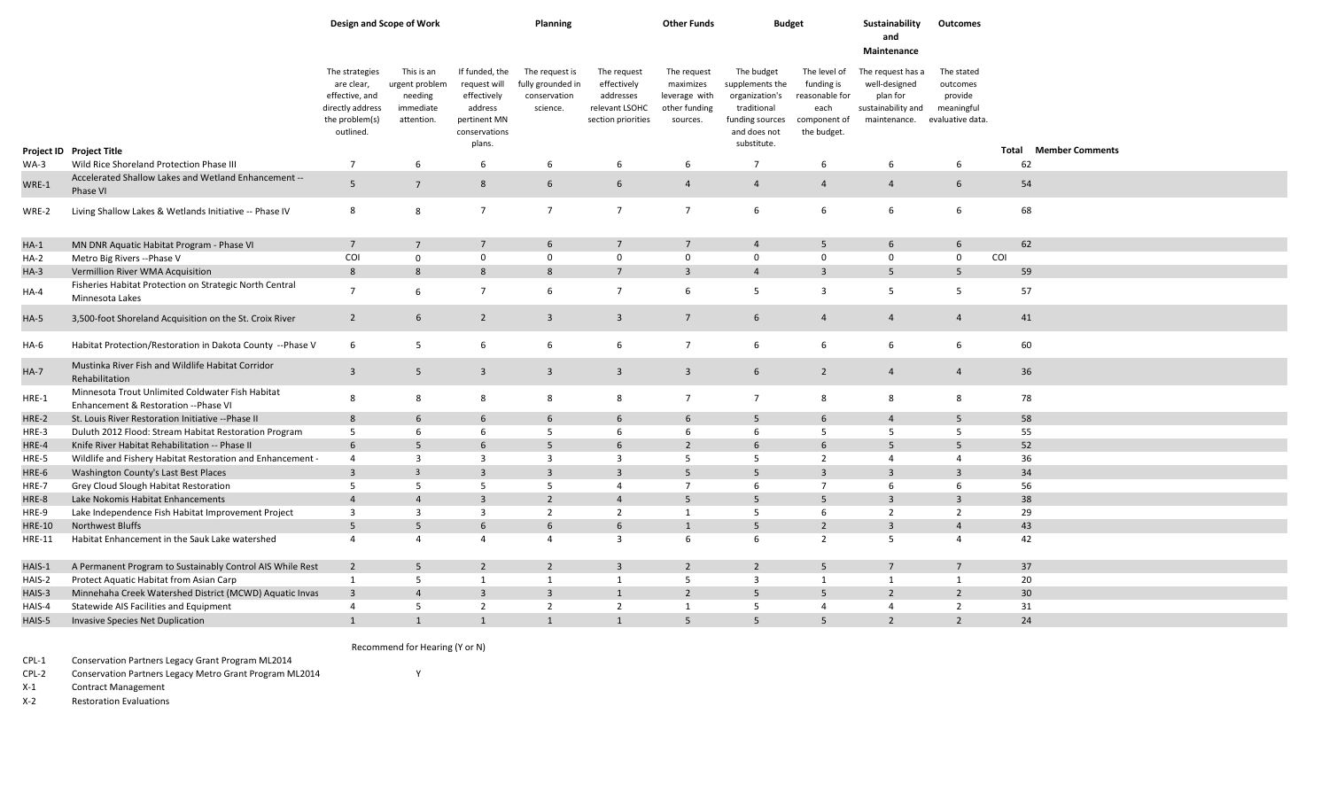| | | Design and Scope of Work | | | Planning | | Other Funds | Budget | | Sustainability and Maintenance | Outcomes | | |
|---|---|---|---|---|---|---|---|---|---|---|---|---|---|
| | | The strategies are clear, effective, and directly address the problem(s) outlined. | This is an urgent problem needing immediate attention. | If funded, the request will effectively address pertinent MN conservations plans. | The request is fully grounded in conservation science. | The request effectively addresses relevant LSOHC section priorities | The request maximizes leverage with other funding sources. | The budget supplements the organization's traditional funding sources and does not substitute. | The level of funding is reasonable for each component of the budget. | The request has a well-designed plan for sustainability and maintenance. | The stated outcomes provide meaningful evaluative data. | | |
| **Project ID** | **Project Title** | | | | | | | | | | | **Total** | **Member Comments** |
| WA-3 | Wild Rice Shoreland Protection Phase III | 7 | 6 | 6 | 6 | 6 | 6 | 7 | 6 | 6 | 6 | 62 | |
| WRE-1 | Accelerated Shallow Lakes and Wetland Enhancement -- Phase VI | 5 | 7 | 8 | 6 | 6 | 4 | 4 | 4 | 4 | 6 | 54 | |
| WRE-2 | Living Shallow Lakes & Wetlands Initiative -- Phase IV | 8 | 8 | 7 | 7 | 7 | 7 | 6 | 6 | 6 | 6 | 68 | |
| HA-1 | MN DNR Aquatic Habitat Program - Phase VI | 7 | 7 | 7 | 6 | 7 | 7 | 4 | 5 | 6 | 6 | 62 | |
| HA-2 | Metro Big Rivers --Phase V | COI | 0 | 0 | 0 | 0 | 0 | 0 | 0 | 0 | 0 | COI | |
| HA-3 | Vermillion River WMA Acquisition | 8 | 8 | 8 | 8 | 7 | 3 | 4 | 3 | 5 | 5 | 59 | |
| HA-4 | Fisheries Habitat Protection on Strategic North Central Minnesota Lakes | 7 | 6 | 7 | 6 | 7 | 6 | 5 | 3 | 5 | 5 | 57 | |
| HA-5 | 3,500-foot Shoreland Acquisition on the St. Croix River | 2 | 6 | 2 | 3 | 3 | 7 | 6 | 4 | 4 | 4 | 41 | |
| HA-6 | Habitat Protection/Restoration in Dakota County --Phase V | 6 | 5 | 6 | 6 | 6 | 7 | 6 | 6 | 6 | 6 | 60 | |
| HA-7 | Mustinka River Fish and Wildlife Habitat Corridor Rehabilitation | 3 | 5 | 3 | 3 | 3 | 3 | 6 | 2 | 4 | 4 | 36 | |
| HRE-1 | Minnesota Trout Unlimited Coldwater Fish Habitat Enhancement & Restoration --Phase VI | 8 | 8 | 8 | 8 | 8 | 7 | 7 | 8 | 8 | 8 | 78 | |
| HRE-2 | St. Louis River Restoration Initiative --Phase II | 8 | 6 | 6 | 6 | 6 | 6 | 5 | 6 | 4 | 5 | 58 | |
| HRE-3 | Duluth 2012 Flood: Stream Habitat Restoration Program | 5 | 6 | 6 | 5 | 6 | 6 | 6 | 5 | 5 | 5 | 55 | |
| HRE-4 | Knife River Habitat Rehabilitation -- Phase II | 6 | 5 | 6 | 5 | 6 | 2 | 6 | 6 | 5 | 5 | 52 | |
| HRE-5 | Wildlife and Fishery Habitat Restoration and Enhancement - | 4 | 3 | 3 | 3 | 3 | 5 | 5 | 2 | 4 | 4 | 36 | |
| HRE-6 | Washington County's Last Best Places | 3 | 3 | 3 | 3 | 3 | 5 | 5 | 3 | 3 | 3 | 34 | |
| HRE-7 | Grey Cloud Slough Habitat Restoration | 5 | 5 | 5 | 5 | 4 | 7 | 6 | 7 | 6 | 6 | 56 | |
| HRE-8 | Lake Nokomis Habitat Enhancements | 4 | 4 | 3 | 2 | 4 | 5 | 5 | 5 | 3 | 3 | 38 | |
| HRE-9 | Lake Independence Fish Habitat Improvement Project | 3 | 3 | 3 | 2 | 2 | 1 | 5 | 6 | 2 | 2 | 29 | |
| HRE-10 | Northwest Bluffs | 5 | 5 | 6 | 6 | 6 | 1 | 5 | 2 | 3 | 4 | 43 | |
| HRE-11 | Habitat Enhancement in the Sauk Lake watershed | 4 | 4 | 4 | 4 | 3 | 6 | 6 | 2 | 5 | 4 | 42 | |
| HAIS-1 | A Permanent Program to Sustainably Control AIS While Rest | 2 | 5 | 2 | 2 | 3 | 2 | 2 | 5 | 7 | 7 | 37 | |
| HAIS-2 | Protect Aquatic Habitat from Asian Carp | 1 | 5 | 1 | 1 | 1 | 5 | 3 | 1 | 1 | 1 | 20 | |
| HAIS-3 | Minnehaha Creek Watershed District (MCWD) Aquatic Invas | 3 | 4 | 3 | 3 | 1 | 2 | 5 | 5 | 2 | 2 | 30 | |
| HAIS-4 | Statewide AIS Facilities and Equipment | 4 | 5 | 2 | 2 | 2 | 1 | 5 | 4 | 4 | 2 | 31 | |
| HAIS-5 | Invasive Species Net Duplication | 1 | 1 | 1 | 1 | 1 | 5 | 5 | 5 | 2 | 2 | 24 | |

| | | Recommend for Hearing (Y or N) |
|---|---|---|
| CPL-1 | Conservation Partners Legacy Grant Program ML2014 | |
| CPL-2 | Conservation Partners Legacy Metro Grant Program ML2014 | Y |
| X-1 | Contract Management | |
| X-2 | Restoration Evaluations | |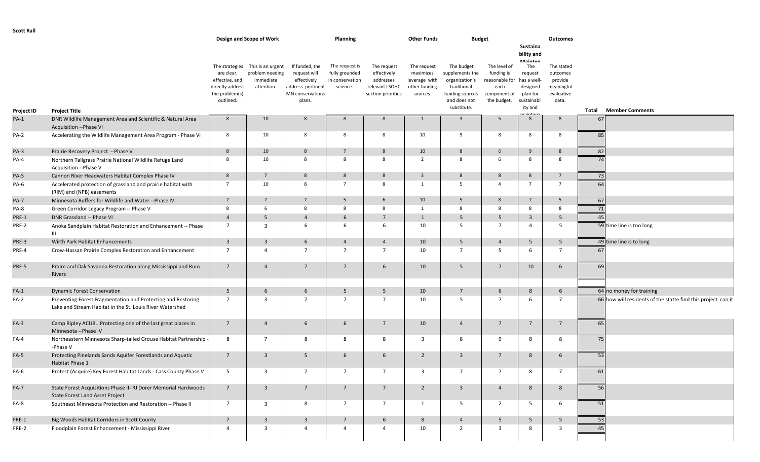**Scott Rall**

| | | Design and Scope of Work | | | Planning | | Other Funds | Budget | | Sustainability and Maintenance | Outcomes | | |
|---|---|---|---|---|---|---|---|---|---|---|---|---|---|
| **Project ID** | **Project Title** | The strategies are clear, effective, and directly address the problem(s) outlined. | This is an urgent problem needing immediate attention. | If funded, the request will effectively address pertinent MN conservations plans. | The request is fully grounded in conservation science. | The request effectively addresses relevant LSOHC section priorities | The request maximizes leverage with other funding sources. | The budget supplements the organization's traditional funding sources and does not substitute. | The level of funding is reasonable for each component of the budget. | The request has a well-designed plan for sustainability and maintenance | The stated outcomes provide meaningful evaluative data. | **Total** | **Member Comments** |
| PA-1 | DNR Wildlife Management Area and Scientific & Natural Area Acquisition --Phase VI | 8 | 10 | 8 | 8 | 8 | 1 | 3 | 5 | 8 | 8 | 67 | |
| PA-2 | Accelerating the Wildlife Management Area Program - Phase VI | 8 | 10 | 8 | 8 | 8 | 10 | 9 | 8 | 8 | 8 | 85 | |
| PA-3 | Prairie Recovery Project --Phase V | 8 | 10 | 8 | 7 | 8 | 10 | 8 | 6 | 9 | 8 | 82 | |
| PA-4 | Northern Tallgrass Prairie National Wildlife Refuge Land Acquisition --Phase V | 8 | 10 | 8 | 8 | 8 | 2 | 8 | 6 | 8 | 8 | 74 | |
| PA-5 | Cannon River Headwaters Habitat Complex Phase IV | 8 | 7 | 8 | 8 | 8 | 3 | 8 | 8 | 8 | 7 | 73 | |
| PA-6 | Accelerated protection of grassland and prairie habitat with (RIM) and (NPB) easements | 7 | 10 | 8 | 7 | 8 | 1 | 5 | 4 | 7 | 7 | 64 | |
| PA-7 | Minnesota Buffers for Wildlife and Water --Phase IV | 7 | 7 | 7 | 5 | 6 | 10 | 5 | 8 | 7 | 5 | 67 | |
| PA-8 | Green Corridor Legacy Program -- Phase V | 8 | 6 | 8 | 8 | 8 | 1 | 8 | 8 | 8 | 8 | 71 | |
| PRE-1 | DNR Grassland -- Phase VI | 4 | 5 | 4 | 6 | 7 | 1 | 5 | 5 | 3 | 5 | 45 | |
| PRE-2 | Anoka Sandplain Habitat Restoration and Enhancement -- Phase III | 7 | 3 | 6 | 6 | 6 | 10 | 5 | 7 | 4 | 5 | 59 | time line is too long |
| PRE-3 | Wirth Park Habitat Enhancements | 3 | 3 | 6 | 4 | 4 | 10 | 5 | 4 | 5 | 5 | 49 | time line is to long |
| PRE-4 | Crow-Hassan Prairie Complex Restoration and Enhancement | 7 | 4 | 7 | 7 | 7 | 10 | 7 | 5 | 6 | 7 | 67 | |
| PRE-5 | Praire and Oak Savanna Restoration along Mississippi and Rum Rivers | 7 | 4 | 7 | 7 | 6 | 10 | 5 | 7 | 10 | 6 | 69 | |
| FA-1 | Dynamic Forest Conservation | 5 | 6 | 6 | 5 | 5 | 10 | 7 | 6 | 8 | 6 | 64 | no money for training |
| FA-2 | Preventing Forest Fragmentation and Protecting and Restoring Lake and Stream Habitat in the St. Louis River Watershed | 7 | 3 | 7 | 7 | 7 | 10 | 5 | 7 | 6 | 7 | 66 | how will residents of the statte find this project can it |
| FA-3 | Camp Ripley ACUB...Protecting one of the last great places in Minnesota --Phase IV | 7 | 4 | 6 | 6 | 7 | 10 | 4 | 7 | 7 | 7 | 65 | |
| FA-4 | Northeastern Minnesota Sharp-tailed Grouse Habitat Partnership --Phase V | 8 | 7 | 8 | 8 | 8 | 3 | 8 | 9 | 8 | 8 | 75 | |
| FA-5 | Protecting Pinelands Sands Aquifer Forestlands and Aquatic Habitat Phase 1 | 7 | 3 | 5 | 6 | 6 | 2 | 3 | 7 | 8 | 6 | 53 | |
| FA-6 | Protect (Acquire) Key Forest Habitat Lands - Cass County Phase V | 5 | 3 | 7 | 7 | 7 | 3 | 7 | 7 | 8 | 7 | 61 | |
| FA-7 | State Forest Acquisitions Phase II- RJ Dorer Memorial Hardwoods State Forest Land Asset Project | 7 | 3 | 7 | 7 | 7 | 2 | 3 | 4 | 8 | 8 | 56 | |
| FA-8 | Southeast Minnesota Protection and Restoration -- Phase II | 7 | 3 | 8 | 7 | 7 | 1 | 5 | 2 | 5 | 6 | 51 | |
| FRE-1 | Big Woods Habitat Corridors in Scott County | 7 | 3 | 3 | 7 | 6 | 8 | 4 | 5 | 5 | 5 | 53 | |
| FRE-2 | Floodplain Forest Enhancement - Mississippi River | 4 | 3 | 4 | 4 | 4 | 10 | 2 | 3 | 8 | 3 | 45 | |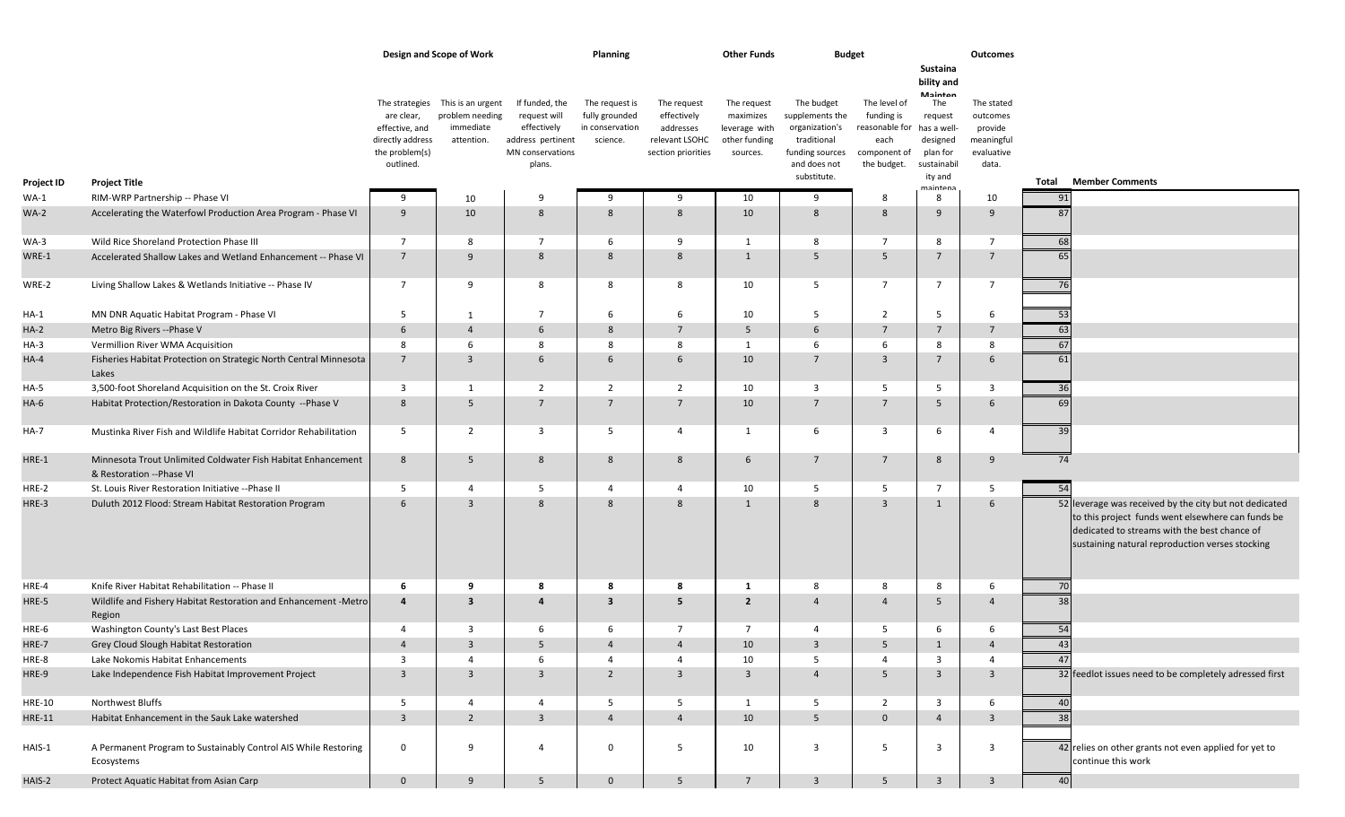| | | Design and Scope of Work | | | Planning | | Other Funds | Budget | | Sustainability and Maintenance | Outcomes | | |
|---|---|---|---|---|---|---|---|---|---|---|---|---|---|
| **Project ID** | **Project Title** | The strategies are clear, effective, and directly address the problem(s) outlined. | This is an urgent problem needing immediate attention. | If funded, the request will effectively address pertinent MN conservations plans. | The request is fully grounded in conservation science. | The request effectively addresses relevant LSOHC section priorities | The request maximizes leverage with other funding sources. | The budget supplements the organization's traditional funding sources and does not substitute. | The level of funding is reasonable for each component of the budget. | The request has a well-designed plan for sustainability and maintenance | The stated outcomes provide meaningful evaluative data. | **Total** | **Member Comments** |
| WA-1 | RIM-WRP Partnership -- Phase VI | 9 | 10 | 9 | 9 | 9 | 10 | 9 | 8 | 8 | 10 | 91 | |
| WA-2 | Accelerating the Waterfowl Production Area Program - Phase VI | 9 | 10 | 8 | 8 | 8 | 10 | 8 | 8 | 9 | 9 | 87 | |
| WA-3 | Wild Rice Shoreland Protection Phase III | 7 | 8 | 7 | 6 | 9 | 1 | 8 | 7 | 8 | 7 | 68 | |
| WRE-1 | Accelerated Shallow Lakes and Wetland Enhancement -- Phase VI | 7 | 9 | 8 | 8 | 8 | 1 | 5 | 5 | 7 | 7 | 65 | |
| WRE-2 | Living Shallow Lakes & Wetlands Initiative -- Phase IV | 7 | 9 | 8 | 8 | 8 | 10 | 5 | 7 | 7 | 7 | 76 | |
| HA-1 | MN DNR Aquatic Habitat Program - Phase VI | 5 | 1 | 7 | 6 | 6 | 10 | 5 | 2 | 5 | 6 | 53 | |
| HA-2 | Metro Big Rivers --Phase V | 6 | 4 | 6 | 8 | 7 | 5 | 6 | 7 | 7 | 7 | 63 | |
| HA-3 | Vermillion River WMA Acquisition | 8 | 6 | 8 | 8 | 8 | 1 | 6 | 6 | 8 | 8 | 67 | |
| HA-4 | Fisheries Habitat Protection on Strategic North Central Minnesota Lakes | 7 | 3 | 6 | 6 | 6 | 10 | 7 | 3 | 7 | 6 | 61 | |
| HA-5 | 3,500-foot Shoreland Acquisition on the St. Croix River | 3 | 1 | 2 | 2 | 2 | 10 | 3 | 5 | 5 | 3 | 36 | |
| HA-6 | Habitat Protection/Restoration in Dakota County --Phase V | 8 | 5 | 7 | 7 | 7 | 10 | 7 | 7 | 5 | 6 | 69 | |
| HA-7 | Mustinka River Fish and Wildlife Habitat Corridor Rehabilitation | 5 | 2 | 3 | 5 | 4 | 1 | 6 | 3 | 6 | 4 | 39 | |
| HRE-1 | Minnesota Trout Unlimited Coldwater Fish Habitat Enhancement & Restoration --Phase VI | 8 | 5 | 8 | 8 | 8 | 6 | 7 | 7 | 8 | 9 | 74 | |
| HRE-2 | St. Louis River Restoration Initiative --Phase II | 5 | 4 | 5 | 4 | 4 | 10 | 5 | 5 | 7 | 5 | 54 | |
| HRE-3 | Duluth 2012 Flood: Stream Habitat Restoration Program | 6 | 3 | 8 | 8 | 8 | 1 | 8 | 3 | 1 | 6 | 52 | leverage was received by the city but not dedicated to this project funds went elsewhere can funds be dedicated to streams with the best chance of sustaining natural reproduction verses stocking |
| HRE-4 | Knife River Habitat Rehabilitation -- Phase II | 6 | 9 | 8 | 8 | 8 | 1 | 8 | 8 | 8 | 6 | 70 | |
| HRE-5 | Wildlife and Fishery Habitat Restoration and Enhancement -Metro Region | 4 | 3 | 4 | 3 | 5 | 2 | 4 | 4 | 5 | 4 | 38 | |
| HRE-6 | Washington County's Last Best Places | 4 | 3 | 6 | 6 | 7 | 7 | 4 | 5 | 6 | 6 | 54 | |
| HRE-7 | Grey Cloud Slough Habitat Restoration | 4 | 3 | 5 | 4 | 4 | 10 | 3 | 5 | 1 | 4 | 43 | |
| HRE-8 | Lake Nokomis Habitat Enhancements | 3 | 4 | 6 | 4 | 4 | 10 | 5 | 4 | 3 | 4 | 47 | |
| HRE-9 | Lake Independence Fish Habitat Improvement Project | 3 | 3 | 3 | 2 | 3 | 3 | 4 | 5 | 3 | 3 | 32 | feedlot issues need to be completely adressed first |
| HRE-10 | Northwest Bluffs | 5 | 4 | 4 | 5 | 5 | 1 | 5 | 2 | 3 | 6 | 40 | |
| HRE-11 | Habitat Enhancement in the Sauk Lake watershed | 3 | 2 | 3 | 4 | 4 | 10 | 5 | 0 | 4 | 3 | 38 | |
| HAIS-1 | A Permanent Program to Sustainably Control AIS While Restoring Ecosystems | 0 | 9 | 4 | 0 | 5 | 10 | 3 | 5 | 3 | 3 | 42 | relies on other grants not even applied for yet to continue this work |
| HAIS-2 | Protect Aquatic Habitat from Asian Carp | 0 | 9 | 5 | 0 | 5 | 7 | 3 | 5 | 3 | 3 | 40 | |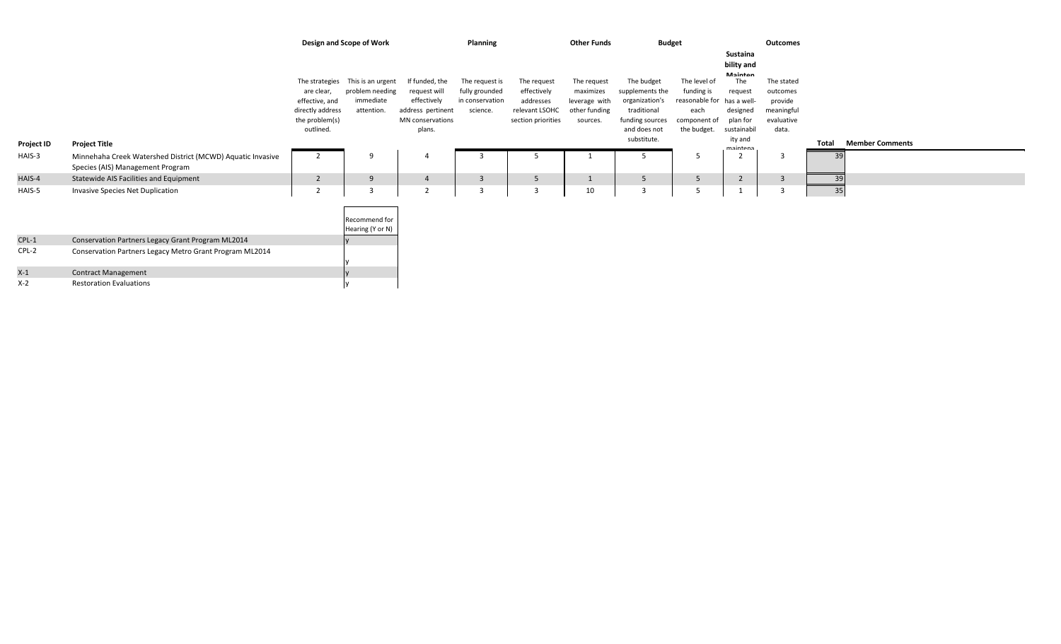| | | Design and Scope of Work | | | Planning | | Other Funds | Budget | | Sustainability and Maintenance | Outcomes | | |
|---|---|---|---|---|---|---|---|---|---|---|---|---|---|
| Project ID | Project Title | The strategies are clear, effective, and directly address the problem(s) outlined. | This is an urgent problem needing immediate attention. | If funded, the request will effectively address pertinent MN conservations plans. | The request is fully grounded in conservation science. | The request effectively addresses relevant LSOHC section priorities | The request maximizes leverage with other funding sources. | The budget supplements the organization's traditional funding sources and does not substitute. | The level of funding is reasonable for each component of the budget. | The request has a well-designed plan for sustainability and maintena | The stated outcomes provide meaningful evaluative data. | Total | Member Comments |
| HAIS-3 | Minnehaha Creek Watershed District (MCWD) Aquatic Invasive Species (AIS) Management Program | 2 | 9 | 4 | 3 | 5 | 1 | 5 | 5 | 2 | 3 | 39 | |
| HAIS-4 | Statewide AIS Facilities and Equipment | 2 | 9 | 4 | 3 | 5 | 1 | 5 | 5 | 2 | 3 | 39 | |
| HAIS-5 | Invasive Species Net Duplication | 2 | 3 | 2 | 3 | 3 | 10 | 3 | 5 | 1 | 3 | 35 | |

| | | Recommend for Hearing (Y or N) |
|---|---|---|
| CPL-1 | Conservation Partners Legacy Grant Program ML2014 | y |
| CPL-2 | Conservation Partners Legacy Metro Grant Program ML2014 | y |
| X-1 | Contract Management | y |
| X-2 | Restoration Evaluations | y |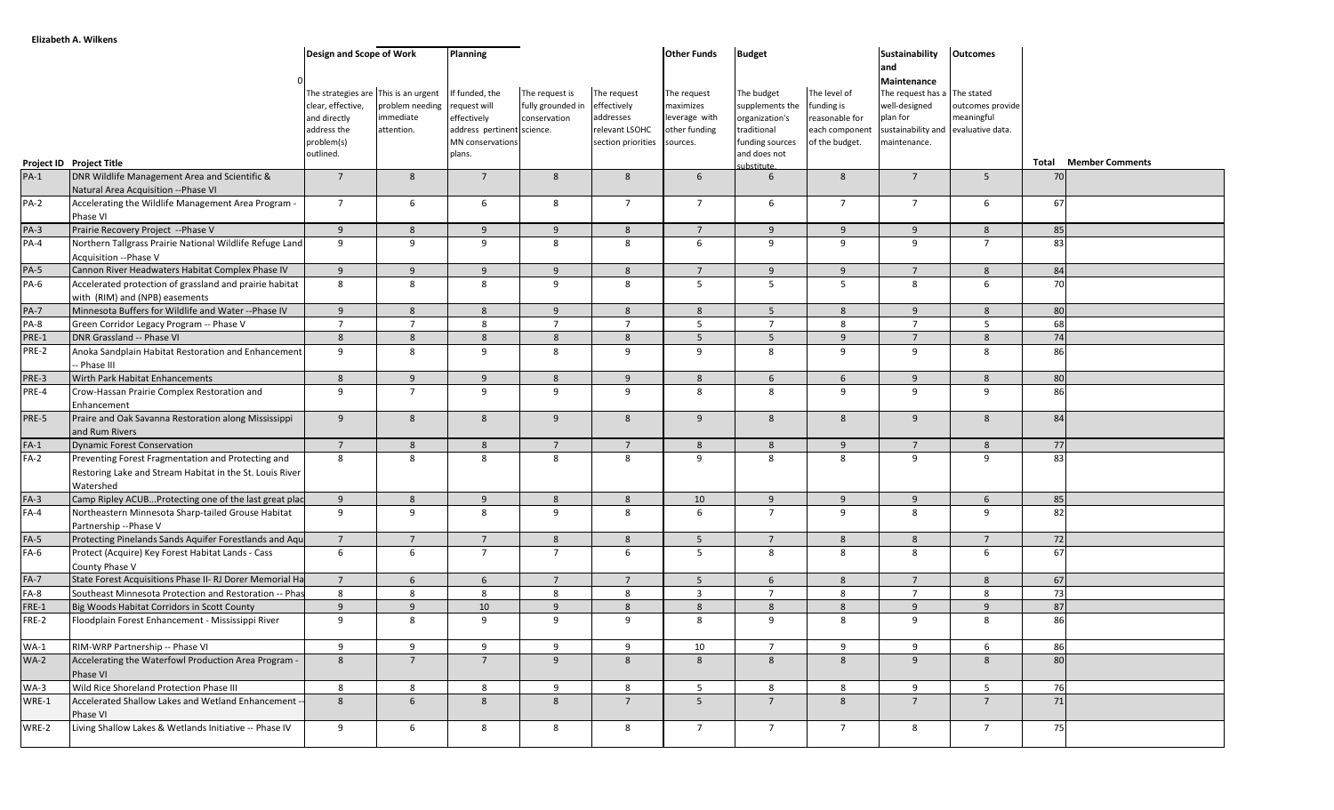**Elizabeth A. Wilkens**

| Project ID | Project Title | Design and Scope of Work | | Planning | | | Other Funds | Budget | | Sustainability and Maintenance | Outcomes | Total | Member Comments |
|---|---|---|---|---|---|---|---|---|---|---|---|---|---|
| | 0 | The strategies are clear, effective, and directly address the problem(s) outlined. | This is an urgent problem needing immediate attention. | If funded, the request will effectively address pertinent MN conservations plans. | The request is fully grounded in conservation science. | The request effectively addresses relevant LSOHC section priorities | The request maximizes leverage with other funding sources. | The budget supplements the organization's traditional funding sources and does not substitute. | The level of funding is reasonable for each component of the budget. | The request has a well-designed plan for sustainability and maintenance. | The stated outcomes provide meaningful evaluative data. | | |
| PA-1 | DNR Wildlife Management Area and Scientific & Natural Area Acquisition --Phase VI | 7 | 8 | 7 | 8 | 8 | 6 | 6 | 8 | 7 | 5 | 70 | |
| PA-2 | Accelerating the Wildlife Management Area Program - Phase VI | 7 | 6 | 6 | 8 | 7 | 7 | 6 | 7 | 7 | 6 | 67 | |
| PA-3 | Prairie Recovery Project --Phase V | 9 | 8 | 9 | 9 | 8 | 7 | 9 | 9 | 9 | 8 | 85 | |
| PA-4 | Northern Tallgrass Prairie National Wildlife Refuge Land Acquisition --Phase V | 9 | 9 | 9 | 8 | 8 | 6 | 9 | 9 | 9 | 7 | 83 | |
| PA-5 | Cannon River Headwaters Habitat Complex Phase IV | 9 | 9 | 9 | 9 | 8 | 7 | 9 | 9 | 7 | 8 | 84 | |
| PA-6 | Accelerated protection of grassland and prairie habitat with (RIM) and (NPB) easements | 8 | 8 | 8 | 9 | 8 | 5 | 5 | 5 | 8 | 6 | 70 | |
| PA-7 | Minnesota Buffers for Wildlife and Water --Phase IV | 9 | 8 | 8 | 9 | 8 | 8 | 5 | 8 | 9 | 8 | 80 | |
| PA-8 | Green Corridor Legacy Program -- Phase V | 7 | 7 | 8 | 7 | 7 | 5 | 7 | 8 | 7 | 5 | 68 | |
| PRE-1 | DNR Grassland -- Phase VI | 8 | 8 | 8 | 8 | 8 | 5 | 5 | 9 | 7 | 8 | 74 | |
| PRE-2 | Anoka Sandplain Habitat Restoration and Enhancement -- Phase III | 9 | 8 | 9 | 8 | 9 | 9 | 8 | 9 | 9 | 8 | 86 | |
| PRE-3 | Wirth Park Habitat Enhancements | 8 | 9 | 9 | 8 | 9 | 8 | 6 | 6 | 9 | 8 | 80 | |
| PRE-4 | Crow-Hassan Prairie Complex Restoration and Enhancement | 9 | 7 | 9 | 9 | 9 | 8 | 8 | 9 | 9 | 9 | 86 | |
| PRE-5 | Praire and Oak Savanna Restoration along Mississippi and Rum Rivers | 9 | 8 | 8 | 9 | 8 | 9 | 8 | 8 | 9 | 8 | 84 | |
| FA-1 | Dynamic Forest Conservation | 7 | 8 | 8 | 7 | 7 | 8 | 8 | 9 | 7 | 8 | 77 | |
| FA-2 | Preventing Forest Fragmentation and Protecting and Restoring Lake and Stream Habitat in the St. Louis River Watershed | 8 | 8 | 8 | 8 | 8 | 9 | 8 | 8 | 9 | 9 | 83 | |
| FA-3 | Camp Ripley ACUB...Protecting one of the last great plac | 9 | 8 | 9 | 8 | 8 | 10 | 9 | 9 | 9 | 6 | 85 | |
| FA-4 | Northeastern Minnesota Sharp-tailed Grouse Habitat Partnership --Phase V | 9 | 9 | 8 | 9 | 8 | 6 | 7 | 9 | 8 | 9 | 82 | |
| FA-5 | Protecting Pinelands Sands Aquifer Forestlands and Aqu | 7 | 7 | 7 | 8 | 8 | 5 | 7 | 8 | 8 | 7 | 72 | |
| FA-6 | Protect (Acquire) Key Forest Habitat Lands - Cass County Phase V | 6 | 6 | 7 | 7 | 6 | 5 | 8 | 8 | 8 | 6 | 67 | |
| FA-7 | State Forest Acquisitions Phase II- RJ Dorer Memorial Ha | 7 | 6 | 6 | 7 | 7 | 5 | 6 | 8 | 7 | 8 | 67 | |
| FA-8 | Southeast Minnesota Protection and Restoration -- Phas | 8 | 8 | 8 | 8 | 8 | 3 | 7 | 8 | 7 | 8 | 73 | |
| FRE-1 | Big Woods Habitat Corridors in Scott County | 9 | 9 | 10 | 9 | 8 | 8 | 8 | 8 | 9 | 9 | 87 | |
| FRE-2 | Floodplain Forest Enhancement - Mississippi River | 9 | 8 | 9 | 9 | 9 | 8 | 9 | 8 | 9 | 8 | 86 | |
| WA-1 | RIM-WRP Partnership -- Phase VI | 9 | 9 | 9 | 9 | 9 | 10 | 7 | 9 | 9 | 6 | 86 | |
| WA-2 | Accelerating the Waterfowl Production Area Program - Phase VI | 8 | 7 | 7 | 9 | 8 | 8 | 8 | 8 | 9 | 8 | 80 | |
| WA-3 | Wild Rice Shoreland Protection Phase III | 8 | 8 | 8 | 9 | 8 | 5 | 8 | 8 | 9 | 5 | 76 | |
| WRE-1 | Accelerated Shallow Lakes and Wetland Enhancement -- Phase VI | 8 | 6 | 8 | 8 | 7 | 5 | 7 | 8 | 7 | 7 | 71 | |
| WRE-2 | Living Shallow Lakes & Wetlands Initiative -- Phase IV | 9 | 6 | 8 | 8 | 8 | 7 | 7 | 7 | 8 | 7 | 75 | |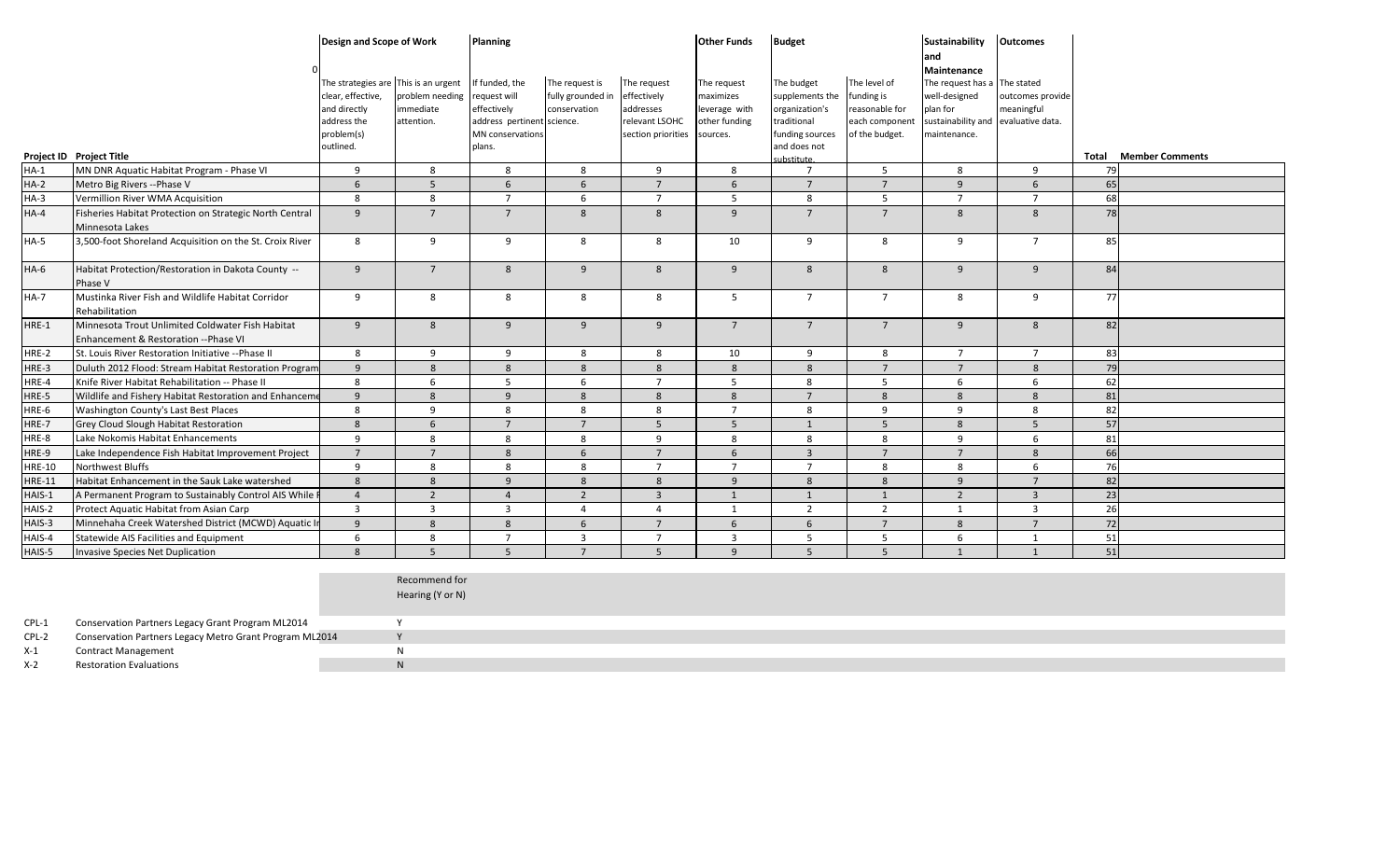| Project ID | Project Title | Design and Scope of Work | | Planning | | | Other Funds | Budget | | Sustainability and Maintenance | Outcomes | Total | Member Comments |
|---|---|---|---|---|---|---|---|---|---|---|---|---|---|
| | 0 | The strategies are clear, effective, and directly address the problem(s) outlined. | This is an urgent problem needing immediate attention. | If funded, the request will effectively address pertinent MN conservations plans. | The request is fully grounded in conservation science. | The request effectively addresses relevant LSOHC section priorities | The request maximizes leverage with other funding sources. | The budget supplements the organization's traditional funding sources and does not substitute. | The level of funding is reasonable for each component of the budget. | The request has a well-designed plan for sustainability and maintenance. | The stated outcomes provide meaningful evaluative data. | | |
| HA-1 | MN DNR Aquatic Habitat Program - Phase VI | 9 | 8 | 8 | 8 | 9 | 8 | 7 | 5 | 8 | 9 | 79 | |
| HA-2 | Metro Big Rivers --Phase V | 6 | 5 | 6 | 6 | 7 | 6 | 7 | 7 | 9 | 6 | 65 | |
| HA-3 | Vermillion River WMA Acquisition | 8 | 8 | 7 | 6 | 7 | 5 | 8 | 5 | 7 | 7 | 68 | |
| HA-4 | Fisheries Habitat Protection on Strategic North Central Minnesota Lakes | 9 | 7 | 7 | 8 | 8 | 9 | 7 | 7 | 8 | 8 | 78 | |
| HA-5 | 3,500-foot Shoreland Acquisition on the St. Croix River | 8 | 9 | 9 | 8 | 8 | 10 | 9 | 8 | 9 | 7 | 85 | |
| HA-6 | Habitat Protection/Restoration in Dakota County -- Phase V | 9 | 7 | 8 | 9 | 8 | 9 | 8 | 8 | 9 | 9 | 84 | |
| HA-7 | Mustinka River Fish and Wildlife Habitat Corridor Rehabilitation | 9 | 8 | 8 | 8 | 8 | 5 | 7 | 7 | 8 | 9 | 77 | |
| HRE-1 | Minnesota Trout Unlimited Coldwater Fish Habitat Enhancement & Restoration --Phase VI | 9 | 8 | 9 | 9 | 9 | 7 | 7 | 7 | 9 | 8 | 82 | |
| HRE-2 | St. Louis River Restoration Initiative --Phase II | 8 | 9 | 9 | 8 | 8 | 10 | 9 | 8 | 7 | 7 | 83 | |
| HRE-3 | Duluth 2012 Flood: Stream Habitat Restoration Program | 9 | 8 | 8 | 8 | 8 | 8 | 8 | 7 | 7 | 8 | 79 | |
| HRE-4 | Knife River Habitat Rehabilitation -- Phase II | 8 | 6 | 5 | 6 | 7 | 5 | 8 | 5 | 6 | 6 | 62 | |
| HRE-5 | Wildlife and Fishery Habitat Restoration and Enhanceme | 9 | 8 | 9 | 8 | 8 | 8 | 7 | 8 | 8 | 8 | 81 | |
| HRE-6 | Washington County's Last Best Places | 8 | 9 | 8 | 8 | 8 | 7 | 8 | 9 | 9 | 8 | 82 | |
| HRE-7 | Grey Cloud Slough Habitat Restoration | 8 | 6 | 7 | 7 | 5 | 5 | 1 | 5 | 8 | 5 | 57 | |
| HRE-8 | Lake Nokomis Habitat Enhancements | 9 | 8 | 8 | 8 | 9 | 8 | 8 | 8 | 9 | 6 | 81 | |
| HRE-9 | Lake Independence Fish Habitat Improvement Project | 7 | 7 | 8 | 6 | 7 | 6 | 3 | 7 | 7 | 8 | 66 | |
| HRE-10 | Northwest Bluffs | 9 | 8 | 8 | 8 | 7 | 7 | 7 | 8 | 8 | 6 | 76 | |
| HRE-11 | Habitat Enhancement in the Sauk Lake watershed | 8 | 8 | 9 | 8 | 8 | 9 | 8 | 8 | 9 | 7 | 82 | |
| HAIS-1 | A Permanent Program to Sustainably Control AIS While F | 4 | 2 | 4 | 2 | 3 | 1 | 1 | 1 | 2 | 3 | 23 | |
| HAIS-2 | Protect Aquatic Habitat from Asian Carp | 3 | 3 | 3 | 4 | 4 | 1 | 2 | 2 | 1 | 3 | 26 | |
| HAIS-3 | Minnehaha Creek Watershed District (MCWD) Aquatic In | 9 | 8 | 8 | 6 | 7 | 6 | 6 | 7 | 8 | 7 | 72 | |
| HAIS-4 | Statewide AIS Facilities and Equipment | 6 | 8 | 7 | 3 | 7 | 3 | 5 | 5 | 6 | 1 | 51 | |
| HAIS-5 | Invasive Species Net Duplication | 8 | 5 | 5 | 7 | 5 | 9 | 5 | 5 | 1 | 1 | 51 | |

| Project ID | Project Title | Recommend for Hearing (Y or N) |
|---|---|---|
| CPL-1 | Conservation Partners Legacy Grant Program ML2014 | Y |
| CPL-2 | Conservation Partners Legacy Metro Grant Program ML2014 | Y |
| X-1 | Contract Management | N |
| X-2 | Restoration Evaluations | N |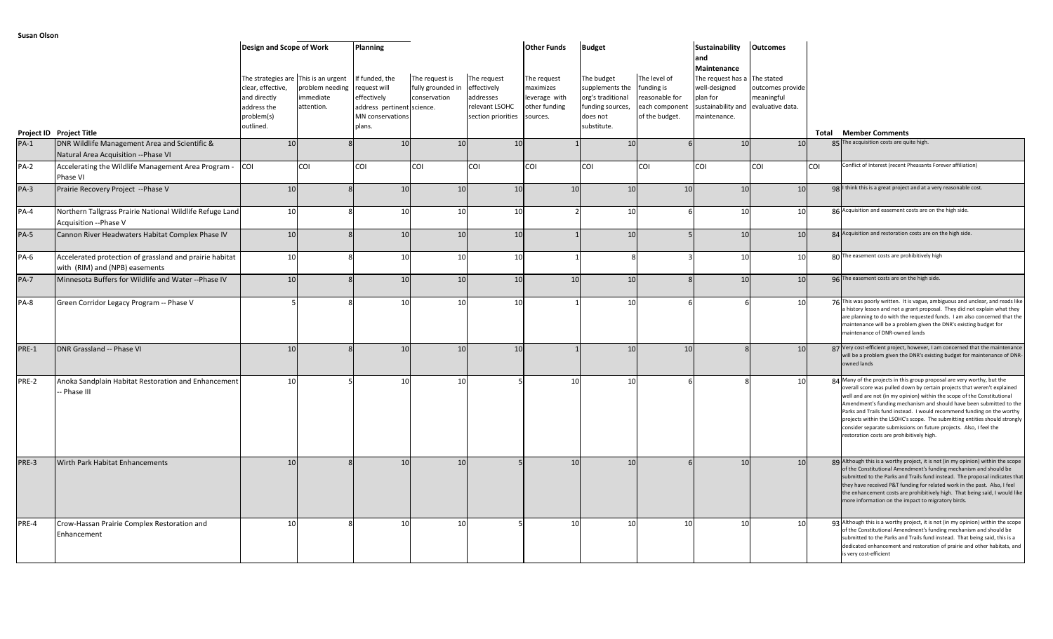**Susan Olson**

| Project ID | Project Title | Design and Scope of Work | | Planning | | | Other Funds | Budget | | Sustainability and Maintenance | Outcomes | Total | Member Comments |
|---|---|---|---|---|---|---|---|---|---|---|---|---|---|
| | | The strategies are clear, effective, and directly address the problem(s) outlined. | This is an urgent problem needing immediate attention. | If funded, the request will effectively address pertinent MN conservations plans. | The request is fully grounded in conservation science. | The request effectively addresses relevant LSOHC section priorities | The request maximizes leverage with other funding sources. | The budget supplements the org's traditional funding sources, does not substitute. | The level of funding is reasonable for each component of the budget. | The request has a well-designed plan for sustainability and maintenance. | The stated outcomes provide meaningful evaluative data. | | |
| PA-1 | DNR Wildlife Management Area and Scientific & Natural Area Acquisition --Phase VI | 10 | 8 | 10 | 10 | 10 | 1 | 10 | 6 | 10 | 10 | 85 | The acquisition costs are quite high. |
| PA-2 | Accelerating the Wildlife Management Area Program - Phase VI | COI | COI | COI | COI | COI | COI | COI | COI | COI | COI | COI | Conflict of Interest (recent Pheasants Forever affiliation) |
| PA-3 | Prairie Recovery Project --Phase V | 10 | 8 | 10 | 10 | 10 | 10 | 10 | 10 | 10 | 10 | 98 | I think this is a great project and at a very reasonable cost. |
| PA-4 | Northern Tallgrass Prairie National Wildlife Refuge Land Acquisition --Phase V | 10 | 8 | 10 | 10 | 10 | 2 | 10 | 6 | 10 | 10 | 86 | Acquisition and easement costs are on the high side. |
| PA-5 | Cannon River Headwaters Habitat Complex Phase IV | 10 | 8 | 10 | 10 | 10 | 1 | 10 | 5 | 10 | 10 | 84 | Acquisition and restoration costs are on the high side. |
| PA-6 | Accelerated protection of grassland and prairie habitat with (RIM) and (NPB) easements | 10 | 8 | 10 | 10 | 10 | 1 | 8 | 3 | 10 | 10 | 80 | The easement costs are prohibitively high |
| PA-7 | Minnesota Buffers for Wildlife and Water --Phase IV | 10 | 8 | 10 | 10 | 10 | 10 | 10 | 8 | 10 | 10 | 96 | The easement costs are on the high side. |
| PA-8 | Green Corridor Legacy Program -- Phase V | 5 | 8 | 10 | 10 | 10 | 1 | 10 | 6 | 6 | 10 | 76 | This was poorly written. It is vague, ambiguous and unclear, and reads like a history lesson and not a grant proposal. They did not explain what they are planning to do with the requested funds. I am also concerned that the maintenance will be a problem given the DNR's existing budget for maintenance of DNR-owned lands |
| PRE-1 | DNR Grassland -- Phase VI | 10 | 8 | 10 | 10 | 10 | 1 | 10 | 10 | 8 | 10 | 87 | Very cost-efficient project, however, I am concerned that the maintenance will be a problem given the DNR's existing budget for maintenance of DNR-owned lands |
| PRE-2 | Anoka Sandplain Habitat Restoration and Enhancement -- Phase III | 10 | 5 | 10 | 10 | 5 | 10 | 10 | 6 | 8 | 10 | 84 | Many of the projects in this group proposal are very worthy, but the overall score was pulled down by certain projects that weren't explained well and are not (in my opinion) within the scope of the Constitutional Amendment's funding mechanism and should have been submitted to the Parks and Trails fund instead. I would recommend funding on the worthy projects within the LSOHC's scope. The submitting entities should strongly consider separate submissions on future projects. Also, I feel the restoration costs are prohibitively high. |
| PRE-3 | Wirth Park Habitat Enhancements | 10 | 8 | 10 | 10 | 5 | 10 | 10 | 6 | 10 | 10 | 89 | Although this is a worthy project, it is not (in my opinion) within the scope of the Constitutional Amendment's funding mechanism and should be submitted to the Parks and Trails fund instead. The proposal indicates that they have received P&T funding for related work in the past. Also, I feel the enhancement costs are prohibitively high. That being said, I would like more information on the impact to migratory birds. |
| PRE-4 | Crow-Hassan Prairie Complex Restoration and Enhancement | 10 | 8 | 10 | 10 | 5 | 10 | 10 | 10 | 10 | 10 | 93 | Although this is a worthy project, it is not (in my opinion) within the scope of the Constitutional Amendment's funding mechanism and should be submitted to the Parks and Trails fund instead. That being said, this is a dedicated enhancement and restoration of prairie and other habitats, and is very cost-efficient |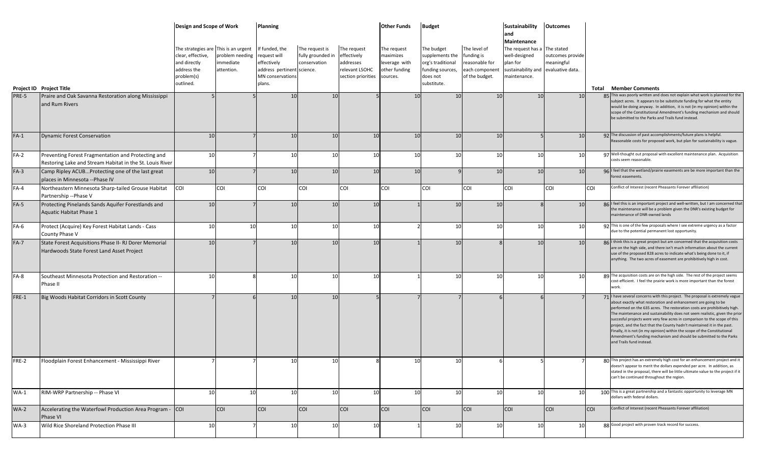| | | Design and Scope of Work | | Planning | | | Other Funds | Budget | | Sustainability and Maintenance | Outcomes | | |
|---|---|---|---|---|---|---|---|---|---|---|---|---|---|
| Project ID | Project Title | The strategies are clear, effective, and directly address the problem(s) outlined. | This is an urgent problem needing immediate attention. | If funded, the request will effectively address pertinent MN conservation plans. | The request is fully grounded in conservation science. | The request effectively addresses relevant LSOHC section priorities | The request maximizes leverage with other funding sources. | The budget supplements the org's traditional funding sources, does not substitute. | The level of funding is reasonable for each component of the budget. | The request has a well-designed plan for sustainability and maintenance. | The stated outcomes provide meaningful evaluative data. | Total | Member Comments |
| PRE-5 | Praire and Oak Savanna Restoration along Mississippi and Rum Rivers | 5 | 5 | 10 | 10 | 5 | 10 | 10 | 10 | 10 | 10 | 85 | This was poorly written and does not explain what work is planned for the subject acres. It appears to be substitute funding for what the entity would be doing anyway. In addition, it is not (in my opinion) within the scope of the Constitutional Amendment's funding mechanism and should be submitted to the Parks and Trails fund instead. |
| FA-1 | Dynamic Forest Conservation | 10 | 7 | 10 | 10 | 10 | 10 | 10 | 10 | 5 | 10 | 92 | The discussion of past accomplishments/future plans is helpful. Reasonable costs for proposed work, but plan for sustainability is vague. |
| FA-2 | Preventing Forest Fragmentation and Protecting and Restoring Lake and Stream Habitat in the St. Louis River | 10 | 7 | 10 | 10 | 10 | 10 | 10 | 10 | 10 | 10 | 97 | Well-thought out proposal with excellent maintenance plan. Acquisition costs seem reasonable. |
| FA-3 | Camp Ripley ACUB...Protecting one of the last great places in Minnesota --Phase IV | 10 | 7 | 10 | 10 | 10 | 10 | 9 | 10 | 10 | 10 | 96 | I feel that the wetland/prairie easements are be more important than the forest easements. |
| FA-4 | Northeastern Minnesota Sharp-tailed Grouse Habitat Partnership --Phase V | COI | COI | COI | COI | COI | COI | COI | COI | COI | COI | COI | Conflict of Interest (recent Pheasants Forever affiliation) |
| FA-5 | Protecting Pinelands Sands Aquifer Forestlands and Aquatic Habitat Phase 1 | 10 | 7 | 10 | 10 | 10 | 1 | 10 | 10 | 8 | 10 | 86 | I feel this is an important project and well-written, but I am concerned that the maintenance will be a problem given the DNR's existing budget for maintenance of DNR-owned lands |
| FA-6 | Protect (Acquire) Key Forest Habitat Lands - Cass County Phase V | 10 | 10 | 10 | 10 | 10 | 2 | 10 | 10 | 10 | 10 | 92 | This is one of the few proposals where I see extreme urgency as a factor due to the potential permanent lost opportunity. |
| FA-7 | State Forest Acquisitions Phase II- RJ Dorer Memorial Hardwoods State Forest Land Asset Project | 10 | 7 | 10 | 10 | 10 | 1 | 10 | 8 | 10 | 10 | 86 | I think this is a great project but am concerned that the acquisition costs are on the high side, and there isn't much information about the current use of the proposed 828 acres to indicate what's being done to it, if anything. The two acres of easement are prohibitively high in cost. |
| FA-8 | Southeast Minnesota Protection and Restoration -- Phase II | 10 | 8 | 10 | 10 | 10 | 1 | 10 | 10 | 10 | 10 | 89 | The acquisition costs are on the high side. The rest of the project seems cost-efficient. I feel the prairie work is more important than the forest work. |
| FRE-1 | Big Woods Habitat Corridors in Scott County | 7 | 6 | 10 | 10 | 5 | 7 | 7 | 6 | 6 | 7 | 71 | I have several concerns with this project. The proposal is extremely vague about exactly what restoration and enhancement are going to be performed on the 635 acres. The restoration costs are prohibitively high. The maintenance and sustainability does not seem realistic, given the prior succesful projects were very few acres in comparison to the scope of this project, and the fact that the County hadn't maintained it in the past. Finally, it is not (in my opinion) within the scope of the Constitutional Amendment's funding mechanism and should be submitted to the Parks and Trails fund instead. |
| FRE-2 | Floodplain Forest Enhancement - Mississippi River | 7 | 7 | 10 | 10 | 8 | 10 | 10 | 6 | 5 | 7 | 80 | This project has an extremely high cost for an enhancement project and it doesn't appear to merit the dollars expended per acre. In addition, as stated in the proposal, there will be little ultimate value to the project if it can't be continued throughout the region. |
| WA-1 | RIM-WRP Partnership -- Phase VI | 10 | 10 | 10 | 10 | 10 | 10 | 10 | 10 | 10 | 10 | 100 | This is a great partnership and a fantastic opportunity to leverage MN dollars with federal dollars. |
| WA-2 | Accelerating the Waterfowl Production Area Program - Phase VI | COI | COI | COI | COI | COI | COI | COI | COI | COI | COI | COI | Conflict of Interest (recent Pheasants Forever affiliation) |
| WA-3 | Wild Rice Shoreland Protection Phase III | 10 | 7 | 10 | 10 | 10 | 1 | 10 | 10 | 10 | 10 | 88 | Good project with proven track record for success. |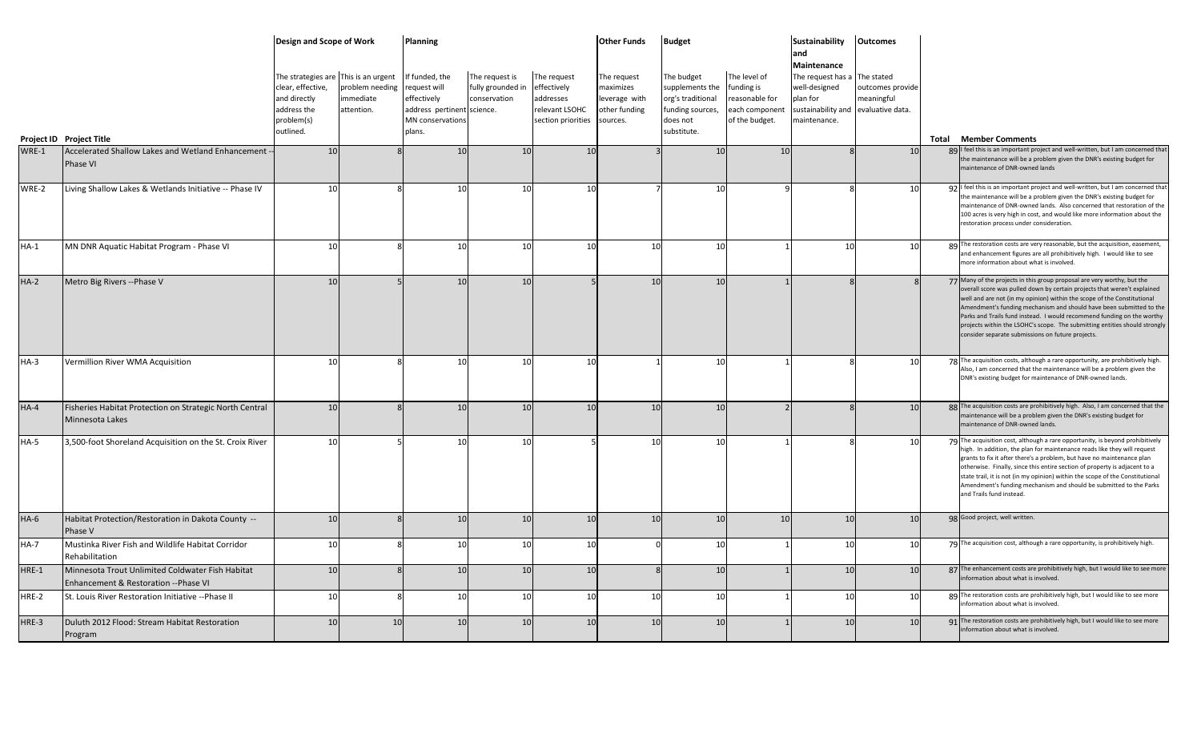| Project ID | Project Title | Design and Scope of Work | | Planning | | | Other Funds | Budget | | Sustainability and Maintenance | Outcomes | Total | Member Comments |
|---|---|---|---|---|---|---|---|---|---|---|---|---|---|
| | | The strategies are clear, effective, and directly address the problem(s) outlined. | This is an urgent problem needing immediate attention. | If funded, the request will effectively address pertinent MN conservations plans. | The request is fully grounded in conservation science. | The request effectively addresses relevant LSOHC section priorities | The request maximizes leverage with other funding sources. | The budget supplements the org's traditional funding sources, does not substitute. | The level of funding is reasonable for each component of the budget. | The request has a well-designed plan for sustainability and maintenance. | The stated outcomes provide meaningful evaluative data. | | |
| WRE-1 | Accelerated Shallow Lakes and Wetland Enhancement -- Phase VI | 10 | 8 | 10 | 10 | 10 | 3 | 10 | 10 | 8 | 10 | 89 | I feel this is an important project and well-written, but I am concerned that the maintenance will be a problem given the DNR's existing budget for maintenance of DNR-owned lands |
| WRE-2 | Living Shallow Lakes & Wetlands Initiative -- Phase IV | 10 | 8 | 10 | 10 | 10 | 7 | 10 | 9 | 8 | 10 | 92 | I feel this is an important project and well-written, but I am concerned that the maintenance will be a problem given the DNR's existing budget for maintenance of DNR-owned lands. Also concerned that restoration of the 100 acres is very high in cost, and would like more information about the restoration process under consideration. |
| HA-1 | MN DNR Aquatic Habitat Program - Phase VI | 10 | 8 | 10 | 10 | 10 | 10 | 10 | 1 | 10 | 10 | 89 | The restoration costs are very reasonable, but the acquisition, easement, and enhancement figures are all prohibitively high. I would like to see more information about what is involved. |
| HA-2 | Metro Big Rivers --Phase V | 10 | 5 | 10 | 10 | 5 | 10 | 10 | 1 | 8 | 8 | 77 | Many of the projects in this group proposal are very worthy, but the overall score was pulled down by certain projects that weren't explained well and are not (in my opinion) within the scope of the Constitutional Amendment's funding mechanism and should have been submitted to the Parks and Trails fund instead. I would recommend funding on the worthy projects within the LSOHC's scope. The submitting entities should strongly consider separate submissions on future projects. |
| HA-3 | Vermillion River WMA Acquisition | 10 | 8 | 10 | 10 | 10 | 1 | 10 | 1 | 8 | 10 | 78 | The acquisition costs, although a rare opportunity, are prohibitively high. Also, I am concerned that the maintenance will be a problem given the DNR's existing budget for maintenance of DNR-owned lands. |
| HA-4 | Fisheries Habitat Protection on Strategic North Central Minnesota Lakes | 10 | 8 | 10 | 10 | 10 | 10 | 10 | 2 | 8 | 10 | 88 | The acquisition costs are prohibitively high. Also, I am concerned that the maintenance will be a problem given the DNR's existing budget for maintenance of DNR-owned lands. |
| HA-5 | 3,500-foot Shoreland Acquisition on the St. Croix River | 10 | 5 | 10 | 10 | 5 | 10 | 10 | 1 | 8 | 10 | 79 | The acquisition cost, although a rare opportunity, is beyond prohibitively high. In addition, the plan for maintenance reads like they will request grants to fix it after there's a problem, but have no maintenance plan otherwise. Finally, since this entire section of property is adjacent to a state trail, it is not (in my opinion) within the scope of the Constitutional Amendment's funding mechanism and should be submitted to the Parks and Trails fund instead. |
| HA-6 | Habitat Protection/Restoration in Dakota County -- Phase V | 10 | 8 | 10 | 10 | 10 | 10 | 10 | 10 | 10 | 10 | 98 | Good project, well written. |
| HA-7 | Mustinka River Fish and Wildlife Habitat Corridor Rehabilitation | 10 | 8 | 10 | 10 | 10 | 0 | 10 | 1 | 10 | 10 | 79 | The acquisition cost, although a rare opportunity, is prohibitively high. |
| HRE-1 | Minnesota Trout Unlimited Coldwater Fish Habitat Enhancement & Restoration --Phase VI | 10 | 8 | 10 | 10 | 10 | 8 | 10 | 1 | 10 | 10 | 87 | The enhancement costs are prohibitively high, but I would like to see more information about what is involved. |
| HRE-2 | St. Louis River Restoration Initiative --Phase II | 10 | 8 | 10 | 10 | 10 | 10 | 10 | 1 | 10 | 10 | 89 | The restoration costs are prohibitively high, but I would like to see more information about what is involved. |
| HRE-3 | Duluth 2012 Flood: Stream Habitat Restoration Program | 10 | 10 | 10 | 10 | 10 | 10 | 10 | 1 | 10 | 10 | 91 | The restoration costs are prohibitively high, but I would like to see more information about what is involved. |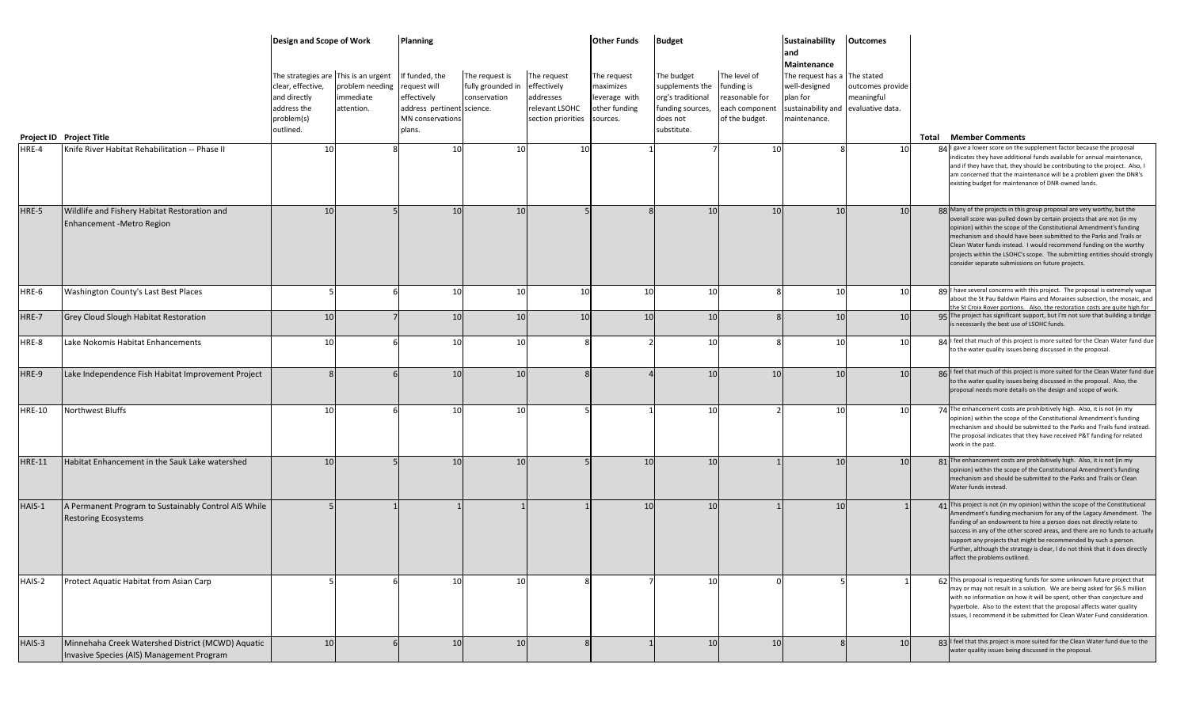| Project ID | Project Title | Design and Scope of Work | | Planning | | | Other Funds | Budget | | Sustainability and Maintenance | Outcomes | Total | Member Comments |
|---|---|---|---|---|---|---|---|---|---|---|---|---|---|
| | | The strategies are clear, effective, and directly address the problem(s) outlined. | This is an urgent problem needing immediate attention. | If funded, the request will effectively address pertinent MN conservations plans. | The request is fully grounded in conservation science. | The request effectively addresses relevant LSOHC section priorities | The request maximizes leverage with other funding sources. | The budget supplements the org's traditional funding sources, does not substitute. | The level of funding is reasonable for each component of the budget. | The request has a well-designed plan for sustainability and maintenance. | The stated outcomes provide meaningful evaluative data. | | |
| HRE-4 | Knife River Habitat Rehabilitation -- Phase II | 10 | 8 | 10 | 10 | 10 | 1 | 7 | 10 | 8 | 10 | 84 | I gave a lower score on the supplement factor because the proposal indicates they have additional funds available for annual maintenance, and if they have that, they should be contributing to the project. Also, I am concerned that the maintenance will be a problem given the DNR's existing budget for maintenance of DNR-owned lands. |
| HRE-5 | Wildlife and Fishery Habitat Restoration and Enhancement -Metro Region | 10 | 5 | 10 | 10 | 5 | 8 | 10 | 10 | 10 | 10 | 88 | Many of the projects in this group proposal are very worthy, but the overall score was pulled down by certain projects that are not (in my opinion) within the scope of the Constitutional Amendment's funding mechanism and should have been submitted to the Parks and Trails or Clean Water funds instead. I would recommend funding on the worthy projects within the LSOHC's scope. The submitting entities should strongly consider separate submissions on future projects. |
| HRE-6 | Washington County's Last Best Places | 5 | 6 | 10 | 10 | 10 | 10 | 10 | 8 | 10 | 10 | 89 | I have several concerns with this project. The proposal is extremely vague about the St Pau Baldwin Plains and Moraines subsection, the mosaic, and the St Croix Rover portions. Also, the restoration costs are quite high for |
| HRE-7 | Grey Cloud Slough Habitat Restoration | 10 | 7 | 10 | 10 | 10 | 10 | 10 | 8 | 10 | 10 | 95 | The project has significant support, but I'm not sure that building a bridge is necessarily the best use of LSOHC funds. |
| HRE-8 | Lake Nokomis Habitat Enhancements | 10 | 6 | 10 | 10 | 8 | 2 | 10 | 8 | 10 | 10 | 84 | I feel that much of this project is more suited for the Clean Water fund due to the water quality issues being discussed in the proposal. |
| HRE-9 | Lake Independence Fish Habitat Improvement Project | 8 | 6 | 10 | 10 | 8 | 4 | 10 | 10 | 10 | 10 | 86 | I feel that much of this project is more suited for the Clean Water fund due to the water quality issues being discussed in the proposal. Also, the proposal needs more details on the design and scope of work. |
| HRE-10 | Northwest Bluffs | 10 | 6 | 10 | 10 | 5 | 1 | 10 | 2 | 10 | 10 | 74 | The enhancement costs are prohibitively high. Also, it is not (in my opinion) within the scope of the Constitutional Amendment's funding mechanism and should be submitted to the Parks and Trails fund instead. The proposal indicates that they have received P&T funding for related work in the past. |
| HRE-11 | Habitat Enhancement in the Sauk Lake watershed | 10 | 5 | 10 | 10 | 5 | 10 | 10 | 1 | 10 | 10 | 81 | The enhancement costs are prohibitively high. Also, it is not (in my opinion) within the scope of the Constitutional Amendment's funding mechanism and should be submitted to the Parks and Trails or Clean Water funds instead. |
| HAIS-1 | A Permanent Program to Sustainably Control AIS While Restoring Ecosystems | 5 | 1 | 1 | 1 | 1 | 10 | 10 | 1 | 10 | 1 | 41 | This project is not (in my opinion) within the scope of the Constitutional Amendment's funding mechanism for any of the Legacy Amendment. The funding of an endowment to hire a person does not directly relate to success in any of the other scored areas, and there are no funds to actually support any projects that might be recommended by such a person. Further, although the strategy is clear, I do not think that it does directly affect the problems outlined. |
| HAIS-2 | Protect Aquatic Habitat from Asian Carp | 5 | 6 | 10 | 10 | 8 | 7 | 10 | 0 | 5 | 1 | 62 | This proposal is requesting funds for some unknown future project that may or may not result in a solution. We are being asked for $6.5 million with no information on how it will be spent, other than conjecture and hyperbole. Also to the extent that the proposal affects water quality issues, I recommend it be submitted for Clean Water Fund consideration. |
| HAIS-3 | Minnehaha Creek Watershed District (MCWD) Aquatic Invasive Species (AIS) Management Program | 10 | 6 | 10 | 10 | 8 | 1 | 10 | 10 | 8 | 10 | 83 | I feel that this project is more suited for the Clean Water fund due to the water quality issues being discussed in the proposal. |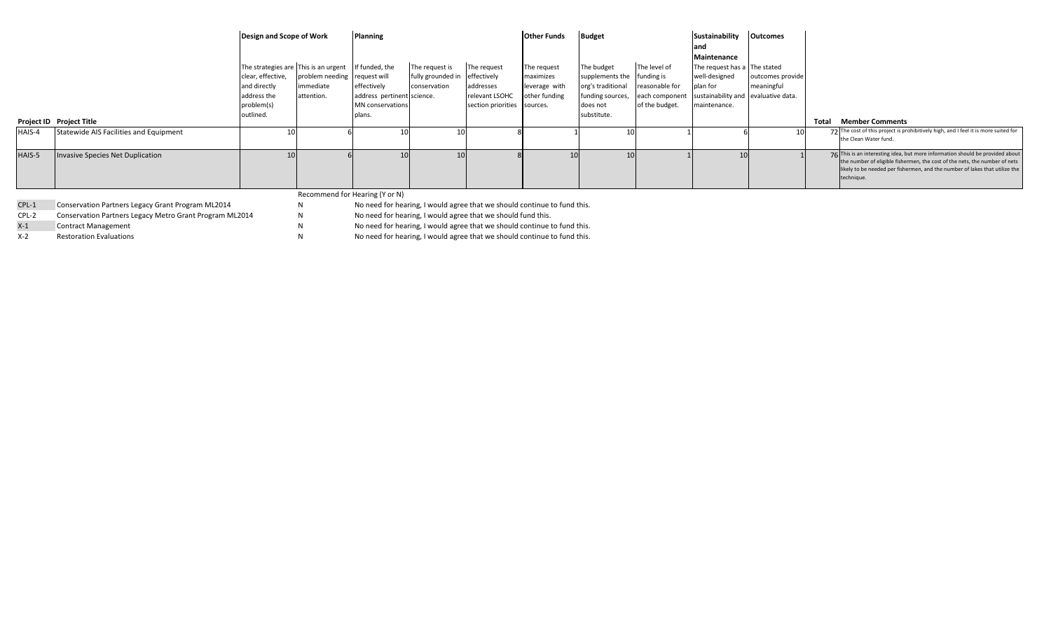| Project ID | Project Title | Design and Scope of Work | | Planning | | | Other Funds | Budget | | Sustainability and Maintenance | Outcomes | Total | Member Comments |
|---|---|---|---|---|---|---|---|---|---|---|---|---|---|
| | | The strategies are clear, effective, and directly address the problem(s) outlined. | This is an urgent problem needing immediate attention. | If funded, the request will effectively address pertinent MN conservations plans. | The request is fully grounded in conservation science. | The request effectively addresses relevant LSOHC section priorities | The request maximizes leverage with other funding sources. | The budget supplements the org's traditional funding sources, does not substitute. | The level of funding is reasonable for each component of the budget. | The request has a well-designed plan for sustainability and maintenance. | The stated outcomes provide meaningful evaluative data. | | |
| HAIS-4 | Statewide AIS Facilities and Equipment | 10 | 6 | 10 | 10 | 8 | 1 | 10 | 1 | 6 | 10 | 72 | The cost of this project is prohibitively high, and I feel it is more suited for the Clean Water fund. |
| HAIS-5 | Invasive Species Net Duplication | 10 | 6 | 10 | 10 | 8 | 10 | 10 | 1 | 10 | 1 | 76 | This is an interesting idea, but more information should be provided about the number of eligible fishermen, the cost of the nets, the number of nets likely to be needed per fishermen, and the number of lakes that utilize the technique. |

| | | Recommend for Hearing (Y or N) | |
|---|---|---|---|
| CPL-1 | Conservation Partners Legacy Grant Program ML2014 | N | No need for hearing, I would agree that we should continue to fund this. |
| CPL-2 | Conservation Partners Legacy Metro Grant Program ML2014 | N | No need for hearing, I would agree that we should fund this. |
| X-1 | Contract Management | N | No need for hearing, I would agree that we should continue to fund this. |
| X-2 | Restoration Evaluations | N | No need for hearing, I would agree that we should continue to fund this. |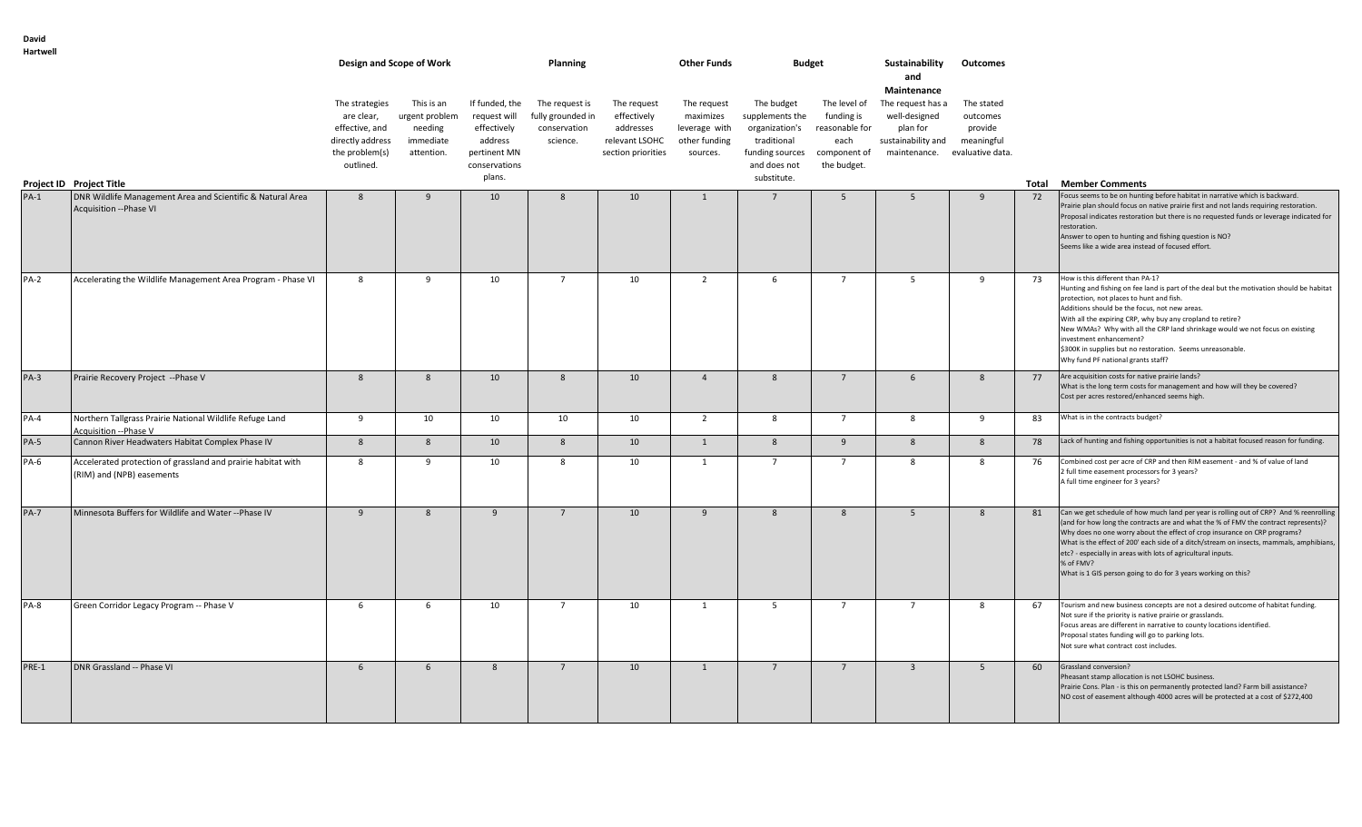**David Hartwell**

| Project ID | Project Title | Design and Scope of Work | | | Planning | | Other Funds | Budget | | Sustainability and Maintenance | Outcomes | Total | Member Comments |
|---|---|---|---|---|---|---|---|---|---|---|---|---|---|
| | | The strategies are clear, effective, and directly address the problem(s) outlined. | This is an urgent problem needing immediate attention. | If funded, the request will effectively address pertinent MN conservations plans. | The request is fully grounded in conservation science. | The request effectively addresses relevant LSOHC section priorities | The request maximizes leverage with other funding sources. | The budget supplements the organization's traditional funding sources and does not substitute. | The level of funding is reasonable for each component of the budget. | The request has a well-designed plan for sustainability and maintenance. | The stated outcomes provide meaningful evaluative data. | | |
| PA-1 | DNR Wildlife Management Area and Scientific & Natural Area Acquisition --Phase VI | 8 | 9 | 10 | 8 | 10 | 1 | 7 | 5 | 5 | 9 | 72 | Focus seems to be on hunting before habitat in narrative which is backward. Prairie plan should focus on native prairie first and not lands requiring restoration. Proposal indicates restoration but there is no requested funds or leverage indicated for restoration. Answer to open to hunting and fishing question is NO? Seems like a wide area instead of focused effort. |
| PA-2 | Accelerating the Wildlife Management Area Program - Phase VI | 8 | 9 | 10 | 7 | 10 | 2 | 6 | 7 | 5 | 9 | 73 | How is this different than PA-1? Hunting and fishing on fee land is part of the deal but the motivation should be habitat protection, not places to hunt and fish. Additions should be the focus, not new areas. With all the expiring CRP, why buy any cropland to retire? New WMAs? Why with all the CRP land shrinkage would we not focus on existing investment enhancement? $300K in supplies but no restoration. Seems unreasonable. Why fund PF national grants staff? |
| PA-3 | Prairie Recovery Project --Phase V | 8 | 8 | 10 | 8 | 10 | 4 | 8 | 7 | 6 | 8 | 77 | Are acquisition costs for native prairie lands? What is the long term costs for management and how will they be covered? Cost per acres restored/enhanced seems high. |
| PA-4 | Northern Tallgrass Prairie National Wildlife Refuge Land Acquisition --Phase V | 9 | 10 | 10 | 10 | 10 | 2 | 8 | 7 | 8 | 9 | 83 | What is in the contracts budget? |
| PA-5 | Cannon River Headwaters Habitat Complex Phase IV | 8 | 8 | 10 | 8 | 10 | 1 | 8 | 9 | 8 | 8 | 78 | Lack of hunting and fishing opportunities is not a habitat focused reason for funding. |
| PA-6 | Accelerated protection of grassland and prairie habitat with (RIM) and (NPB) easements | 8 | 9 | 10 | 8 | 10 | 1 | 7 | 7 | 8 | 8 | 76 | Combined cost per acre of CRP and then RIM easement - and % of value of land 2 full time easement processors for 3 years? A full time engineer for 3 years? |
| PA-7 | Minnesota Buffers for Wildlife and Water --Phase IV | 9 | 8 | 9 | 7 | 10 | 9 | 8 | 8 | 5 | 8 | 81 | Can we get schedule of how much land per year is rolling out of CRP? And % reenrolling (and for how long the contracts are and what the % of FMV the contract represents)? Why does no one worry about the effect of crop insurance on CRP programs? What is the effect of 200' each side of a ditch/stream on insects, mammals, amphibians, etc? - especially in areas with lots of agricultural inputs. % of FMV? What is 1 GIS person going to do for 3 years working on this? |
| PA-8 | Green Corridor Legacy Program -- Phase V | 6 | 6 | 10 | 7 | 10 | 1 | 5 | 7 | 7 | 8 | 67 | Tourism and new business concepts are not a desired outcome of habitat funding. Not sure if the priority is native prairie or grasslands. Focus areas are different in narrative to county locations identified. Proposal states funding will go to parking lots. Not sure what contract cost includes. |
| PRE-1 | DNR Grassland -- Phase VI | 6 | 6 | 8 | 7 | 10 | 1 | 7 | 7 | 3 | 5 | 60 | Grassland conversion? Pheasant stamp allocation is not LSOHC business. Prairie Cons. Plan - is this on permanently protected land? Farm bill assistance? NO cost of easement although 4000 acres will be protected at a cost of $272,400 |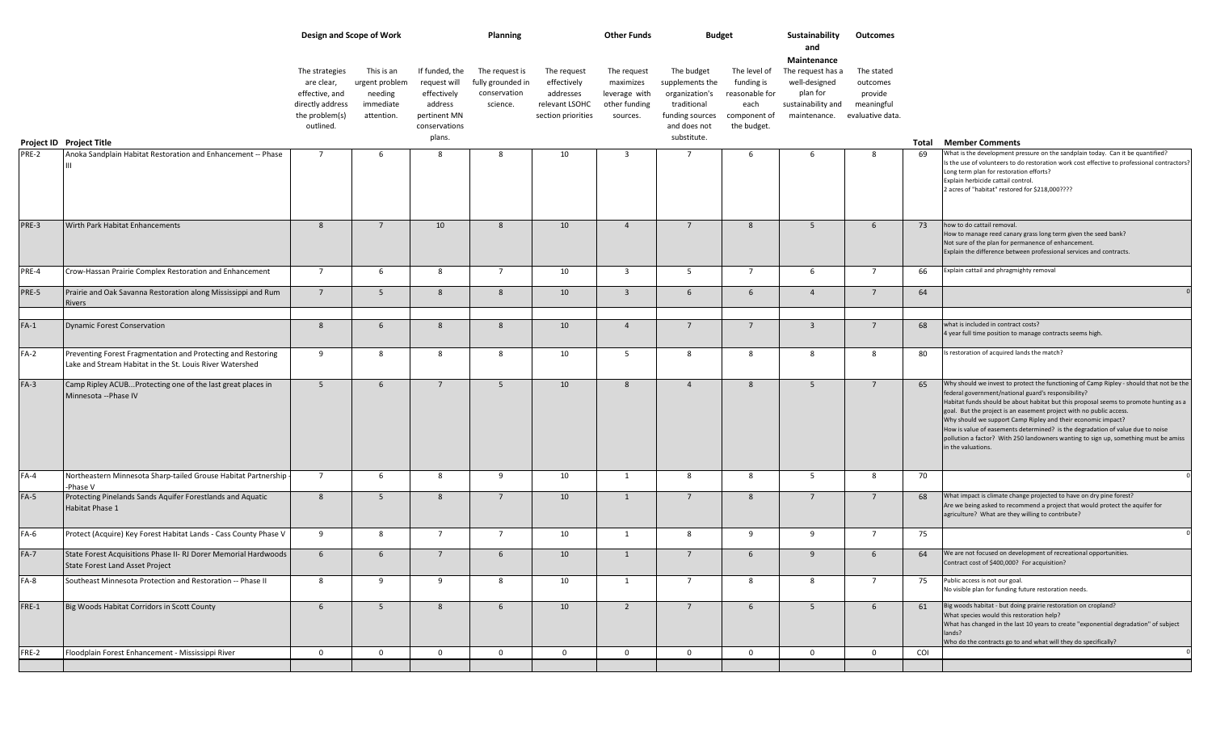| Project ID | Project Title | Design and Scope of Work | | | Planning | | Other Funds | Budget | | Sustainability and Maintenance | Outcomes | Total | Member Comments |
|---|---|---|---|---|---|---|---|---|---|---|---|---|---|
| | | The strategies are clear, effective, and directly address the problem(s) outlined. | This is an urgent problem needing immediate attention. | If funded, the request will effectively address pertinent MN conservations plans. | The request is fully grounded in conservation science. | The request effectively addresses relevant LSOHC section priorities | The request maximizes leverage with other funding sources. | The budget supplements the organization's traditional funding sources and does not substitute. | The level of funding is reasonable for each component of the budget. | The request has a well-designed plan for sustainability and maintenance. | The stated outcomes provide meaningful evaluative data. | | |
| PRE-2 | Anoka Sandplain Habitat Restoration and Enhancement -- Phase III | 7 | 6 | 8 | 8 | 10 | 3 | 7 | 6 | 6 | 8 | 69 | What is the development pressure on the sandplain today. Can it be quantified? Is the use of volunteers to do restoration work cost effective to professional contractors? Long term plan for restoration efforts? Explain herbicide cattail control. 2 acres of "habitat" restored for $218,000???? |
| PRE-3 | Wirth Park Habitat Enhancements | 8 | 7 | 10 | 8 | 10 | 4 | 7 | 8 | 5 | 6 | 73 | how to do cattail removal. How to manage reed canary grass long term given the seed bank? Not sure of the plan for permanence of enhancement. Explain the difference between professional services and contracts. |
| PRE-4 | Crow-Hassan Prairie Complex Restoration and Enhancement | 7 | 6 | 8 | 7 | 10 | 3 | 5 | 7 | 6 | 7 | 66 | Explain cattail and phragmighty removal |
| PRE-5 | Prairie and Oak Savanna Restoration along Mississippi and Rum Rivers | 7 | 5 | 8 | 8 | 10 | 3 | 6 | 6 | 4 | 7 | 64 | 0 |
| | | | | | | | | | | | | | |
| FA-1 | Dynamic Forest Conservation | 8 | 6 | 8 | 8 | 10 | 4 | 7 | 7 | 3 | 7 | 68 | what is included in contract costs? 4 year full time position to manage contracts seems high. |
| FA-2 | Preventing Forest Fragmentation and Protecting and Restoring Lake and Stream Habitat in the St. Louis River Watershed | 9 | 8 | 8 | 8 | 10 | 5 | 8 | 8 | 8 | 8 | 80 | Is restoration of acquired lands the match? |
| FA-3 | Camp Ripley ACUB...Protecting one of the last great places in Minnesota --Phase IV | 5 | 6 | 7 | 5 | 10 | 8 | 4 | 8 | 5 | 7 | 65 | Why should we invest to protect the functioning of Camp Ripley - should that not be the federal government/national guard's responsibility? Habitat funds should be about habitat but this proposal seems to promote hunting as a goal. But the project is an easement project with no public access. Why should we support Camp Ripley and their economic impact? How is value of easements determined? is the degradation of value due to noise pollution a factor? With 250 landowners wanting to sign up, something must be amiss in the valuations. |
| FA-4 | Northeastern Minnesota Sharp-tailed Grouse Habitat Partnership -Phase V | 7 | 6 | 8 | 9 | 10 | 1 | 8 | 8 | 5 | 8 | 70 | 0 |
| FA-5 | Protecting Pinelands Sands Aquifer Forestlands and Aquatic Habitat Phase 1 | 8 | 5 | 8 | 7 | 10 | 1 | 7 | 8 | 7 | 7 | 68 | What impact is climate change projected to have on dry pine forest? Are we being asked to recommend a project that would protect the aquifer for agriculture? What are they willing to contribute? |
| FA-6 | Protect (Acquire) Key Forest Habitat Lands - Cass County Phase V | 9 | 8 | 7 | 7 | 10 | 1 | 8 | 9 | 9 | 7 | 75 | 0 |
| FA-7 | State Forest Acquisitions Phase II- RJ Dorer Memorial Hardwoods State Forest Land Asset Project | 6 | 6 | 7 | 6 | 10 | 1 | 7 | 6 | 9 | 6 | 64 | We are not focused on development of recreational opportunities. Contract cost of $400,000? For acquisition? |
| FA-8 | Southeast Minnesota Protection and Restoration -- Phase II | 8 | 9 | 9 | 8 | 10 | 1 | 7 | 8 | 8 | 7 | 75 | Public access is not our goal. No visible plan for funding future restoration needs. |
| FRE-1 | Big Woods Habitat Corridors in Scott County | 6 | 5 | 8 | 6 | 10 | 2 | 7 | 6 | 5 | 6 | 61 | Big woods habitat - but doing prairie restoration on cropland? What species would this restoration help? What has changed in the last 10 years to create "exponential degradation" of subject lands? Who do the contracts go to and what will they do specifically? |
| FRE-2 | Floodplain Forest Enhancement - Mississippi River | 0 | 0 | 0 | 0 | 0 | 0 | 0 | 0 | 0 | 0 | COI | 0 |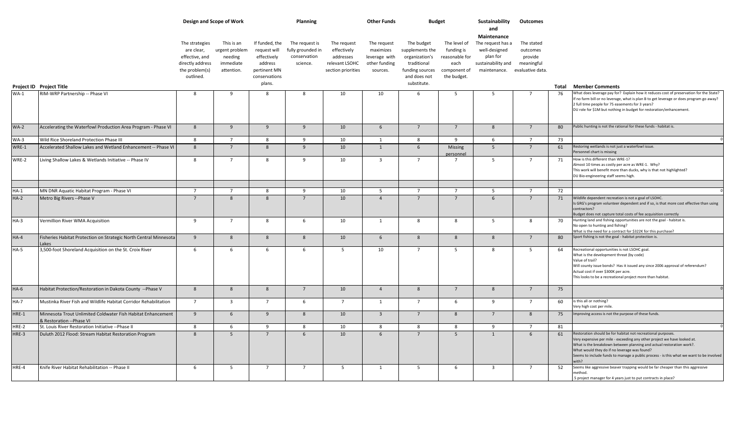| Project ID | Project Title | Design and Scope of Work | | Planning | | | Other Funds | Budget | | Sustainability and Maintenance | Outcomes | Total | Member Comments |
|---|---|---|---|---|---|---|---|---|---|---|---|---|---|
| | | The strategies are clear, effective, and directly address the problem(s) outlined. | This is an urgent problem needing immediate attention. | If funded, the request will effectively address pertinent MN conservations plans. | The request is fully grounded in conservation science. | The request effectively addresses relevant LSOHC section priorities | The request maximizes leverage with other funding sources. | The budget supplements the organization's traditional funding sources and does not substitute. | The level of funding is reasonable for each component of the budget. | The request has a well-designed plan for sustainability and maintenance. | The stated outcomes provide meaningful evaluative data. | | |
| WA-1 | RIM-WRP Partnership -- Phase VI | 8 | 9 | 8 | 8 | 10 | 10 | 6 | 5 | 5 | 7 | 76 | What does leverage pay for? Explain how it reduces cost of preservation for the State? If no farm bill or no leverage, what is plan B to get leverage or does program go away? 2 full time people for 75 easements for 3 years? DU role for $1M but nothing in budget for restoration/enhancement. |
| WA-2 | Accelerating the Waterfowl Production Area Program - Phase VI | 8 | 9 | 9 | 9 | 10 | 6 | 7 | 7 | 8 | 7 | 80 | Public hunting is not the rational for these funds - habitat is. |
| WA-3 | Wild Rice Shoreland Protection Phase III | 8 | 7 | 8 | 9 | 10 | 1 | 8 | 9 | 6 | 7 | 73 | 0 |
| WRE-1 | Accelerated Shallow Lakes and Wetland Enhancement -- Phase VI | 8 | 7 | 8 | 9 | 10 | 1 | 6 | Missing personnel | 5 | 7 | 61 | Restoring wetlands is not just a waterfowl issue. Personnel chart is missing |
| WRE-2 | Living Shallow Lakes & Wetlands Initiative -- Phase IV | 8 | 7 | 8 | 9 | 10 | 3 | 7 | 7 | 5 | 7 | 71 | How is this different than WRE-1? Almost 10 times as costly per acre as WRE-1. Why? This work will benefit more than ducks, why is that not highlighted? DU Bio-engineering staff seems high. |
| HA-1 | MN DNR Aquatic Habitat Program - Phase VI | 7 | 7 | 8 | 9 | 10 | 5 | 7 | 7 | 5 | 7 | 72 | 0 |
| HA-2 | Metro Big Rivers --Phase V | 7 | 8 | 8 | 7 | 10 | 4 | 7 | 7 | 6 | 7 | 71 | Wildlife dependent recreation is not a goal of LSOHC. Is GRG's program volunteer dependent and if so, is that more cost effective than using contractors? Budget does not capture total costs of fee acquisition correctly |
| HA-3 | Vermillion River WMA Acquisition | 9 | 7 | 8 | 6 | 10 | 1 | 8 | 8 | 5 | 8 | 70 | Hunting land and fishing opportunities are not the goal - habitat is. No open to hunting and fishing? What is the need for a contract for $322K for this purchase? |
| HA-4 | Fisheries Habitat Protection on Strategic North Central Minnesota Lakes | 9 | 8 | 8 | 8 | 10 | 6 | 8 | 8 | 8 | 7 | 80 | Sport fishing is not the goal - habitat protection is. |
| HA-5 | 3,500-foot Shoreland Acquisition on the St. Croix River | 6 | 6 | 6 | 6 | 5 | 10 | 7 | 5 | 8 | 5 | 64 | Recreational opportunities is not LSOHC goal. What is the development threat (by code) Value of trail? Will county issue bonds? Has it issued any since 2006 approval of referendum? Actual cost if over $300K per acre. This looks to be a recreational project more than habitat. |
| HA-6 | Habitat Protection/Restoration in Dakota County --Phase V | 8 | 8 | 8 | 7 | 10 | 4 | 8 | 7 | 8 | 7 | 75 | 0 |
| HA-7 | Mustinka River Fish and Wildlife Habitat Corridor Rehabilitation | 7 | 3 | 7 | 6 | 7 | 1 | 7 | 6 | 9 | 7 | 60 | Is this all or nothing? Very high cost per mile. |
| HRE-1 | Minnesota Trout Unlimited Coldwater Fish Habitat Enhancement & Restoration --Phase VI | 9 | 6 | 9 | 8 | 10 | 3 | 7 | 8 | 7 | 8 | 75 | Improving access is not the purpose of these funds. |
| HRE-2 | St. Louis River Restoration Initiative --Phase II | 8 | 6 | 9 | 8 | 10 | 8 | 8 | 8 | 9 | 7 | 81 | 0 |
| HRE-3 | Duluth 2012 Flood: Stream Habitat Restoration Program | 8 | 5 | 7 | 6 | 10 | 6 | 7 | 5 | 1 | 6 | 61 | Restoration should be for habitat not recreational purposes. Very expensive per mile - exceeding any other project we have looked at. What is the breakdown between planning and actual restoration work?. What would they do if no leverage was found? Seems to include funds to manage a public process - is this what we want to be involved with? |
| HRE-4 | Knife River Habitat Rehabilitation -- Phase II | 6 | 5 | 7 | 7 | 5 | 1 | 5 | 6 | 3 | 7 | 52 | Seems like aggressive beaver trapping would be far cheaper than this aggressive method. .5 project manager for 4 years just to put contracts in place? |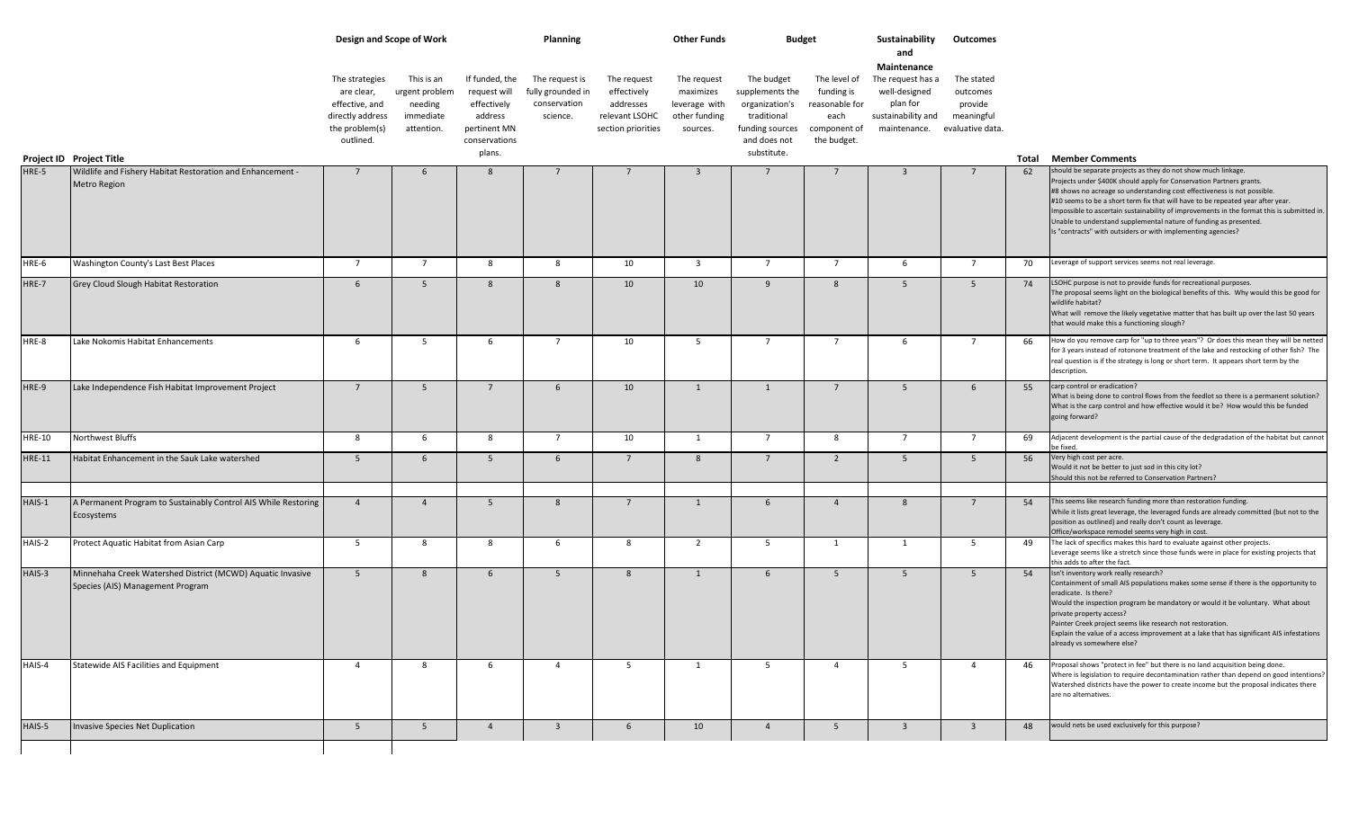| Project ID | Project Title | Design and Scope of Work | | | Planning | | Other Funds | Budget | | Sustainability and Maintenance | Outcomes | Total | Member Comments |
|---|---|---|---|---|---|---|---|---|---|---|---|---|---|
| | | The strategies are clear, effective, and directly address the problem(s) outlined. | This is an urgent problem needing immediate attention. | If funded, the request will effectively address pertinent MN conservations plans. | The request is fully grounded in conservation science. | The request effectively addresses relevant LSOHC section priorities | The request maximizes leverage with other funding sources. | The budget supplements the organization's traditional funding sources and does not substitute. | The level of funding is reasonable for each component of the budget. | The request has a well-designed plan for sustainability and maintenance. | The stated outcomes provide meaningful evaluative data. | | |
| HRE-5 | Wildlife and Fishery Habitat Restoration and Enhancement - Metro Region | 7 | 6 | 8 | 7 | 7 | 3 | 7 | 7 | 3 | 7 | 62 | should be separate projects as they do not show much linkage. Projects under $400K should apply for Conservation Partners grants. #8 shows no acreage so understanding cost effectiveness is not possible. #10 seems to be a short term fix that will have to be repeated year after year. Impossible to ascertain sustainability of improvements in the format this is submitted in. Unable to understand supplemental nature of funding as presented. Is "contracts" with outsiders or with implementing agencies? |
| HRE-6 | Washington County's Last Best Places | 7 | 7 | 8 | 8 | 10 | 3 | 7 | 7 | 6 | 7 | 70 | Leverage of support services seems not real leverage. |
| HRE-7 | Grey Cloud Slough Habitat Restoration | 6 | 5 | 8 | 8 | 10 | 10 | 9 | 8 | 5 | 5 | 74 | LSOHC purpose is not to provide funds for recreational purposes. The proposal seems light on the biological benefits of this. Why would this be good for wildlife habitat? What will remove the likely vegetative matter that has built up over the last 50 years that would make this a functioning slough? |
| HRE-8 | Lake Nokomis Habitat Enhancements | 6 | 5 | 6 | 7 | 10 | 5 | 7 | 7 | 6 | 7 | 66 | How do you remove carp for "up to three years"? Or does this mean they will be netted for 3 years instead of rotonone treatment of the lake and restocking of other fish? The real question is if the strategy is long or short term. It appears short term by the description. |
| HRE-9 | Lake Independence Fish Habitat Improvement Project | 7 | 5 | 7 | 6 | 10 | 1 | 1 | 7 | 5 | 6 | 55 | carp control or eradication? What is being done to control flows from the feedlot so there is a permanent solution? What is the carp control and how effective would it be? How would this be funded going forward? |
| HRE-10 | Northwest Bluffs | 8 | 6 | 8 | 7 | 10 | 1 | 7 | 8 | 7 | 7 | 69 | Adjacent development is the partial cause of the dedgradation of the habitat but cannot be fixed. |
| HRE-11 | Habitat Enhancement in the Sauk Lake watershed | 5 | 6 | 5 | 6 | 7 | 8 | 7 | 2 | 5 | 5 | 56 | Very high cost per acre. Would it not be better to just sod in this city lot? Should this not be referred to Conservation Partners? |
| | | | | | | | | | | | | | |
| HAIS-1 | A Permanent Program to Sustainably Control AIS While Restoring Ecosystems | 4 | 4 | 5 | 8 | 7 | 1 | 6 | 4 | 8 | 7 | 54 | This seems like research funding more than restoration funding. While it lists great leverage, the leveraged funds are already committed (but not to the position as outlined) and really don't count as leverage. Office/workspace remodel seems very high in cost. |
| HAIS-2 | Protect Aquatic Habitat from Asian Carp | 5 | 8 | 8 | 6 | 8 | 2 | 5 | 1 | 1 | 5 | 49 | The lack of specifics makes this hard to evaluate against other projects. Leverage seems like a stretch since those funds were in place for existing projects that this adds to after the fact. |
| HAIS-3 | Minnehaha Creek Watershed District (MCWD) Aquatic Invasive Species (AIS) Management Program | 5 | 8 | 6 | 5 | 8 | 1 | 6 | 5 | 5 | 5 | 54 | Isn't inventory work really research? Containment of small AIS populations makes some sense if there is the opportunity to eradicate. Is there? Would the inspection program be mandatory or would it be voluntary. What about private property access? Painter Creek project seems like research not restoration. Explain the value of a access improvement at a lake that has significant AIS infestations already vs somewhere else? |
| HAIS-4 | Statewide AIS Facilities and Equipment | 4 | 8 | 6 | 4 | 5 | 1 | 5 | 4 | 5 | 4 | 46 | Proposal shows "protect in fee" but there is no land acquisition being done. Where is legislation to require decontamination rather than depend on good intentions? Watershed districts have the power to create income but the proposal indicates there are no alternatives. |
| HAIS-5 | Invasive Species Net Duplication | 5 | 5 | 4 | 3 | 6 | 10 | 4 | 5 | 3 | 3 | 48 | would nets be used exclusively for this purpose? |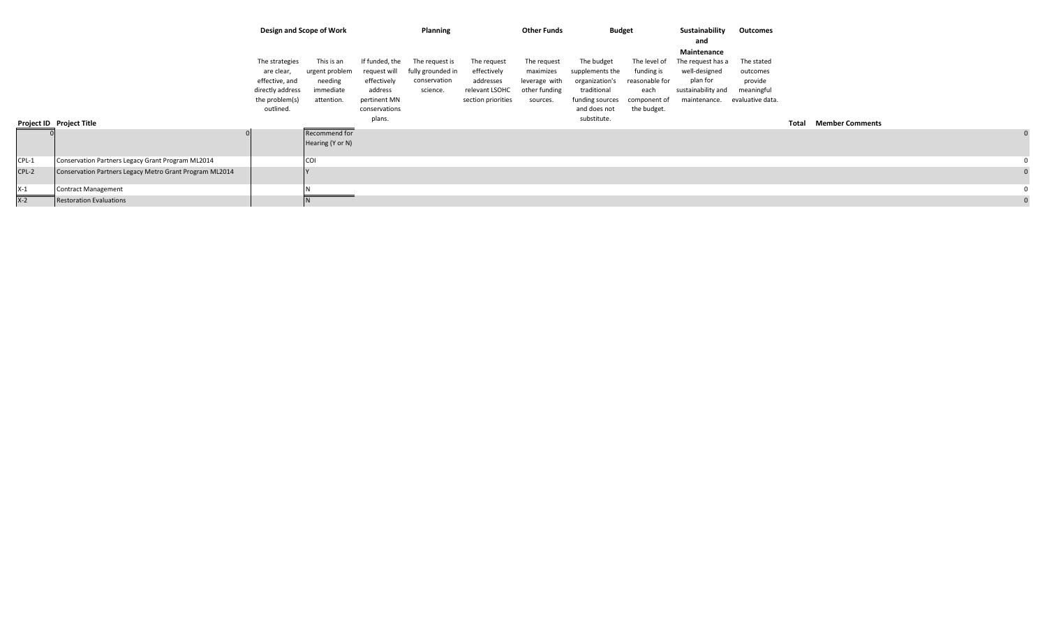| Project ID | Project Title | Design and Scope of Work | | Planning | | | Other Funds | Budget | | Sustainability and Maintenance | Outcomes | Total | Member Comments |
|---|---|---|---|---|---|---|---|---|---|---|---|---|---|
| | | The strategies are clear, effective, and directly address the problem(s) outlined. | This is an urgent problem needing immediate attention. | If funded, the request will effectively address pertinent MN conservations plans. | The request is fully grounded in conservation science. | The request effectively addresses relevant LSOHC section priorities | The request maximizes leverage with other funding sources. | The budget supplements the organization's traditional funding sources and does not substitute. | The level of funding is reasonable for each component of the budget. | The request has a well-designed plan for sustainability and maintenance. | The stated outcomes provide meaningful evaluative data. | | |
| 0 | | 0 | Recommend for Hearing (Y or N) | | | | | | | | | | 0 |
| CPL-1 | Conservation Partners Legacy Grant Program ML2014 | | COI | | | | | | | | | | 0 |
| CPL-2 | Conservation Partners Legacy Metro Grant Program ML2014 | | Y | | | | | | | | | | 0 |
| X-1 | Contract Management | | N | | | | | | | | | | 0 |
| X-2 | Restoration Evaluations | | N | | | | | | | | | | 0 |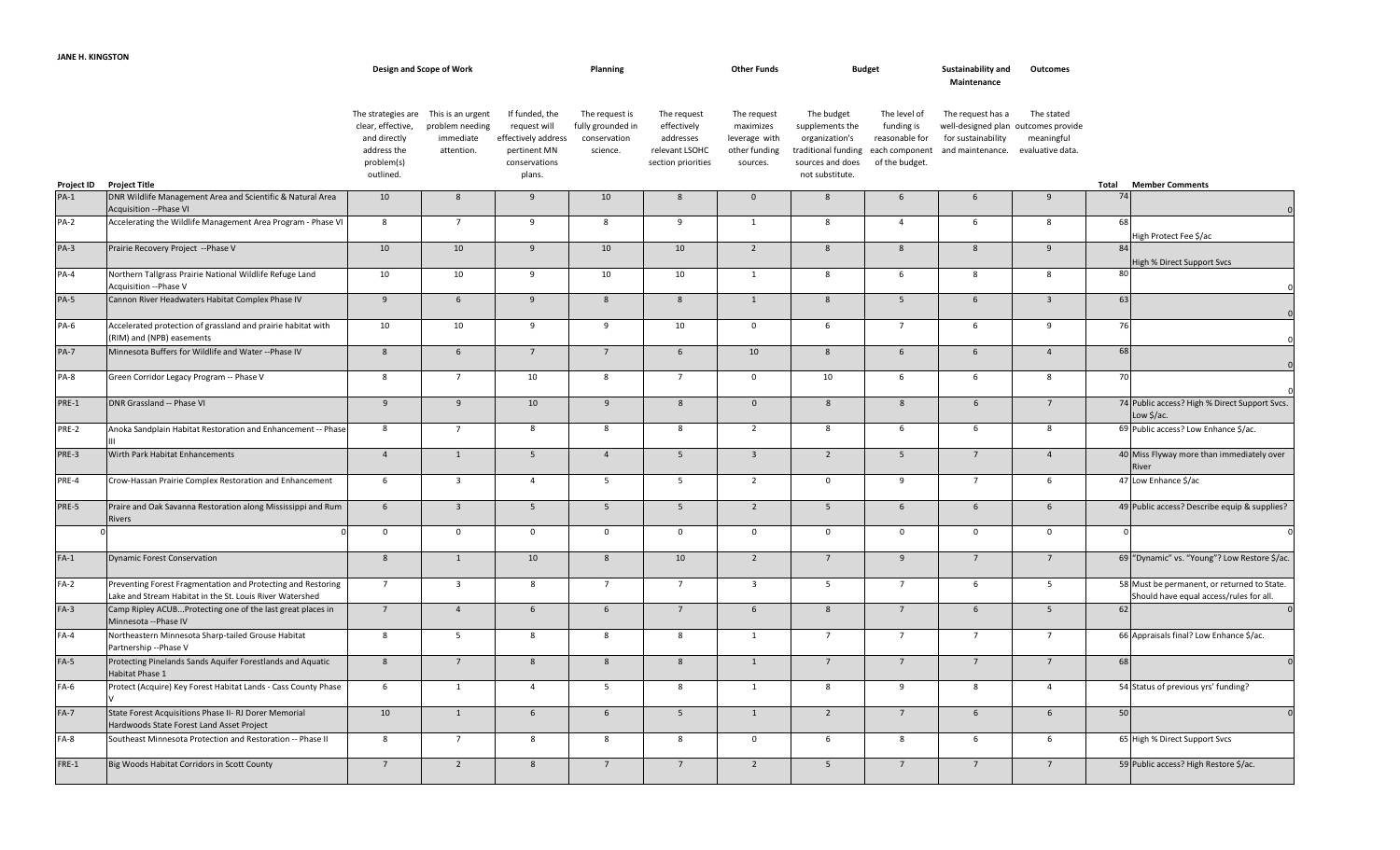**JANE H. KINGSTON**

| Project ID | Project Title | Design and Scope of Work | | | Planning | | Other Funds | Budget | | Sustainability and Maintenance | Outcomes | Total | Member Comments |
|---|---|---|---|---|---|---|---|---|---|---|---|---|---|
| | | The strategies are clear, effective, and directly address the problem(s) outlined. | This is an urgent problem needing immediate attention. | If funded, the request will effectively address pertinent MN conservations plans. | The request is fully grounded in conservation science. | The request effectively addresses relevant LSOHC section priorities | The request maximizes leverage with other funding sources. | The budget supplements the organization's traditional funding sources and does not substitute. | The level of funding is reasonable for each component of the budget. | The request has a well-designed plan for sustainability and maintenance. | The stated outcomes provide meaningful evaluative data. | | |
| PA-1 | DNR Wildlife Management Area and Scientific & Natural Area Acquisition --Phase VI | 10 | 8 | 9 | 10 | 8 | 0 | 8 | 6 | 6 | 9 | 74 | 0 |
| PA-2 | Accelerating the Wildlife Management Area Program - Phase VI | 8 | 7 | 9 | 8 | 9 | 1 | 8 | 4 | 6 | 8 | 68 | High Protect Fee $/ac |
| PA-3 | Prairie Recovery Project --Phase V | 10 | 10 | 9 | 10 | 10 | 2 | 8 | 8 | 8 | 9 | 84 | High % Direct Support Svcs |
| PA-4 | Northern Tallgrass Prairie National Wildlife Refuge Land Acquisition --Phase V | 10 | 10 | 9 | 10 | 10 | 1 | 8 | 6 | 8 | 8 | 80 | 0 |
| PA-5 | Cannon River Headwaters Habitat Complex Phase IV | 9 | 6 | 9 | 8 | 8 | 1 | 8 | 5 | 6 | 3 | 63 | 0 |
| PA-6 | Accelerated protection of grassland and prairie habitat with (RIM) and (NPB) easements | 10 | 10 | 9 | 9 | 10 | 0 | 6 | 7 | 6 | 9 | 76 | 0 |
| PA-7 | Minnesota Buffers for Wildlife and Water --Phase IV | 8 | 6 | 7 | 7 | 6 | 10 | 8 | 6 | 6 | 4 | 68 | 0 |
| PA-8 | Green Corridor Legacy Program -- Phase V | 8 | 7 | 10 | 8 | 7 | 0 | 10 | 6 | 6 | 8 | 70 | 0 |
| PRE-1 | DNR Grassland -- Phase VI | 9 | 9 | 10 | 9 | 8 | 0 | 8 | 8 | 6 | 7 | 74 | Public access? High % Direct Support Svcs. Low $/ac. |
| PRE-2 | Anoka Sandplain Habitat Restoration and Enhancement -- Phase III | 8 | 7 | 8 | 8 | 8 | 2 | 8 | 6 | 6 | 8 | 69 | Public access? Low Enhance $/ac. |
| PRE-3 | Wirth Park Habitat Enhancements | 4 | 1 | 5 | 4 | 5 | 3 | 2 | 5 | 7 | 4 | 40 | Miss Flyway more than immediately over River |
| PRE-4 | Crow-Hassan Prairie Complex Restoration and Enhancement | 6 | 3 | 4 | 5 | 5 | 2 | 0 | 9 | 7 | 6 | 47 | Low Enhance $/ac |
| PRE-5 | Praire and Oak Savanna Restoration along Mississippi and Rum Rivers | 6 | 3 | 5 | 5 | 5 | 2 | 5 | 6 | 6 | 6 | 49 | Public access? Describe equip & supplies? |
| 0 | 0 | 0 | 0 | 0 | 0 | 0 | 0 | 0 | 0 | 0 | 0 | 0 | 0 |
| FA-1 | Dynamic Forest Conservation | 8 | 1 | 10 | 8 | 10 | 2 | 7 | 9 | 7 | 7 | 69 | "Dynamic" vs. "Young"? Low Restore $/ac. |
| FA-2 | Preventing Forest Fragmentation and Protecting and Restoring Lake and Stream Habitat in the St. Louis River Watershed | 7 | 3 | 8 | 7 | 7 | 3 | 5 | 7 | 6 | 5 | 58 | Must be permanent, or returned to State. Should have equal access/rules for all. |
| FA-3 | Camp Ripley ACUB...Protecting one of the last great places in Minnesota --Phase IV | 7 | 4 | 6 | 6 | 7 | 6 | 8 | 7 | 6 | 5 | 62 | 0 |
| FA-4 | Northeastern Minnesota Sharp-tailed Grouse Habitat Partnership --Phase V | 8 | 5 | 8 | 8 | 8 | 1 | 7 | 7 | 7 | 7 | 66 | Appraisals final? Low Enhance $/ac. |
| FA-5 | Protecting Pinelands Sands Aquifer Forestlands and Aquatic Habitat Phase 1 | 8 | 7 | 8 | 8 | 8 | 1 | 7 | 7 | 7 | 7 | 68 | 0 |
| FA-6 | Protect (Acquire) Key Forest Habitat Lands - Cass County Phase V | 6 | 1 | 4 | 5 | 8 | 1 | 8 | 9 | 8 | 4 | 54 | Status of previous yrs' funding? |
| FA-7 | State Forest Acquisitions Phase II- RJ Dorer Memorial Hardwoods State Forest Land Asset Project | 10 | 1 | 6 | 6 | 5 | 1 | 2 | 7 | 6 | 6 | 50 | 0 |
| FA-8 | Southeast Minnesota Protection and Restoration -- Phase II | 8 | 7 | 8 | 8 | 8 | 0 | 6 | 8 | 6 | 6 | 65 | High % Direct Support Svcs |
| FRE-1 | Big Woods Habitat Corridors in Scott County | 7 | 2 | 8 | 7 | 7 | 2 | 5 | 7 | 7 | 7 | 59 | Public access? High Restore $/ac. |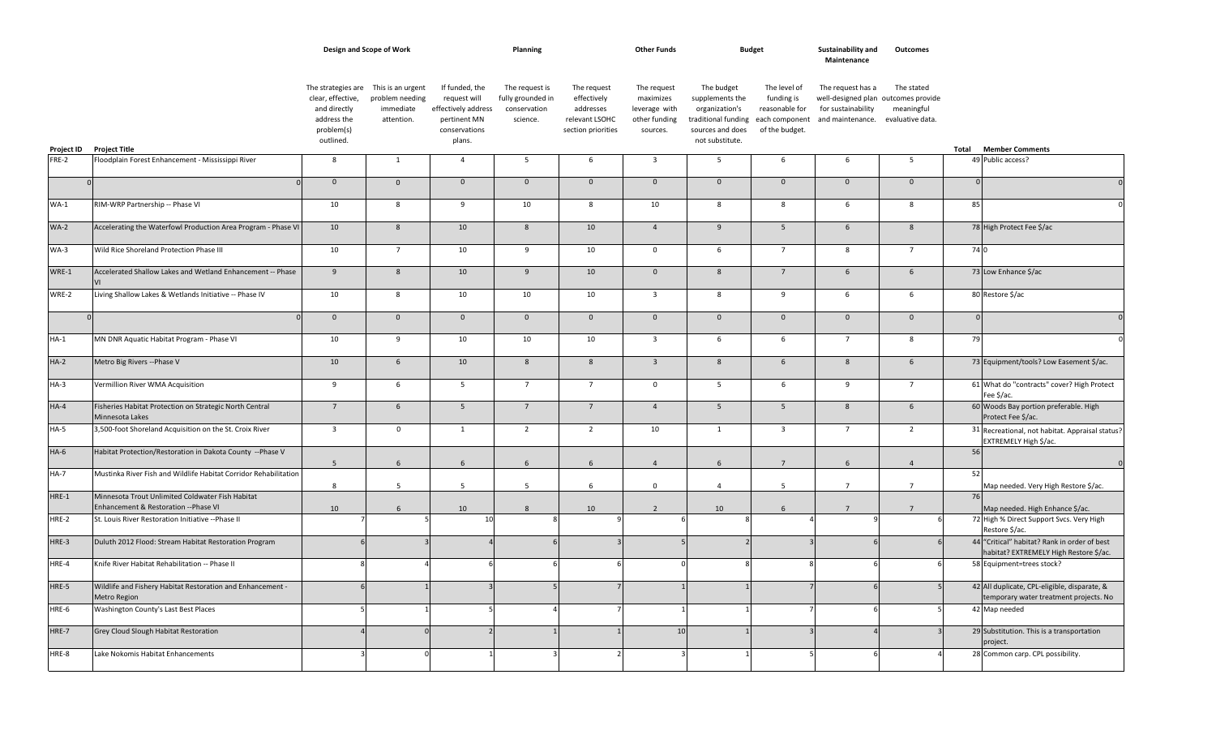| | | Design and Scope of Work | | | Planning | | Other Funds | Budget | | Sustainability and Maintenance | Outcomes | | |
|---|---|---|---|---|---|---|---|---|---|---|---|---|---|
| Project ID | Project Title | The strategies are clear, effective, and directly address the problem(s) outlined. | This is an urgent problem needing immediate attention. | If funded, the request will effectively address pertinent MN conservations plans. | The request is fully grounded in conservation science. | The request effectively addresses relevant LSOHC section priorities | The request maximizes leverage with other funding sources. | The budget supplements the organization's traditional funding sources and does not substitute. | The level of funding is reasonable for each component of the budget. | The request has a well-designed plan for sustainability and maintenance. | The stated outcomes provide meaningful evaluative data. | Total | Member Comments |
| FRE-2 | Floodplain Forest Enhancement - Mississippi River | 8 | 1 | 4 | 5 | 6 | 3 | 5 | 6 | 6 | 5 | 49 | Public access? |
| 0 | 0 | 0 | 0 | 0 | 0 | 0 | 0 | 0 | 0 | 0 | 0 | 0 | 0 |
| WA-1 | RIM-WRP Partnership -- Phase VI | 10 | 8 | 9 | 10 | 8 | 10 | 8 | 8 | 6 | 8 | 85 | 0 |
| WA-2 | Accelerating the Waterfowl Production Area Program - Phase VI | 10 | 8 | 10 | 8 | 10 | 4 | 9 | 5 | 6 | 8 | 78 | High Protect Fee $/ac |
| WA-3 | Wild Rice Shoreland Protection Phase III | 10 | 7 | 10 | 9 | 10 | 0 | 6 | 7 | 8 | 7 | 74 | 0 |
| WRE-1 | Accelerated Shallow Lakes and Wetland Enhancement -- Phase VI | 9 | 8 | 10 | 9 | 10 | 0 | 8 | 7 | 6 | 6 | 73 | Low Enhance $/ac |
| WRE-2 | Living Shallow Lakes & Wetlands Initiative -- Phase IV | 10 | 8 | 10 | 10 | 10 | 3 | 8 | 9 | 6 | 6 | 80 | Restore $/ac |
| 0 | 0 | 0 | 0 | 0 | 0 | 0 | 0 | 0 | 0 | 0 | 0 | 0 | 0 |
| HA-1 | MN DNR Aquatic Habitat Program - Phase VI | 10 | 9 | 10 | 10 | 10 | 3 | 6 | 6 | 7 | 8 | 79 | 0 |
| HA-2 | Metro Big Rivers --Phase V | 10 | 6 | 10 | 8 | 8 | 3 | 8 | 6 | 8 | 6 | 73 | Equipment/tools? Low Easement $/ac. |
| HA-3 | Vermillion River WMA Acquisition | 9 | 6 | 5 | 7 | 7 | 0 | 5 | 6 | 9 | 7 | 61 | What do "contracts" cover? High Protect Fee $/ac. |
| HA-4 | Fisheries Habitat Protection on Strategic North Central Minnesota Lakes | 7 | 6 | 5 | 7 | 7 | 4 | 5 | 5 | 8 | 6 | 60 | Woods Bay portion preferable. High Protect Fee $/ac. |
| HA-5 | 3,500-foot Shoreland Acquisition on the St. Croix River | 3 | 0 | 1 | 2 | 2 | 10 | 1 | 3 | 7 | 2 | 31 | Recreational, not habitat. Appraisal status? EXTREMELY High $/ac. |
| HA-6 | Habitat Protection/Restoration in Dakota County --Phase V | 5 | 6 | 6 | 6 | 6 | 4 | 6 | 7 | 6 | 4 | 56 | 0 |
| HA-7 | Mustinka River Fish and Wildlife Habitat Corridor Rehabilitation | 8 | 5 | 5 | 5 | 6 | 0 | 4 | 5 | 7 | 7 | 52 | Map needed. Very High Restore $/ac. |
| HRE-1 | Minnesota Trout Unlimited Coldwater Fish Habitat Enhancement & Restoration --Phase VI | 10 | 6 | 10 | 8 | 10 | 2 | 10 | 6 | 7 | 7 | 76 | Map needed. High Enhance $/ac. |
| HRE-2 | St. Louis River Restoration Initiative --Phase II | 7 | 5 | 10 | 8 | 9 | 6 | 8 | 4 | 9 | 6 | 72 | High % Direct Support Svcs. Very High Restore $/ac. |
| HRE-3 | Duluth 2012 Flood: Stream Habitat Restoration Program | 6 | 3 | 4 | 6 | 3 | 5 | 2 | 3 | 6 | 6 | 44 | "Critical" habitat? Rank in order of best habitat? EXTREMELY High Restore $/ac. |
| HRE-4 | Knife River Habitat Rehabilitation -- Phase II | 8 | 4 | 6 | 6 | 6 | 0 | 8 | 8 | 6 | 6 | 58 | Equipment=trees stock? |
| HRE-5 | Wildlife and Fishery Habitat Restoration and Enhancement - Metro Region | 6 | 1 | 3 | 5 | 7 | 1 | 1 | 7 | 6 | 5 | 42 | All duplicate, CPL-eligible, disparate, & temporary water treatment projects. No |
| HRE-6 | Washington County's Last Best Places | 5 | 1 | 5 | 4 | 7 | 1 | 1 | 7 | 6 | 5 | 42 | Map needed |
| HRE-7 | Grey Cloud Slough Habitat Restoration | 4 | 0 | 2 | 1 | 1 | 10 | 1 | 3 | 4 | 3 | 29 | Substitution. This is a transportation project. |
| HRE-8 | Lake Nokomis Habitat Enhancements | 3 | 0 | 1 | 3 | 2 | 3 | 1 | 5 | 6 | 4 | 28 | Common carp. CPL possibility. |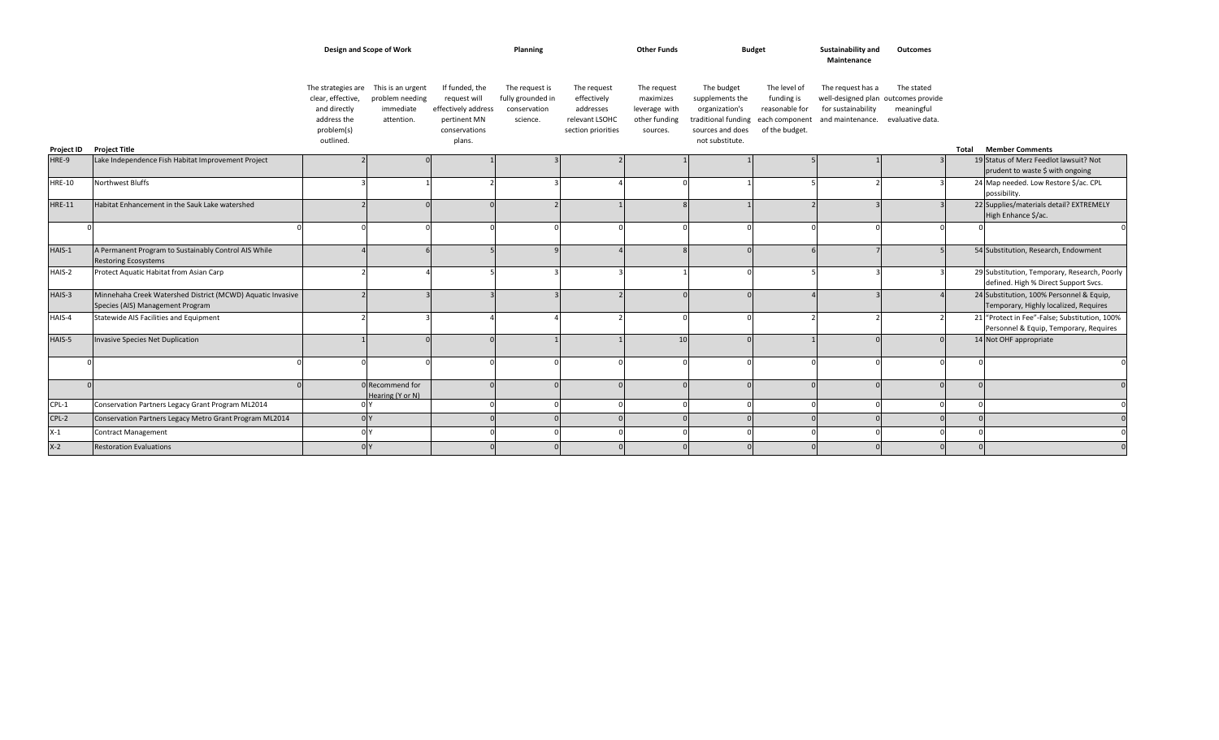| Project ID | Project Title | Design and Scope of Work | | Planning | | | Other Funds | Budget | | Sustainability and Maintenance | Outcomes | Total | Member Comments |
|---|---|---|---|---|---|---|---|---|---|---|---|---|---|
| | | The strategies are clear, effective, and directly address the problem(s) outlined. | This is an urgent problem needing immediate attention. | If funded, the request will effectively address pertinent MN conservations plans. | The request is fully grounded in conservation science. | The request effectively addresses relevant LSOHC section priorities | The request maximizes leverage with other funding sources. | The budget supplements the organization's traditional funding sources and does not substitute. | The level of funding is reasonable for each component of the budget. | The request has a well-designed plan for sustainability and maintenance. | The stated outcomes provide meaningful evaluative data. | | |
| HRE-9 | Lake Independence Fish Habitat Improvement Project | 2 | 0 | 1 | 3 | 2 | 1 | 1 | 5 | 1 | 3 | 19 | Status of Merz Feedlot lawsuit? Not prudent to waste $ with ongoing |
| HRE-10 | Northwest Bluffs | 3 | 1 | 2 | 3 | 4 | 0 | 1 | 5 | 2 | 3 | 24 | Map needed. Low Restore $/ac. CPL possibility. |
| HRE-11 | Habitat Enhancement in the Sauk Lake watershed | 2 | 0 | 0 | 2 | 1 | 8 | 1 | 2 | 3 | 3 | 22 | Supplies/materials detail? EXTREMELY High Enhance $/ac. |
| 0 | 0 | 0 | 0 | 0 | 0 | 0 | 0 | 0 | 0 | 0 | 0 | 0 | 0 |
| HAIS-1 | A Permanent Program to Sustainably Control AIS While Restoring Ecosystems | 4 | 6 | 5 | 9 | 4 | 8 | 0 | 6 | 7 | 5 | 54 | Substitution, Research, Endowment |
| HAIS-2 | Protect Aquatic Habitat from Asian Carp | 2 | 4 | 5 | 3 | 3 | 1 | 0 | 5 | 3 | 3 | 29 | Substitution, Temporary, Research, Poorly defined. High % Direct Support Svcs. |
| HAIS-3 | Minnehaha Creek Watershed District (MCWD) Aquatic Invasive Species (AIS) Management Program | 2 | 3 | 3 | 3 | 2 | 0 | 0 | 4 | 3 | 4 | 24 | Substitution, 100% Personnel & Equip, Temporary, Highly localized, Requires |
| HAIS-4 | Statewide AIS Facilities and Equipment | 2 | 3 | 4 | 4 | 2 | 0 | 0 | 2 | 2 | 2 | 21 | "Protect in Fee"-False; Substitution, 100% Personnel & Equip, Temporary, Requires |
| HAIS-5 | Invasive Species Net Duplication | 1 | 0 | 0 | 1 | 1 | 10 | 0 | 1 | 0 | 0 | 14 | Not OHF appropriate |
| 0 | 0 | 0 | 0 | 0 | 0 | 0 | 0 | 0 | 0 | 0 | 0 | 0 | 0 |
| 0 | 0 | 0 | Recommend for Hearing (Y or N) | 0 | 0 | 0 | 0 | 0 | 0 | 0 | 0 | 0 | 0 |
| CPL-1 | Conservation Partners Legacy Grant Program ML2014 | 0 | Y | 0 | 0 | 0 | 0 | 0 | 0 | 0 | 0 | 0 | 0 |
| CPL-2 | Conservation Partners Legacy Metro Grant Program ML2014 | 0 | Y | 0 | 0 | 0 | 0 | 0 | 0 | 0 | 0 | 0 | 0 |
| X-1 | Contract Management | 0 | Y | 0 | 0 | 0 | 0 | 0 | 0 | 0 | 0 | 0 | 0 |
| X-2 | Restoration Evaluations | 0 | Y | 0 | 0 | 0 | 0 | 0 | 0 | 0 | 0 | 0 | 0 |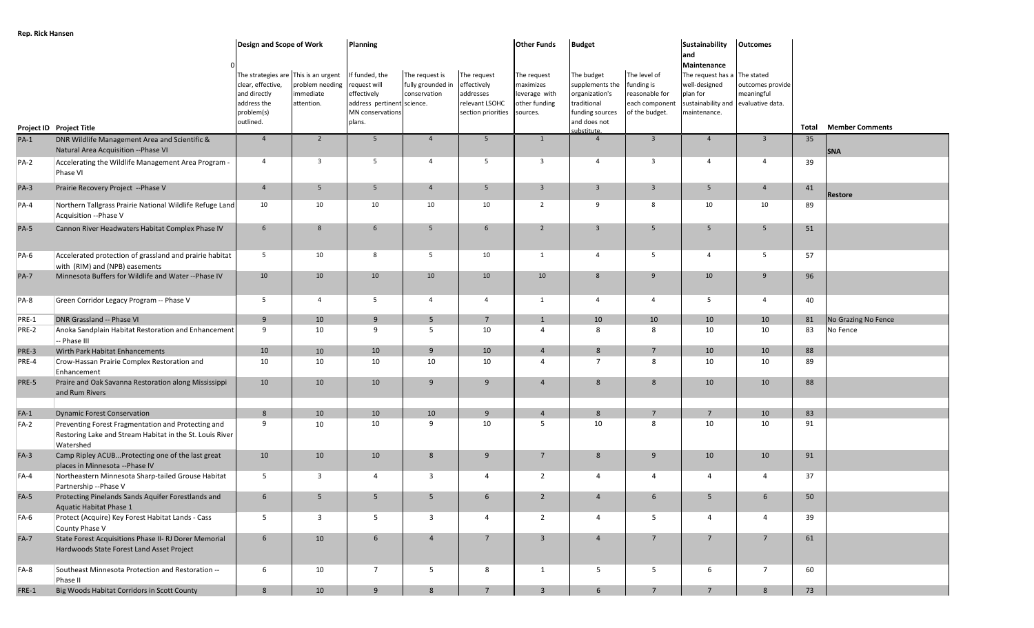**Rep. Rick Hansen**

| | | Design and Scope of Work | | Planning | | | Other Funds | Budget | | Sustainability and Maintenance | Outcomes | | |
|---|---|---|---|---|---|---|---|---|---|---|---|---|---|
| | 0 | The strategies are clear, effective, and directly address the problem(s) outlined. | This is an urgent problem needing immediate attention. | If funded, the request will effectively address pertinent MN conservations plans. | The request is fully grounded in conservation science. | The request effectively addresses relevant LSOHC section priorities | The request maximizes leverage with other funding sources. | The budget supplements the organization's traditional funding sources and does not substitute. | The level of funding is reasonable for each component of the budget. | The request has a well-designed plan for sustainability and maintenance. | The stated outcomes provide meaningful evaluative data. | | |
| **Project ID** | **Project Title** | | | | | | | | | | | **Total** | **Member Comments** |
| PA-1 | DNR Wildlife Management Area and Scientific & Natural Area Acquisition --Phase VI | 4 | 2 | 5 | 4 | 5 | 1 | 4 | 3 | 4 | 3 | 35 | SNA |
| PA-2 | Accelerating the Wildlife Management Area Program - Phase VI | 4 | 3 | 5 | 4 | 5 | 3 | 4 | 3 | 4 | 4 | 39 | |
| PA-3 | Prairie Recovery Project --Phase V | 4 | 5 | 5 | 4 | 5 | 3 | 3 | 3 | 5 | 4 | 41 | Restore |
| PA-4 | Northern Tallgrass Prairie National Wildlife Refuge Land Acquisition --Phase V | 10 | 10 | 10 | 10 | 10 | 2 | 9 | 8 | 10 | 10 | 89 | |
| PA-5 | Cannon River Headwaters Habitat Complex Phase IV | 6 | 8 | 6 | 5 | 6 | 2 | 3 | 5 | 5 | 5 | 51 | |
| PA-6 | Accelerated protection of grassland and prairie habitat with (RIM) and (NPB) easements | 5 | 10 | 8 | 5 | 10 | 1 | 4 | 5 | 4 | 5 | 57 | |
| PA-7 | Minnesota Buffers for Wildlife and Water --Phase IV | 10 | 10 | 10 | 10 | 10 | 10 | 8 | 9 | 10 | 9 | 96 | |
| PA-8 | Green Corridor Legacy Program -- Phase V | 5 | 4 | 5 | 4 | 4 | 1 | 4 | 4 | 5 | 4 | 40 | |
| PRE-1 | DNR Grassland -- Phase VI | 9 | 10 | 9 | 5 | 7 | 1 | 10 | 10 | 10 | 10 | 81 | No Grazing No Fence |
| PRE-2 | Anoka Sandplain Habitat Restoration and Enhancement -- Phase III | 9 | 10 | 9 | 5 | 10 | 4 | 8 | 8 | 10 | 10 | 83 | No Fence |
| PRE-3 | Wirth Park Habitat Enhancements | 10 | 10 | 10 | 9 | 10 | 4 | 8 | 7 | 10 | 10 | 88 | |
| PRE-4 | Crow-Hassan Prairie Complex Restoration and Enhancement | 10 | 10 | 10 | 10 | 10 | 4 | 7 | 8 | 10 | 10 | 89 | |
| PRE-5 | Praire and Oak Savanna Restoration along Mississippi and Rum Rivers | 10 | 10 | 10 | 9 | 9 | 4 | 8 | 8 | 10 | 10 | 88 | |
| | | | | | | | | | | | | | |
| FA-1 | Dynamic Forest Conservation | 8 | 10 | 10 | 10 | 9 | 4 | 8 | 7 | 7 | 10 | 83 | |
| FA-2 | Preventing Forest Fragmentation and Protecting and Restoring Lake and Stream Habitat in the St. Louis River Watershed | 9 | 10 | 10 | 9 | 10 | 5 | 10 | 8 | 10 | 10 | 91 | |
| FA-3 | Camp Ripley ACUB...Protecting one of the last great places in Minnesota --Phase IV | 10 | 10 | 10 | 8 | 9 | 7 | 8 | 9 | 10 | 10 | 91 | |
| FA-4 | Northeastern Minnesota Sharp-tailed Grouse Habitat Partnership --Phase V | 5 | 3 | 4 | 3 | 4 | 2 | 4 | 4 | 4 | 4 | 37 | |
| FA-5 | Protecting Pinelands Sands Aquifer Forestlands and Aquatic Habitat Phase 1 | 6 | 5 | 5 | 5 | 6 | 2 | 4 | 6 | 5 | 6 | 50 | |
| FA-6 | Protect (Acquire) Key Forest Habitat Lands - Cass County Phase V | 5 | 3 | 5 | 3 | 4 | 2 | 4 | 5 | 4 | 4 | 39 | |
| FA-7 | State Forest Acquisitions Phase II- RJ Dorer Memorial Hardwoods State Forest Land Asset Project | 6 | 10 | 6 | 4 | 7 | 3 | 4 | 7 | 7 | 7 | 61 | |
| FA-8 | Southeast Minnesota Protection and Restoration -- Phase II | 6 | 10 | 7 | 5 | 8 | 1 | 5 | 5 | 6 | 7 | 60 | |
| FRE-1 | Big Woods Habitat Corridors in Scott County | 8 | 10 | 9 | 8 | 7 | 3 | 6 | 7 | 7 | 8 | 73 | |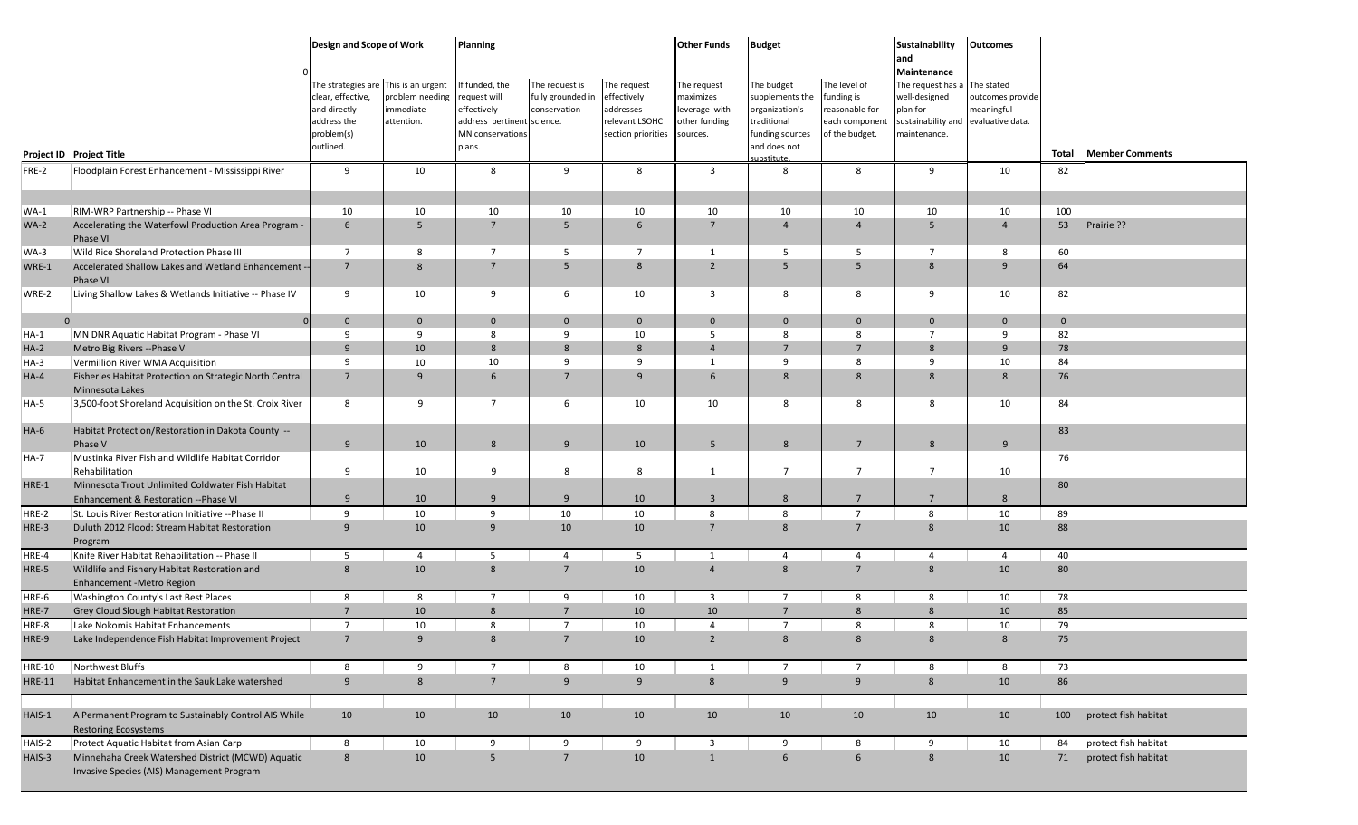| | | Design and Scope of Work | | Planning | | | Other Funds | Budget | | Sustainability and Maintenance | Outcomes | | |
|---|---|---|---|---|---|---|---|---|---|---|---|---|---|
| | 0 | | | | | | | | | | | | |
| Project ID | Project Title | The strategies are clear, effective, and directly address the problem(s) outlined. | This is an urgent problem needing immediate attention. | If funded, the request will effectively address pertinent MN conservations plans. | The request is fully grounded in conservation science. | The request effectively addresses relevant LSOHC section priorities | The request maximizes leverage with other funding sources. | The budget supplements the organization's traditional funding sources and does not substitute. | The level of funding is reasonable for each component of the budget. | The request has a well-designed plan for sustainability and maintenance. | The stated outcomes provide meaningful evaluative data. | Total | Member Comments |
| FRE-2 | Floodplain Forest Enhancement - Mississippi River | 9 | 10 | 8 | 9 | 8 | 3 | 8 | 8 | 9 | 10 | 82 | |
| | | | | | | | | | | | | | |
| WA-1 | RIM-WRP Partnership -- Phase VI | 10 | 10 | 10 | 10 | 10 | 10 | 10 | 10 | 10 | 10 | 100 | |
| WA-2 | Accelerating the Waterfowl Production Area Program - Phase VI | 6 | 5 | 7 | 5 | 6 | 7 | 4 | 4 | 5 | 4 | 53 | Prairie ?? |
| WA-3 | Wild Rice Shoreland Protection Phase III | 7 | 8 | 7 | 5 | 7 | 1 | 5 | 5 | 7 | 8 | 60 | |
| WRE-1 | Accelerated Shallow Lakes and Wetland Enhancement -- Phase VI | 7 | 8 | 7 | 5 | 8 | 2 | 5 | 5 | 8 | 9 | 64 | |
| WRE-2 | Living Shallow Lakes & Wetlands Initiative -- Phase IV | 9 | 10 | 9 | 6 | 10 | 3 | 8 | 8 | 9 | 10 | 82 | |
| 0 | 0 | 0 | 0 | 0 | 0 | 0 | 0 | 0 | 0 | 0 | 0 | 0 | |
| HA-1 | MN DNR Aquatic Habitat Program - Phase VI | 9 | 9 | 8 | 9 | 10 | 5 | 8 | 8 | 7 | 9 | 82 | |
| HA-2 | Metro Big Rivers --Phase V | 9 | 10 | 8 | 8 | 8 | 4 | 7 | 7 | 8 | 9 | 78 | |
| HA-3 | Vermillion River WMA Acquisition | 9 | 10 | 10 | 9 | 9 | 1 | 9 | 8 | 9 | 10 | 84 | |
| HA-4 | Fisheries Habitat Protection on Strategic North Central Minnesota Lakes | 7 | 9 | 6 | 7 | 9 | 6 | 8 | 8 | 8 | 8 | 76 | |
| HA-5 | 3,500-foot Shoreland Acquisition on the St. Croix River | 8 | 9 | 7 | 6 | 10 | 10 | 8 | 8 | 8 | 10 | 84 | |
| HA-6 | Habitat Protection/Restoration in Dakota County -- Phase V | 9 | 10 | 8 | 9 | 10 | 5 | 8 | 7 | 8 | 9 | 83 | |
| HA-7 | Mustinka River Fish and Wildlife Habitat Corridor Rehabilitation | 9 | 10 | 9 | 8 | 8 | 1 | 7 | 7 | 7 | 10 | 76 | |
| HRE-1 | Minnesota Trout Unlimited Coldwater Fish Habitat Enhancement & Restoration --Phase VI | 9 | 10 | 9 | 9 | 10 | 3 | 8 | 7 | 7 | 8 | 80 | |
| HRE-2 | St. Louis River Restoration Initiative --Phase II | 9 | 10 | 9 | 10 | 10 | 8 | 8 | 7 | 8 | 10 | 89 | |
| HRE-3 | Duluth 2012 Flood: Stream Habitat Restoration Program | 9 | 10 | 9 | 10 | 10 | 7 | 8 | 7 | 8 | 10 | 88 | |
| HRE-4 | Knife River Habitat Rehabilitation -- Phase II | 5 | 4 | 5 | 4 | 5 | 1 | 4 | 4 | 4 | 4 | 40 | |
| HRE-5 | Wildlife and Fishery Habitat Restoration and Enhancement -Metro Region | 8 | 10 | 8 | 7 | 10 | 4 | 8 | 7 | 8 | 10 | 80 | |
| HRE-6 | Washington County's Last Best Places | 8 | 8 | 7 | 9 | 10 | 3 | 7 | 8 | 8 | 10 | 78 | |
| HRE-7 | Grey Cloud Slough Habitat Restoration | 7 | 10 | 8 | 7 | 10 | 10 | 7 | 8 | 8 | 10 | 85 | |
| HRE-8 | Lake Nokomis Habitat Enhancements | 7 | 10 | 8 | 7 | 10 | 4 | 7 | 8 | 8 | 10 | 79 | |
| HRE-9 | Lake Independence Fish Habitat Improvement Project | 7 | 9 | 8 | 7 | 10 | 2 | 8 | 8 | 8 | 8 | 75 | |
| HRE-10 | Northwest Bluffs | 8 | 9 | 7 | 8 | 10 | 1 | 7 | 7 | 8 | 8 | 73 | |
| HRE-11 | Habitat Enhancement in the Sauk Lake watershed | 9 | 8 | 7 | 9 | 9 | 8 | 9 | 9 | 8 | 10 | 86 | |
| | | | | | | | | | | | | | |
| HAIS-1 | A Permanent Program to Sustainably Control AIS While Restoring Ecosystems | 10 | 10 | 10 | 10 | 10 | 10 | 10 | 10 | 10 | 10 | 100 | protect fish habitat |
| HAIS-2 | Protect Aquatic Habitat from Asian Carp | 8 | 10 | 9 | 9 | 9 | 3 | 9 | 8 | 9 | 10 | 84 | protect fish habitat |
| HAIS-3 | Minnehaha Creek Watershed District (MCWD) Aquatic Invasive Species (AIS) Management Program | 8 | 10 | 5 | 7 | 10 | 1 | 6 | 6 | 8 | 10 | 71 | protect fish habitat |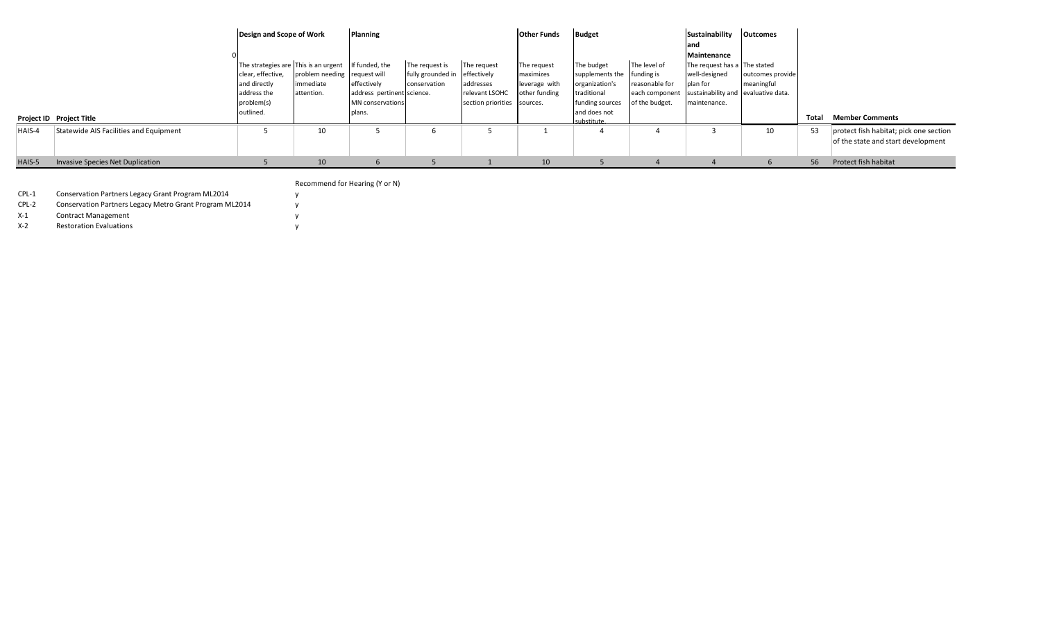| Project ID | Project Title | Design and Scope of Work | | Planning | | | Other Funds | Budget | | Sustainability and Maintenance | Outcomes | Total | Member Comments |
|---|---|---|---|---|---|---|---|---|---|---|---|---|---|
| | 0 | The strategies are clear, effective, and directly address the problem(s) outlined. | This is an urgent problem needing immediate attention. | If funded, the request will effectively address pertinent MN conservations plans. | The request is fully grounded in conservation science. | The request effectively addresses relevant LSOHC section priorities | The request maximizes leverage with other funding sources. | The budget supplements the organization's traditional funding sources and does not substitute. | The level of funding is reasonable for each component of the budget. | The request has a well-designed plan for sustainability and maintenance. | The stated outcomes provide meaningful evaluative data. | | |
| HAIS-4 | Statewide AIS Facilities and Equipment | 5 | 10 | 5 | 6 | 5 | 1 | 4 | 4 | 3 | 10 | 53 | protect fish habitat; pick one section of the state and start development |
| HAIS-5 | Invasive Species Net Duplication | 5 | 10 | 6 | 5 | 1 | 10 | 5 | 4 | 4 | 6 | 56 | Protect fish habitat |

| | | Recommend for Hearing (Y or N) |
|---|---|---|
| CPL-1 | Conservation Partners Legacy Grant Program ML2014 | y |
| CPL-2 | Conservation Partners Legacy Metro Grant Program ML2014 | y |
| X-1 | Contract Management | y |
| X-2 | Restoration Evaluations | y |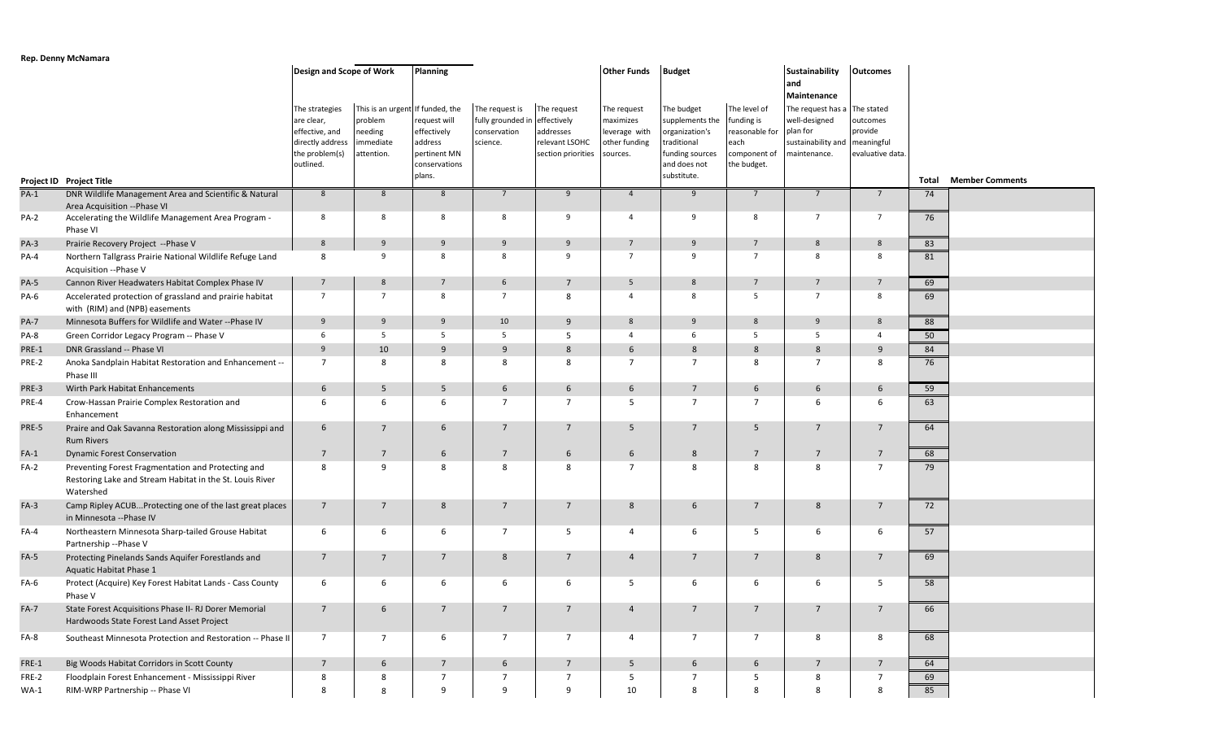**Rep. Denny McNamara**

| Project ID | Project Title | Design and Scope of Work | | Planning | | | Other Funds | Budget | | Sustainability and Maintenance | Outcomes | Total | Member Comments |
|---|---|---|---|---|---|---|---|---|---|---|---|---|---|
| | | The strategies are clear, effective, and directly address the problem(s) outlined. | This is an urgent problem needing immediate attention. | If funded, the request will effectively address pertinent MN conservations plans. | The request is fully grounded in conservation science. | The request effectively addresses relevant LSOHC section priorities | The request maximizes leverage with other funding sources. | The budget supplements the organization's traditional funding sources and does not substitute. | The level of funding is reasonable for each component of the budget. | The request has a well-designed plan for sustainability and maintenance. | The stated outcomes provide meaningful evaluative data. | | |
| PA-1 | DNR Wildlife Management Area and Scientific & Natural Area Acquisition --Phase VI | 8 | 8 | 8 | 7 | 9 | 4 | 9 | 7 | 7 | 7 | 74 | |
| PA-2 | Accelerating the Wildlife Management Area Program - Phase VI | 8 | 8 | 8 | 8 | 9 | 4 | 9 | 8 | 7 | 7 | 76 | |
| PA-3 | Prairie Recovery Project --Phase V | 8 | 9 | 9 | 9 | 9 | 7 | 9 | 7 | 8 | 8 | 83 | |
| PA-4 | Northern Tallgrass Prairie National Wildlife Refuge Land Acquisition --Phase V | 8 | 9 | 8 | 8 | 9 | 7 | 9 | 7 | 8 | 8 | 81 | |
| PA-5 | Cannon River Headwaters Habitat Complex Phase IV | 7 | 8 | 7 | 6 | 7 | 5 | 8 | 7 | 7 | 7 | 69 | |
| PA-6 | Accelerated protection of grassland and prairie habitat with (RIM) and (NPB) easements | 7 | 7 | 8 | 7 | 8 | 4 | 8 | 5 | 7 | 8 | 69 | |
| PA-7 | Minnesota Buffers for Wildlife and Water --Phase IV | 9 | 9 | 9 | 10 | 9 | 8 | 9 | 8 | 9 | 8 | 88 | |
| PA-8 | Green Corridor Legacy Program -- Phase V | 6 | 5 | 5 | 5 | 5 | 4 | 6 | 5 | 5 | 4 | 50 | |
| PRE-1 | DNR Grassland -- Phase VI | 9 | 10 | 9 | 9 | 8 | 6 | 8 | 8 | 8 | 9 | 84 | |
| PRE-2 | Anoka Sandplain Habitat Restoration and Enhancement -- Phase III | 7 | 8 | 8 | 8 | 8 | 7 | 7 | 8 | 7 | 8 | 76 | |
| PRE-3 | Wirth Park Habitat Enhancements | 6 | 5 | 5 | 6 | 6 | 6 | 7 | 6 | 6 | 6 | 59 | |
| PRE-4 | Crow-Hassan Prairie Complex Restoration and Enhancement | 6 | 6 | 6 | 7 | 7 | 5 | 7 | 7 | 6 | 6 | 63 | |
| PRE-5 | Praire and Oak Savanna Restoration along Mississippi and Rum Rivers | 6 | 7 | 6 | 7 | 7 | 5 | 7 | 5 | 7 | 7 | 64 | |
| FA-1 | Dynamic Forest Conservation | 7 | 7 | 6 | 7 | 6 | 6 | 8 | 7 | 7 | 7 | 68 | |
| FA-2 | Preventing Forest Fragmentation and Protecting and Restoring Lake and Stream Habitat in the St. Louis River Watershed | 8 | 9 | 8 | 8 | 8 | 7 | 8 | 8 | 8 | 7 | 79 | |
| FA-3 | Camp Ripley ACUB...Protecting one of the last great places in Minnesota --Phase IV | 7 | 7 | 8 | 7 | 7 | 8 | 6 | 7 | 8 | 7 | 72 | |
| FA-4 | Northeastern Minnesota Sharp-tailed Grouse Habitat Partnership --Phase V | 6 | 6 | 6 | 7 | 5 | 4 | 6 | 5 | 6 | 6 | 57 | |
| FA-5 | Protecting Pinelands Sands Aquifer Forestlands and Aquatic Habitat Phase 1 | 7 | 7 | 7 | 8 | 7 | 4 | 7 | 7 | 8 | 7 | 69 | |
| FA-6 | Protect (Acquire) Key Forest Habitat Lands - Cass County Phase V | 6 | 6 | 6 | 6 | 6 | 5 | 6 | 6 | 6 | 5 | 58 | |
| FA-7 | State Forest Acquisitions Phase II- RJ Dorer Memorial Hardwoods State Forest Land Asset Project | 7 | 6 | 7 | 7 | 7 | 4 | 7 | 7 | 7 | 7 | 66 | |
| FA-8 | Southeast Minnesota Protection and Restoration -- Phase II | 7 | 7 | 6 | 7 | 7 | 4 | 7 | 7 | 8 | 8 | 68 | |
| FRE-1 | Big Woods Habitat Corridors in Scott County | 7 | 6 | 7 | 6 | 7 | 5 | 6 | 6 | 7 | 7 | 64 | |
| FRE-2 | Floodplain Forest Enhancement - Mississippi River | 8 | 8 | 7 | 7 | 7 | 5 | 7 | 5 | 8 | 7 | 69 | |
| WA-1 | RIM-WRP Partnership -- Phase VI | 8 | 8 | 9 | 9 | 9 | 10 | 8 | 8 | 8 | 8 | 85 | |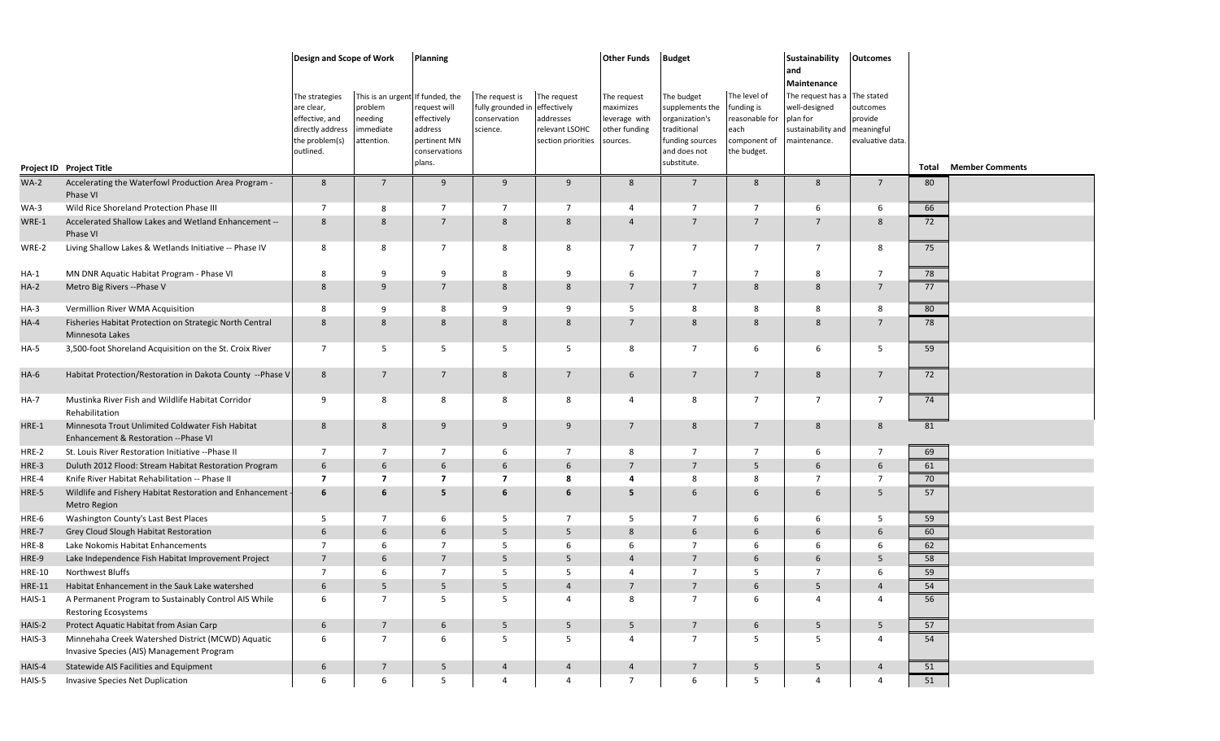| Project ID | Project Title | Design and Scope of Work | | Planning | | | Other Funds | Budget | | Sustainability and Maintenance | Outcomes | Total | Member Comments |
|---|---|---|---|---|---|---|---|---|---|---|---|---|---|
| | | The strategies are clear, effective, and directly address the problem(s) outlined. | This is an urgent problem needing immediate attention. | If funded, the request will effectively address pertinent MN conservations plans. | The request is fully grounded in conservation science. | The request effectively addresses relevant LSOHC section priorities | The request maximizes leverage with other funding sources. | The budget supplements the organization's traditional funding sources and does not substitute. | The level of funding is reasonable for each component of the budget. | The request has a well-designed plan for sustainability and maintenance. | The stated outcomes provide meaningful evaluative data. | | |
| WA-2 | Accelerating the Waterfowl Production Area Program - Phase VI | 8 | 7 | 9 | 9 | 9 | 8 | 7 | 8 | 8 | 7 | 80 | |
| WA-3 | Wild Rice Shoreland Protection Phase III | 7 | 8 | 7 | 7 | 7 | 4 | 7 | 7 | 6 | 6 | 66 | |
| WRE-1 | Accelerated Shallow Lakes and Wetland Enhancement -- Phase VI | 8 | 8 | 7 | 8 | 8 | 4 | 7 | 7 | 7 | 8 | 72 | |
| WRE-2 | Living Shallow Lakes & Wetlands Initiative -- Phase IV | 8 | 8 | 7 | 8 | 8 | 7 | 7 | 7 | 7 | 8 | 75 | |
| HA-1 | MN DNR Aquatic Habitat Program - Phase VI | 8 | 9 | 9 | 8 | 9 | 6 | 7 | 7 | 8 | 7 | 78 | |
| HA-2 | Metro Big Rivers --Phase V | 8 | 9 | 7 | 8 | 8 | 7 | 7 | 8 | 8 | 7 | 77 | |
| HA-3 | Vermillion River WMA Acquisition | 8 | 9 | 8 | 9 | 9 | 5 | 8 | 8 | 8 | 8 | 80 | |
| HA-4 | Fisheries Habitat Protection on Strategic North Central Minnesota Lakes | 8 | 8 | 8 | 8 | 8 | 7 | 8 | 8 | 8 | 7 | 78 | |
| HA-5 | 3,500-foot Shoreland Acquisition on the St. Croix River | 7 | 5 | 5 | 5 | 5 | 8 | 7 | 6 | 6 | 5 | 59 | |
| HA-6 | Habitat Protection/Restoration in Dakota County --Phase V | 8 | 7 | 7 | 8 | 7 | 6 | 7 | 7 | 8 | 7 | 72 | |
| HA-7 | Mustinka River Fish and Wildlife Habitat Corridor Rehabilitation | 9 | 8 | 8 | 8 | 8 | 4 | 8 | 7 | 7 | 7 | 74 | |
| HRE-1 | Minnesota Trout Unlimited Coldwater Fish Habitat Enhancement & Restoration --Phase VI | 8 | 8 | 9 | 9 | 9 | 7 | 8 | 7 | 8 | 8 | 81 | |
| HRE-2 | St. Louis River Restoration Initiative --Phase II | 7 | 7 | 7 | 6 | 7 | 8 | 7 | 7 | 6 | 7 | 69 | |
| HRE-3 | Duluth 2012 Flood: Stream Habitat Restoration Program | 6 | 6 | 6 | 6 | 6 | 7 | 7 | 5 | 6 | 6 | 61 | |
| HRE-4 | Knife River Habitat Rehabilitation -- Phase II | **7** | **7** | **7** | **7** | **8** | **4** | 8 | 8 | 7 | 7 | 70 | |
| HRE-5 | Wildlife and Fishery Habitat Restoration and Enhancement - Metro Region | **6** | **6** | **5** | **6** | **6** | **5** | 6 | 6 | 6 | 5 | 57 | |
| HRE-6 | Washington County's Last Best Places | 5 | 7 | 6 | 5 | 7 | 5 | 7 | 6 | 6 | 5 | 59 | |
| HRE-7 | Grey Cloud Slough Habitat Restoration | 6 | 6 | 6 | 5 | 5 | 8 | 6 | 6 | 6 | 6 | 60 | |
| HRE-8 | Lake Nokomis Habitat Enhancements | 7 | 6 | 7 | 5 | 6 | 6 | 7 | 6 | 6 | 6 | 62 | |
| HRE-9 | Lake Independence Fish Habitat Improvement Project | 7 | 6 | 7 | 5 | 5 | 4 | 7 | 6 | 6 | 5 | 58 | |
| HRE-10 | Northwest Bluffs | 7 | 6 | 7 | 5 | 5 | 4 | 7 | 5 | 7 | 6 | 59 | |
| HRE-11 | Habitat Enhancement in the Sauk Lake watershed | 6 | 5 | 5 | 5 | 4 | 7 | 7 | 6 | 5 | 4 | 54 | |
| HAIS-1 | A Permanent Program to Sustainably Control AIS While Restoring Ecosystems | 6 | 7 | 5 | 5 | 4 | 8 | 7 | 6 | 4 | 4 | 56 | |
| HAIS-2 | Protect Aquatic Habitat from Asian Carp | 6 | 7 | 6 | 5 | 5 | 5 | 7 | 6 | 5 | 5 | 57 | |
| HAIS-3 | Minnehaha Creek Watershed District (MCWD) Aquatic Invasive Species (AIS) Management Program | 6 | 7 | 6 | 5 | 5 | 4 | 7 | 5 | 5 | 4 | 54 | |
| HAIS-4 | Statewide AIS Facilities and Equipment | 6 | 7 | 5 | 4 | 4 | 4 | 7 | 5 | 5 | 4 | 51 | |
| HAIS-5 | Invasive Species Net Duplication | 6 | 6 | 5 | 4 | 4 | 7 | 6 | 5 | 4 | 4 | 51 | |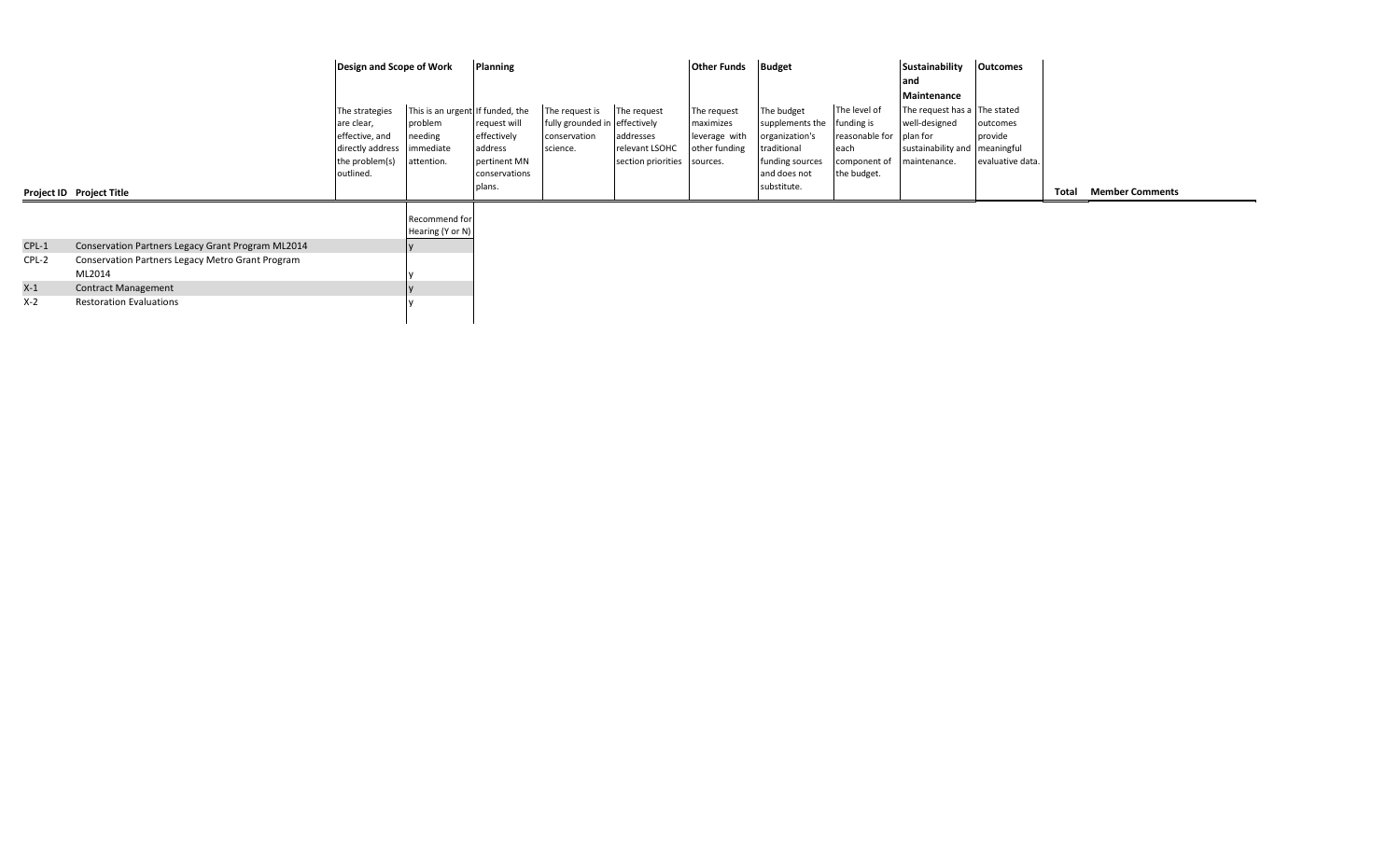| Project ID | Project Title | Design and Scope of Work | | Planning | | | Other Funds | Budget | | Sustainability and Maintenance | Outcomes | Total | Member Comments |
|---|---|---|---|---|---|---|---|---|---|---|---|---|---|
| | | The strategies are clear, effective, and directly address the problem(s) outlined. | This is an urgent problem needing immediate attention. | If funded, the request will effectively address pertinent MN conservations plans. | The request is fully grounded in conservation science. | The request effectively addresses relevant LSOHC section priorities | The request maximizes leverage with other funding sources. | The budget supplements the organization's traditional funding sources and does not substitute. | The level of funding is reasonable for each component of the budget. | The request has a well-designed plan for sustainability and maintenance. | The stated outcomes provide meaningful evaluative data. | | |
| | | | Recommend for Hearing (Y or N) | | | | | | | | | | |
| CPL-1 | Conservation Partners Legacy Grant Program ML2014 | | y | | | | | | | | | | |
| CPL-2 | Conservation Partners Legacy Metro Grant Program ML2014 | | y | | | | | | | | | | |
| X-1 | Contract Management | | y | | | | | | | | | | |
| X-2 | Restoration Evaluations | | y | | | | | | | | | | |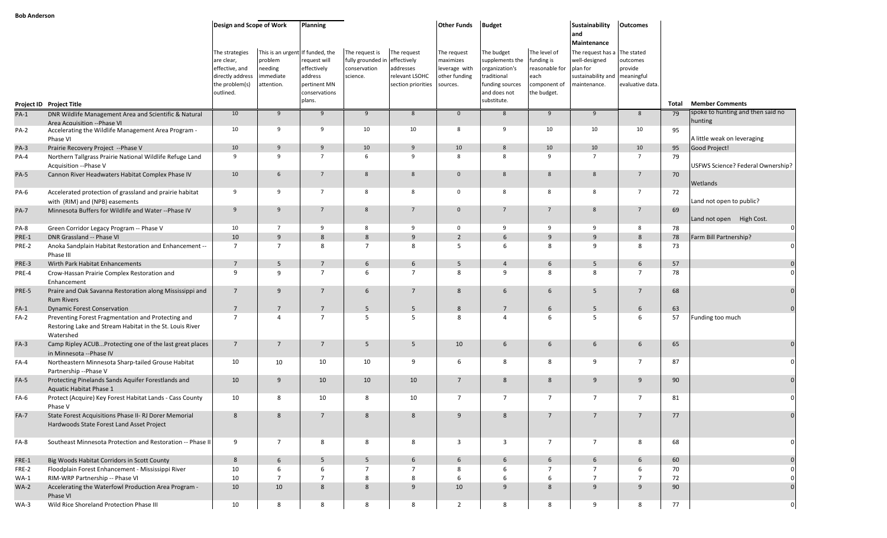**Bob Anderson**

| Project ID | Project Title | Design and Scope of Work | | Planning | | | Other Funds | Budget | | Sustainability and Maintenance | Outcomes | Total | Member Comments |
|---|---|---|---|---|---|---|---|---|---|---|---|---|---|
| | | The strategies are clear, effective, and directly address the problem(s) outlined. | This is an urgent problem needing immediate attention. | If funded, the request will effectively address pertinent MN conservations plans. | The request is fully grounded in conservation science. | The request effectively addresses relevant LSOHC section priorities | The request maximizes leverage with other funding sources. | The budget supplements the organization's traditional funding sources and does not substitute. | The level of funding is reasonable for each component of the budget. | The request has a well-designed plan for sustainability and maintenance. | The stated outcomes provide meaningful evaluative data. | | |
| PA-1 | DNR Wildlife Management Area and Scientific & Natural Area Acquisition --Phase VI | 10 | 9 | 9 | 9 | 8 | 0 | 8 | 9 | 9 | 8 | 79 | spoke to hunting and then said no hunting |
| PA-2 | Accelerating the Wildlife Management Area Program - Phase VI | 10 | 9 | 9 | 10 | 10 | 8 | 9 | 10 | 10 | 10 | 95 | A little weak on leveraging |
| PA-3 | Prairie Recovery Project --Phase V | 10 | 9 | 9 | 10 | 9 | 10 | 8 | 10 | 10 | 10 | 95 | Good Project! |
| PA-4 | Northern Tallgrass Prairie National Wildlife Refuge Land Acquisition --Phase V | 9 | 9 | 7 | 6 | 9 | 8 | 8 | 9 | 7 | 7 | 79 | USFWS Science? Federal Ownership? |
| PA-5 | Cannon River Headwaters Habitat Complex Phase IV | 10 | 6 | 7 | 8 | 8 | 0 | 8 | 8 | 8 | 7 | 70 | Wetlands |
| PA-6 | Accelerated protection of grassland and prairie habitat with (RIM) and (NPB) easements | 9 | 9 | 7 | 8 | 8 | 0 | 8 | 8 | 8 | 7 | 72 | Land not open to public? |
| PA-7 | Minnesota Buffers for Wildlife and Water --Phase IV | 9 | 9 | 7 | 8 | 7 | 0 | 7 | 7 | 8 | 7 | 69 | Land not open High Cost. |
| PA-8 | Green Corridor Legacy Program -- Phase V | 10 | 7 | 9 | 8 | 9 | 0 | 9 | 9 | 9 | 8 | 78 | 0 |
| PRE-1 | DNR Grassland -- Phase VI | 10 | 9 | 8 | 8 | 9 | 2 | 6 | 9 | 9 | 8 | 78 | Farm Bill Partnership? |
| PRE-2 | Anoka Sandplain Habitat Restoration and Enhancement -- Phase III | 7 | 7 | 8 | 7 | 8 | 5 | 6 | 8 | 9 | 8 | 73 | 0 |
| PRE-3 | Wirth Park Habitat Enhancements | 7 | 5 | 7 | 6 | 6 | 5 | 4 | 6 | 5 | 6 | 57 | 0 |
| PRE-4 | Crow-Hassan Prairie Complex Restoration and Enhancement | 9 | 9 | 7 | 6 | 7 | 8 | 9 | 8 | 8 | 7 | 78 | 0 |
| PRE-5 | Praire and Oak Savanna Restoration along Mississippi and Rum Rivers | 7 | 9 | 7 | 6 | 7 | 8 | 6 | 6 | 5 | 7 | 68 | 0 |
| FA-1 | Dynamic Forest Conservation | 7 | 7 | 7 | 5 | 5 | 8 | 7 | 6 | 5 | 6 | 63 | 0 |
| FA-2 | Preventing Forest Fragmentation and Protecting and Restoring Lake and Stream Habitat in the St. Louis River Watershed | 7 | 4 | 7 | 5 | 5 | 8 | 4 | 6 | 5 | 6 | 57 | Funding too much |
| FA-3 | Camp Ripley ACUB...Protecting one of the last great places in Minnesota --Phase IV | 7 | 7 | 7 | 5 | 5 | 10 | 6 | 6 | 6 | 6 | 65 | 0 |
| FA-4 | Northeastern Minnesota Sharp-tailed Grouse Habitat Partnership --Phase V | 10 | 10 | 10 | 10 | 9 | 6 | 8 | 8 | 9 | 7 | 87 | 0 |
| FA-5 | Protecting Pinelands Sands Aquifer Forestlands and Aquatic Habitat Phase 1 | 10 | 9 | 10 | 10 | 10 | 7 | 8 | 8 | 9 | 9 | 90 | 0 |
| FA-6 | Protect (Acquire) Key Forest Habitat Lands - Cass County Phase V | 10 | 8 | 10 | 8 | 10 | 7 | 7 | 7 | 7 | 7 | 81 | 0 |
| FA-7 | State Forest Acquisitions Phase II- RJ Dorer Memorial Hardwoods State Forest Land Asset Project | 8 | 8 | 7 | 8 | 8 | 9 | 8 | 7 | 7 | 7 | 77 | 0 |
| FA-8 | Southeast Minnesota Protection and Restoration -- Phase II | 9 | 7 | 8 | 8 | 8 | 3 | 3 | 7 | 7 | 8 | 68 | 0 |
| FRE-1 | Big Woods Habitat Corridors in Scott County | 8 | 6 | 5 | 5 | 6 | 6 | 6 | 6 | 6 | 6 | 60 | 0 |
| FRE-2 | Floodplain Forest Enhancement - Mississippi River | 10 | 6 | 6 | 7 | 7 | 8 | 6 | 7 | 7 | 6 | 70 | 0 |
| WA-1 | RIM-WRP Partnership -- Phase VI | 10 | 7 | 7 | 8 | 8 | 6 | 6 | 6 | 7 | 7 | 72 | 0 |
| WA-2 | Accelerating the Waterfowl Production Area Program - Phase VI | 10 | 10 | 8 | 8 | 9 | 10 | 9 | 8 | 9 | 9 | 90 | 0 |
| WA-3 | Wild Rice Shoreland Protection Phase III | 10 | 8 | 8 | 8 | 8 | 2 | 8 | 8 | 9 | 8 | 77 | 0 |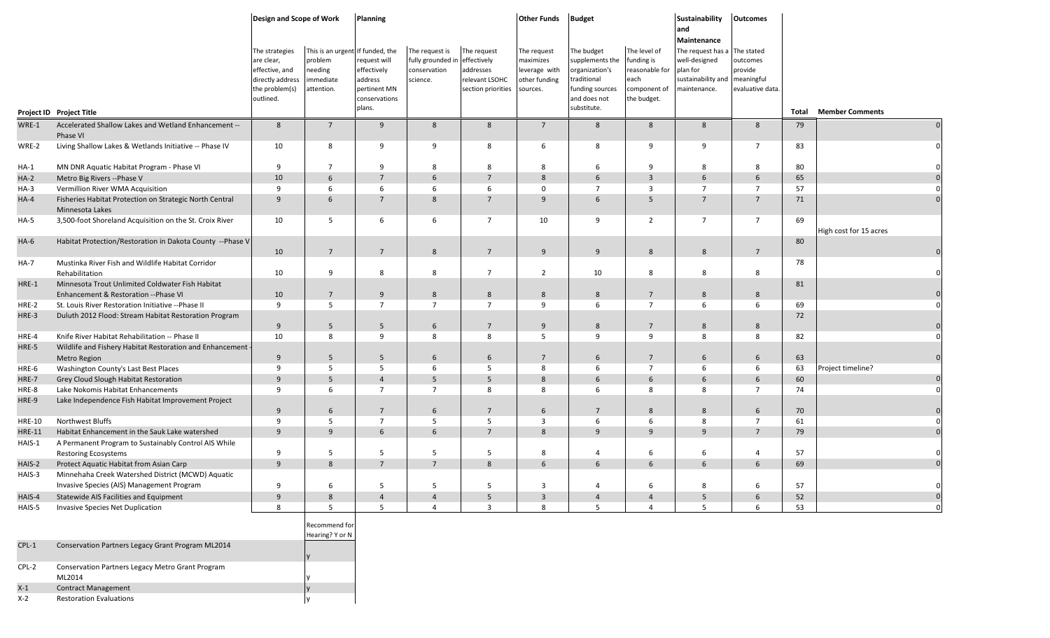| | | Design and Scope of Work | | Planning | | | Other Funds | Budget | | Sustainability and Maintenance | Outcomes | | |
|---|---|---|---|---|---|---|---|---|---|---|---|---|---|
| Project ID | Project Title | The strategies are clear, effective, and directly address the problem(s) outlined. | This is an urgent problem needing immediate attention. | If funded, the request will effectively address pertinent MN conservations plans. | The request is fully grounded in conservation science. | The request effectively addresses relevant LSOHC section priorities | The request maximizes leverage with other funding sources. | The budget supplements the organization's traditional funding sources and does not substitute. | The level of funding is reasonable for each component of the budget. | The request has a well-designed plan for sustainability and maintenance. | The stated outcomes provide meaningful evaluative data. | Total | Member Comments |
| WRE-1 | Accelerated Shallow Lakes and Wetland Enhancement -- Phase VI | 8 | 7 | 9 | 8 | 8 | 7 | 8 | 8 | 8 | 8 | 79 | 0 |
| WRE-2 | Living Shallow Lakes & Wetlands Initiative -- Phase IV | 10 | 8 | 9 | 9 | 8 | 6 | 8 | 9 | 9 | 7 | 83 | 0 |
| HA-1 | MN DNR Aquatic Habitat Program - Phase VI | 9 | 7 | 9 | 8 | 8 | 8 | 6 | 9 | 8 | 8 | 80 | 0 |
| HA-2 | Metro Big Rivers --Phase V | 10 | 6 | 7 | 6 | 7 | 8 | 6 | 3 | 6 | 6 | 65 | 0 |
| HA-3 | Vermillion River WMA Acquisition | 9 | 6 | 6 | 6 | 6 | 0 | 7 | 3 | 7 | 7 | 57 | 0 |
| HA-4 | Fisheries Habitat Protection on Strategic North Central Minnesota Lakes | 9 | 6 | 7 | 8 | 7 | 9 | 6 | 5 | 7 | 7 | 71 | 0 |
| HA-5 | 3,500-foot Shoreland Acquisition on the St. Croix River | 10 | 5 | 6 | 6 | 7 | 10 | 9 | 2 | 7 | 7 | 69 | High cost for 15 acres |
| HA-6 | Habitat Protection/Restoration in Dakota County --Phase V | 10 | 7 | 7 | 8 | 7 | 9 | 9 | 8 | 8 | 7 | 80 | 0 |
| HA-7 | Mustinka River Fish and Wildlife Habitat Corridor Rehabilitation | 10 | 9 | 8 | 8 | 7 | 2 | 10 | 8 | 8 | 8 | 78 | 0 |
| HRE-1 | Minnesota Trout Unlimited Coldwater Fish Habitat Enhancement & Restoration --Phase VI | 10 | 7 | 9 | 8 | 8 | 8 | 8 | 7 | 8 | 8 | 81 | 0 |
| HRE-2 | St. Louis River Restoration Initiative --Phase II | 9 | 5 | 7 | 7 | 7 | 9 | 6 | 7 | 6 | 6 | 69 | 0 |
| HRE-3 | Duluth 2012 Flood: Stream Habitat Restoration Program | 9 | 5 | 5 | 6 | 7 | 9 | 8 | 7 | 8 | 8 | 72 | 0 |
| HRE-4 | Knife River Habitat Rehabilitation -- Phase II | 10 | 8 | 9 | 8 | 8 | 5 | 9 | 9 | 8 | 8 | 82 | 0 |
| HRE-5 | Wildlife and Fishery Habitat Restoration and Enhancement - Metro Region | 9 | 5 | 5 | 6 | 6 | 7 | 6 | 7 | 6 | 6 | 63 | 0 |
| HRE-6 | Washington County's Last Best Places | 9 | 5 | 5 | 6 | 5 | 8 | 6 | 7 | 6 | 6 | 63 | Project timeline? |
| HRE-7 | Grey Cloud Slough Habitat Restoration | 9 | 5 | 4 | 5 | 5 | 8 | 6 | 6 | 6 | 6 | 60 | 0 |
| HRE-8 | Lake Nokomis Habitat Enhancements | 9 | 6 | 7 | 7 | 8 | 8 | 6 | 8 | 8 | 7 | 74 | 0 |
| HRE-9 | Lake Independence Fish Habitat Improvement Project | 9 | 6 | 7 | 6 | 7 | 6 | 7 | 8 | 8 | 6 | 70 | 0 |
| HRE-10 | Northwest Bluffs | 9 | 5 | 7 | 5 | 5 | 3 | 6 | 6 | 8 | 7 | 61 | 0 |
| HRE-11 | Habitat Enhancement in the Sauk Lake watershed | 9 | 9 | 6 | 6 | 7 | 8 | 9 | 9 | 9 | 7 | 79 | 0 |
| HAIS-1 | A Permanent Program to Sustainably Control AIS While Restoring Ecosystems | 9 | 5 | 5 | 5 | 5 | 8 | 4 | 6 | 6 | 4 | 57 | 0 |
| HAIS-2 | Protect Aquatic Habitat from Asian Carp | 9 | 8 | 7 | 7 | 8 | 6 | 6 | 6 | 6 | 6 | 69 | 0 |
| HAIS-3 | Minnehaha Creek Watershed District (MCWD) Aquatic Invasive Species (AIS) Management Program | 9 | 6 | 5 | 5 | 5 | 3 | 4 | 6 | 8 | 6 | 57 | 0 |
| HAIS-4 | Statewide AIS Facilities and Equipment | 9 | 8 | 4 | 4 | 5 | 3 | 4 | 4 | 5 | 6 | 52 | 0 |
| HAIS-5 | Invasive Species Net Duplication | 8 | 5 | 5 | 4 | 3 | 8 | 5 | 4 | 5 | 6 | 53 | 0 |

| Project ID | Project Title | Recommend for Hearing? Y or N |
|---|---|---|
| CPL-1 | Conservation Partners Legacy Grant Program ML2014 | y |
| CPL-2 | Conservation Partners Legacy Metro Grant Program ML2014 | y |
| X-1 | Contract Management | y |
| X-2 | Restoration Evaluations | y |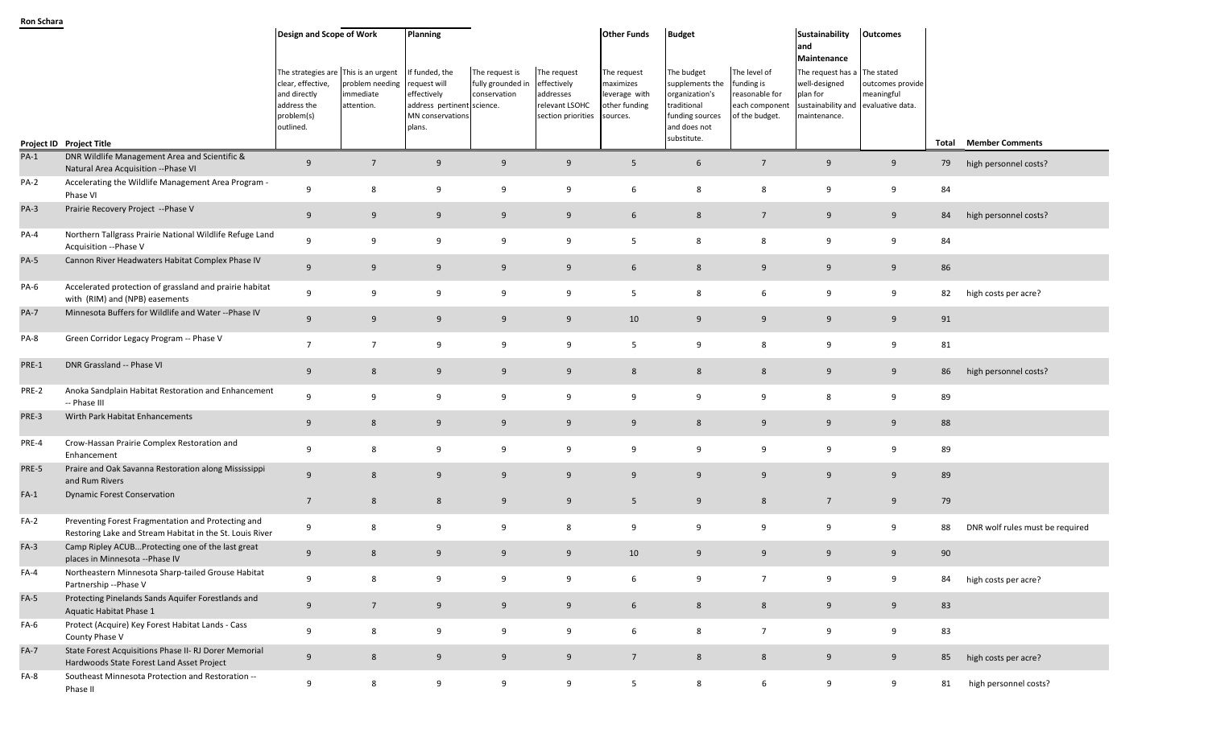**Ron Schara**

| Project ID | Project Title | Design and Scope of Work | | Planning | | | Other Funds | Budget | | Sustainability and Maintenance | Outcomes | Total | Member Comments |
|---|---|---|---|---|---|---|---|---|---|---|---|---|---|
| | | The strategies are clear, effective, and directly address the problem(s) outlined. | This is an urgent problem needing immediate attention. | If funded, the request will effectively address pertinent MN conservations plans. | The request is fully grounded in conservation science. | The request effectively addresses relevant LSOHC section priorities | The request maximizes leverage with other funding sources. | The budget supplements the organization's traditional funding sources and does not substitute. | The level of funding is reasonable for each component of the budget. | The request has a well-designed plan for sustainability and maintenance. | The stated outcomes provide meaningful evaluative data. | | |
| PA-1 | DNR Wildlife Management Area and Scientific & Natural Area Acquisition --Phase VI | 9 | 7 | 9 | 9 | 9 | 5 | 6 | 7 | 9 | 9 | 79 | high personnel costs? |
| PA-2 | Accelerating the Wildlife Management Area Program - Phase VI | 9 | 8 | 9 | 9 | 9 | 6 | 8 | 8 | 9 | 9 | 84 | |
| PA-3 | Prairie Recovery Project --Phase V | 9 | 9 | 9 | 9 | 9 | 6 | 8 | 7 | 9 | 9 | 84 | high personnel costs? |
| PA-4 | Northern Tallgrass Prairie National Wildlife Refuge Land Acquisition --Phase V | 9 | 9 | 9 | 9 | 9 | 5 | 8 | 8 | 9 | 9 | 84 | |
| PA-5 | Cannon River Headwaters Habitat Complex Phase IV | 9 | 9 | 9 | 9 | 9 | 6 | 8 | 9 | 9 | 9 | 86 | |
| PA-6 | Accelerated protection of grassland and prairie habitat with (RIM) and (NPB) easements | 9 | 9 | 9 | 9 | 9 | 5 | 8 | 6 | 9 | 9 | 82 | high costs per acre? |
| PA-7 | Minnesota Buffers for Wildlife and Water --Phase IV | 9 | 9 | 9 | 9 | 9 | 10 | 9 | 9 | 9 | 9 | 91 | |
| PA-8 | Green Corridor Legacy Program -- Phase V | 7 | 7 | 9 | 9 | 9 | 5 | 9 | 8 | 9 | 9 | 81 | |
| PRE-1 | DNR Grassland -- Phase VI | 9 | 8 | 9 | 9 | 9 | 8 | 8 | 8 | 9 | 9 | 86 | high personnel costs? |
| PRE-2 | Anoka Sandplain Habitat Restoration and Enhancement -- Phase III | 9 | 9 | 9 | 9 | 9 | 9 | 9 | 9 | 8 | 9 | 89 | |
| PRE-3 | Wirth Park Habitat Enhancements | 9 | 8 | 9 | 9 | 9 | 9 | 8 | 9 | 9 | 9 | 88 | |
| PRE-4 | Crow-Hassan Prairie Complex Restoration and Enhancement | 9 | 8 | 9 | 9 | 9 | 9 | 9 | 9 | 9 | 9 | 89 | |
| PRE-5 | Praire and Oak Savanna Restoration along Mississippi and Rum Rivers | 9 | 8 | 9 | 9 | 9 | 9 | 9 | 9 | 9 | 9 | 89 | |
| FA-1 | Dynamic Forest Conservation | 7 | 8 | 8 | 9 | 9 | 5 | 9 | 8 | 7 | 9 | 79 | |
| FA-2 | Preventing Forest Fragmentation and Protecting and Restoring Lake and Stream Habitat in the St. Louis River | 9 | 8 | 9 | 9 | 8 | 9 | 9 | 9 | 9 | 9 | 88 | DNR wolf rules must be required |
| FA-3 | Camp Ripley ACUB...Protecting one of the last great places in Minnesota --Phase IV | 9 | 8 | 9 | 9 | 9 | 10 | 9 | 9 | 9 | 9 | 90 | |
| FA-4 | Northeastern Minnesota Sharp-tailed Grouse Habitat Partnership --Phase V | 9 | 8 | 9 | 9 | 9 | 6 | 9 | 7 | 9 | 9 | 84 | high costs per acre? |
| FA-5 | Protecting Pinelands Sands Aquifer Forestlands and Aquatic Habitat Phase 1 | 9 | 7 | 9 | 9 | 9 | 6 | 8 | 8 | 9 | 9 | 83 | |
| FA-6 | Protect (Acquire) Key Forest Habitat Lands - Cass County Phase V | 9 | 8 | 9 | 9 | 9 | 6 | 8 | 7 | 9 | 9 | 83 | |
| FA-7 | State Forest Acquisitions Phase II- RJ Dorer Memorial Hardwoods State Forest Land Asset Project | 9 | 8 | 9 | 9 | 9 | 7 | 8 | 8 | 9 | 9 | 85 | high costs per acre? |
| FA-8 | Southeast Minnesota Protection and Restoration -- Phase II | 9 | 8 | 9 | 9 | 9 | 5 | 8 | 6 | 9 | 9 | 81 | high personnel costs? |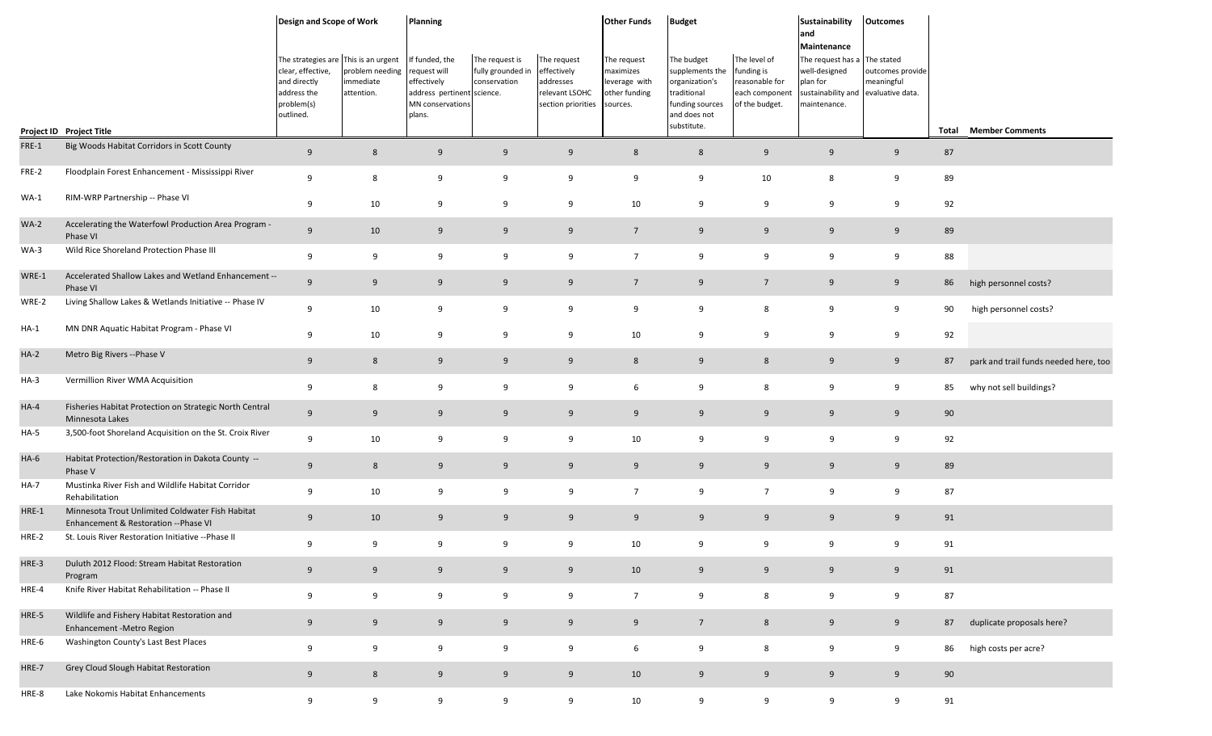| | | Design and Scope of Work | | Planning | | | Other Funds | Budget | | Sustainability and Maintenance | Outcomes | | |
|---|---|---|---|---|---|---|---|---|---|---|---|---|---|
| | | The strategies are clear, effective, and directly address the problem(s) outlined. | This is an urgent problem needing immediate attention. | If funded, the request will effectively address pertinent MN conservations plans. | The request is fully grounded in conservation science. | The request effectively addresses relevant LSOHC section priorities | The request maximizes leverage with other funding sources. | The budget supplements the organization's traditional funding sources and does not substitute. | The level of funding is reasonable for each component of the budget. | The request has a well-designed plan for sustainability and maintenance. | The stated outcomes provide meaningful evaluative data. | | |
| **Project ID** | **Project Title** | | | | | | | | | | | **Total** | **Member Comments** |
| FRE-1 | Big Woods Habitat Corridors in Scott County | 9 | 8 | 9 | 9 | 9 | 8 | 8 | 9 | 9 | 9 | 87 | |
| FRE-2 | Floodplain Forest Enhancement - Mississippi River | 9 | 8 | 9 | 9 | 9 | 9 | 9 | 10 | 8 | 9 | 89 | |
| WA-1 | RIM-WRP Partnership -- Phase VI | 9 | 10 | 9 | 9 | 9 | 10 | 9 | 9 | 9 | 9 | 92 | |
| WA-2 | Accelerating the Waterfowl Production Area Program - Phase VI | 9 | 10 | 9 | 9 | 9 | 7 | 9 | 9 | 9 | 9 | 89 | |
| WA-3 | Wild Rice Shoreland Protection Phase III | 9 | 9 | 9 | 9 | 9 | 7 | 9 | 9 | 9 | 9 | 88 | |
| WRE-1 | Accelerated Shallow Lakes and Wetland Enhancement -- Phase VI | 9 | 9 | 9 | 9 | 9 | 7 | 9 | 7 | 9 | 9 | 86 | high personnel costs? |
| WRE-2 | Living Shallow Lakes & Wetlands Initiative -- Phase IV | 9 | 10 | 9 | 9 | 9 | 9 | 9 | 8 | 9 | 9 | 90 | high personnel costs? |
| HA-1 | MN DNR Aquatic Habitat Program - Phase VI | 9 | 10 | 9 | 9 | 9 | 10 | 9 | 9 | 9 | 9 | 92 | |
| HA-2 | Metro Big Rivers --Phase V | 9 | 8 | 9 | 9 | 9 | 8 | 9 | 8 | 9 | 9 | 87 | park and trail funds needed here, too |
| HA-3 | Vermillion River WMA Acquisition | 9 | 8 | 9 | 9 | 9 | 6 | 9 | 8 | 9 | 9 | 85 | why not sell buildings? |
| HA-4 | Fisheries Habitat Protection on Strategic North Central Minnesota Lakes | 9 | 9 | 9 | 9 | 9 | 9 | 9 | 9 | 9 | 9 | 90 | |
| HA-5 | 3,500-foot Shoreland Acquisition on the St. Croix River | 9 | 10 | 9 | 9 | 9 | 10 | 9 | 9 | 9 | 9 | 92 | |
| HA-6 | Habitat Protection/Restoration in Dakota County -- Phase V | 9 | 8 | 9 | 9 | 9 | 9 | 9 | 9 | 9 | 9 | 89 | |
| HA-7 | Mustinka River Fish and Wildlife Habitat Corridor Rehabilitation | 9 | 10 | 9 | 9 | 9 | 7 | 9 | 7 | 9 | 9 | 87 | |
| HRE-1 | Minnesota Trout Unlimited Coldwater Fish Habitat Enhancement & Restoration --Phase VI | 9 | 10 | 9 | 9 | 9 | 9 | 9 | 9 | 9 | 9 | 91 | |
| HRE-2 | St. Louis River Restoration Initiative --Phase II | 9 | 9 | 9 | 9 | 9 | 10 | 9 | 9 | 9 | 9 | 91 | |
| HRE-3 | Duluth 2012 Flood: Stream Habitat Restoration Program | 9 | 9 | 9 | 9 | 9 | 10 | 9 | 9 | 9 | 9 | 91 | |
| HRE-4 | Knife River Habitat Rehabilitation -- Phase II | 9 | 9 | 9 | 9 | 9 | 7 | 9 | 8 | 9 | 9 | 87 | |
| HRE-5 | Wildlife and Fishery Habitat Restoration and Enhancement -Metro Region | 9 | 9 | 9 | 9 | 9 | 9 | 7 | 8 | 9 | 9 | 87 | duplicate proposals here? |
| HRE-6 | Washington County's Last Best Places | 9 | 9 | 9 | 9 | 9 | 6 | 9 | 8 | 9 | 9 | 86 | high costs per acre? |
| HRE-7 | Grey Cloud Slough Habitat Restoration | 9 | 8 | 9 | 9 | 9 | 10 | 9 | 9 | 9 | 9 | 90 | |
| HRE-8 | Lake Nokomis Habitat Enhancements | 9 | 9 | 9 | 9 | 9 | 10 | 9 | 9 | 9 | 9 | 91 | |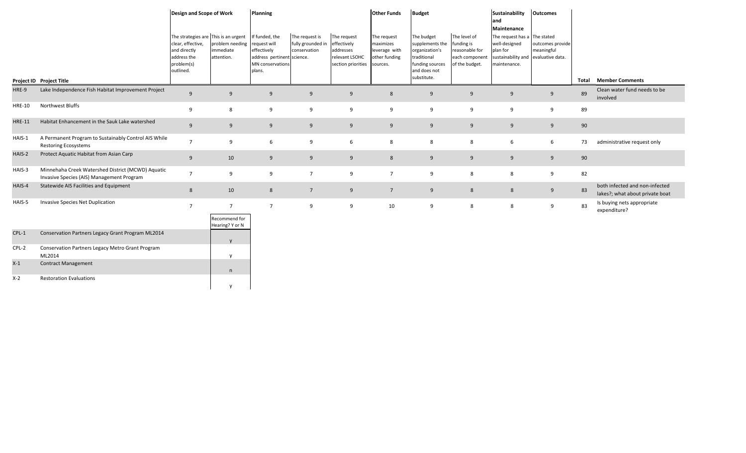| | | Design and Scope of Work | | Planning | | | Other Funds | Budget | | Sustainability and Maintenance | Outcomes | | |
|---|---|---|---|---|---|---|---|---|---|---|---|---|---|
| | | The strategies are clear, effective, and directly address the problem(s) outlined. | This is an urgent problem needing immediate attention. | If funded, the request will effectively address pertinent MN conservations plans. | The request is fully grounded in conservation science. | The request effectively addresses relevant LSOHC section priorities | The request maximizes leverage with other funding sources. | The budget supplements the organization's traditional funding sources and does not substitute. | The level of funding is reasonable for each component of the budget. | The request has a well-designed plan for sustainability and maintenance. | The stated outcomes provide meaningful evaluative data. | | |
| **Project ID** | **Project Title** | | | | | | | | | | | **Total** | **Member Comments** |
| HRE-9 | Lake Independence Fish Habitat Improvement Project | 9 | 9 | 9 | 9 | 9 | 8 | 9 | 9 | 9 | 9 | 89 | Clean water fund needs to be involved |
| HRE-10 | Northwest Bluffs | 9 | 8 | 9 | 9 | 9 | 9 | 9 | 9 | 9 | 9 | 89 | |
| HRE-11 | Habitat Enhancement in the Sauk Lake watershed | 9 | 9 | 9 | 9 | 9 | 9 | 9 | 9 | 9 | 9 | 90 | |
| HAIS-1 | A Permanent Program to Sustainably Control AIS While Restoring Ecosystems | 7 | 9 | 6 | 9 | 6 | 8 | 8 | 8 | 6 | 6 | 73 | administrative request only |
| HAIS-2 | Protect Aquatic Habitat from Asian Carp | 9 | 10 | 9 | 9 | 9 | 8 | 9 | 9 | 9 | 9 | 90 | |
| HAIS-3 | Minnehaha Creek Watershed District (MCWD) Aquatic Invasive Species (AIS) Management Program | 7 | 9 | 9 | 7 | 9 | 7 | 9 | 8 | 8 | 9 | 82 | |
| HAIS-4 | Statewide AIS Facilities and Equipment | 8 | 10 | 8 | 7 | 9 | 7 | 9 | 8 | 8 | 9 | 83 | both infected and non-infected lakes?; what about private boat |
| HAIS-5 | Invasive Species Net Duplication | 7 | 7 | 7 | 9 | 9 | 10 | 9 | 8 | 8 | 9 | 83 | Is buying nets appropriate expenditure? |

| Project ID | Project Title | Recommend for Hearing? Y or N |
|---|---|---|
| CPL-1 | Conservation Partners Legacy Grant Program ML2014 | y |
| CPL-2 | Conservation Partners Legacy Metro Grant Program ML2014 | y |
| X-1 | Contract Management | n |
| X-2 | Restoration Evaluations | y |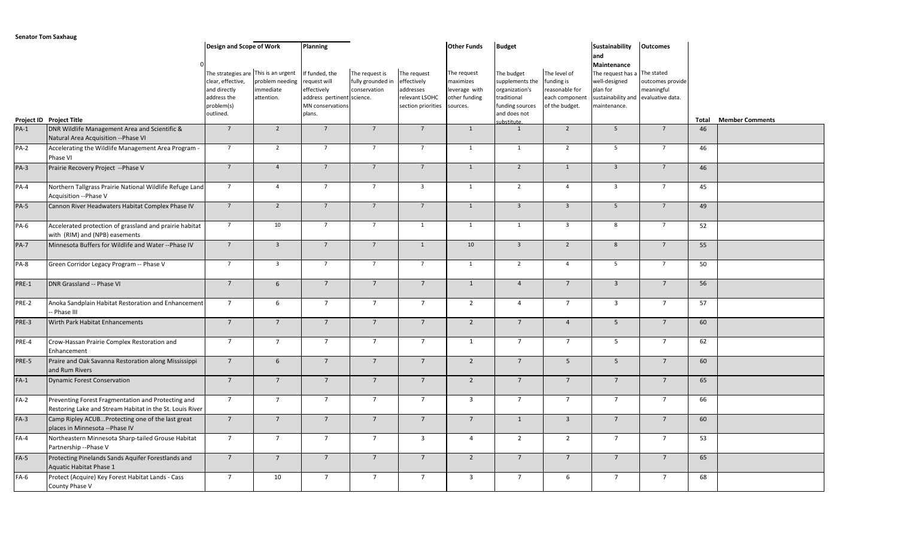**Senator Tom Saxhaug**

| | | Design and Scope of Work | | Planning | | | Other Funds | Budget | | Sustainability and Maintenance | Outcomes | | |
|---|---|---|---|---|---|---|---|---|---|---|---|---|---|
| | 0 | The strategies are clear, effective, and directly address the problem(s) outlined. | This is an urgent problem needing immediate attention. | If funded, the request will effectively address pertinent MN conservations plans. | The request is fully grounded in conservation science. | The request effectively addresses relevant LSOHC section priorities | The request maximizes leverage with other funding sources. | The budget supplements the organization's traditional funding sources and does not substitute. | The level of funding is reasonable for each component of the budget. | The request has a well-designed plan for sustainability and maintenance. | The stated outcomes provide meaningful evaluative data. | | |
| **Project ID** | **Project Title** | | | | | | | | | | | **Total** | **Member Comments** |
| PA-1 | DNR Wildlife Management Area and Scientific & Natural Area Acquisition --Phase VI | 7 | 2 | 7 | 7 | 7 | 1 | 1 | 2 | 5 | 7 | 46 | |
| PA-2 | Accelerating the Wildlife Management Area Program - Phase VI | 7 | 2 | 7 | 7 | 7 | 1 | 1 | 2 | 5 | 7 | 46 | |
| PA-3 | Prairie Recovery Project --Phase V | 7 | 4 | 7 | 7 | 7 | 1 | 2 | 1 | 3 | 7 | 46 | |
| PA-4 | Northern Tallgrass Prairie National Wildlife Refuge Land Acquisition --Phase V | 7 | 4 | 7 | 7 | 3 | 1 | 2 | 4 | 3 | 7 | 45 | |
| PA-5 | Cannon River Headwaters Habitat Complex Phase IV | 7 | 2 | 7 | 7 | 7 | 1 | 3 | 3 | 5 | 7 | 49 | |
| PA-6 | Accelerated protection of grassland and prairie habitat with (RIM) and (NPB) easements | 7 | 10 | 7 | 7 | 1 | 1 | 1 | 3 | 8 | 7 | 52 | |
| PA-7 | Minnesota Buffers for Wildlife and Water --Phase IV | 7 | 3 | 7 | 7 | 1 | 10 | 3 | 2 | 8 | 7 | 55 | |
| PA-8 | Green Corridor Legacy Program -- Phase V | 7 | 3 | 7 | 7 | 7 | 1 | 2 | 4 | 5 | 7 | 50 | |
| PRE-1 | DNR Grassland -- Phase VI | 7 | 6 | 7 | 7 | 7 | 1 | 4 | 7 | 3 | 7 | 56 | |
| PRE-2 | Anoka Sandplain Habitat Restoration and Enhancement -- Phase III | 7 | 6 | 7 | 7 | 7 | 2 | 4 | 7 | 3 | 7 | 57 | |
| PRE-3 | Wirth Park Habitat Enhancements | 7 | 7 | 7 | 7 | 7 | 2 | 7 | 4 | 5 | 7 | 60 | |
| PRE-4 | Crow-Hassan Prairie Complex Restoration and Enhancement | 7 | 7 | 7 | 7 | 7 | 1 | 7 | 7 | 5 | 7 | 62 | |
| PRE-5 | Praire and Oak Savanna Restoration along Mississippi and Rum Rivers | 7 | 6 | 7 | 7 | 7 | 2 | 7 | 5 | 5 | 7 | 60 | |
| FA-1 | Dynamic Forest Conservation | 7 | 7 | 7 | 7 | 7 | 2 | 7 | 7 | 7 | 7 | 65 | |
| FA-2 | Preventing Forest Fragmentation and Protecting and Restoring Lake and Stream Habitat in the St. Louis River | 7 | 7 | 7 | 7 | 7 | 3 | 7 | 7 | 7 | 7 | 66 | |
| FA-3 | Camp Ripley ACUB...Protecting one of the last great places in Minnesota --Phase IV | 7 | 7 | 7 | 7 | 7 | 7 | 1 | 3 | 7 | 7 | 60 | |
| FA-4 | Northeastern Minnesota Sharp-tailed Grouse Habitat Partnership --Phase V | 7 | 7 | 7 | 7 | 3 | 4 | 2 | 2 | 7 | 7 | 53 | |
| FA-5 | Protecting Pinelands Sands Aquifer Forestlands and Aquatic Habitat Phase 1 | 7 | 7 | 7 | 7 | 7 | 2 | 7 | 7 | 7 | 7 | 65 | |
| FA-6 | Protect (Acquire) Key Forest Habitat Lands - Cass County Phase V | 7 | 10 | 7 | 7 | 7 | 3 | 7 | 6 | 7 | 7 | 68 | |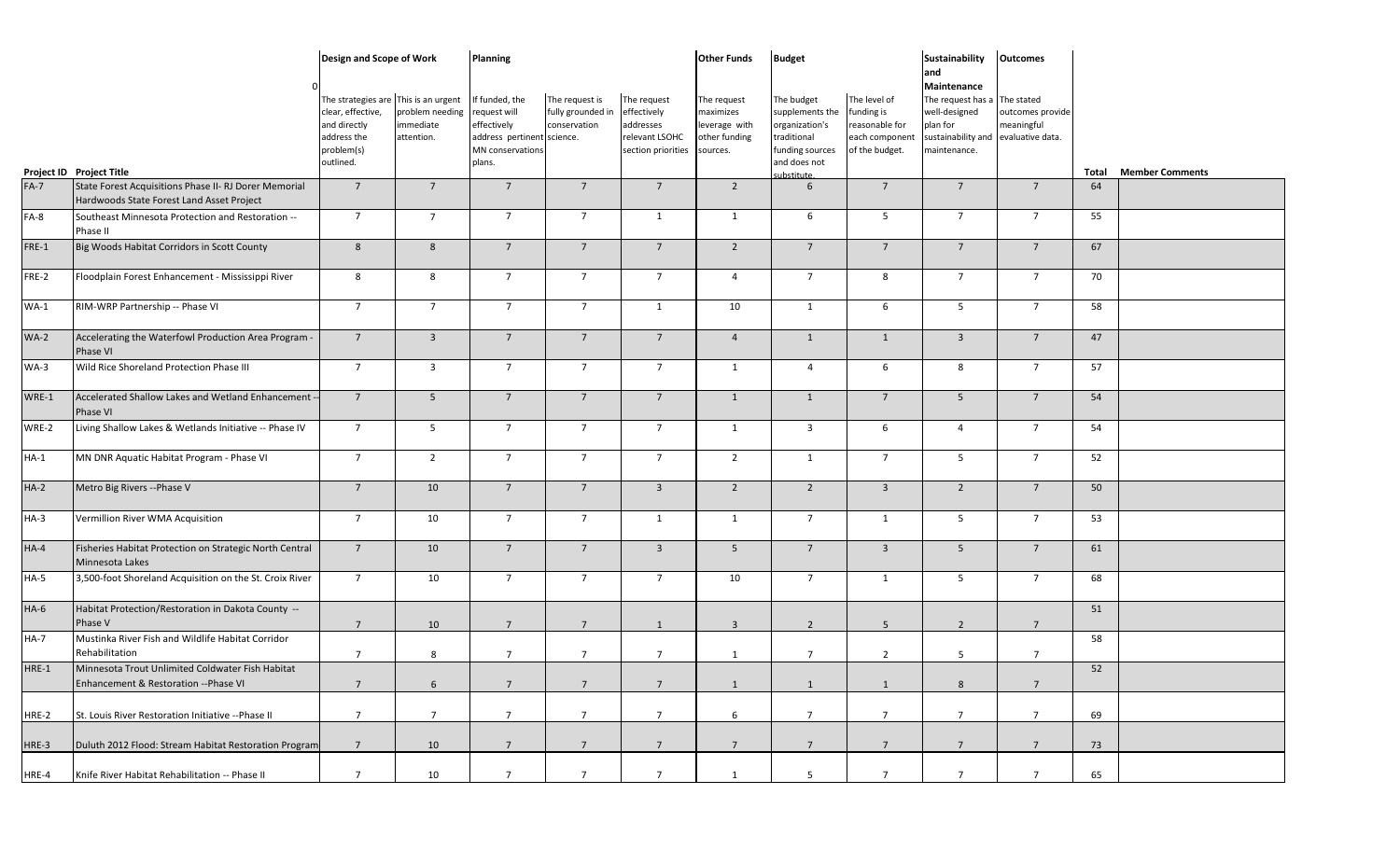| | | Design and Scope of Work | | Planning | | | Other Funds | Budget | | Sustainability and Maintenance | Outcomes | | |
|---|---|---|---|---|---|---|---|---|---|---|---|---|---|
| | 0 | The strategies are clear, effective, and directly address the problem(s) outlined. | This is an urgent problem needing immediate attention. | If funded, the request will effectively address pertinent MN conservations plans. | The request is fully grounded in conservation science. | The request effectively addresses relevant LSOHC section priorities | The request maximizes leverage with other funding sources. | The budget supplements the organization's traditional funding sources and does not substitute. | The level of funding is reasonable for each component of the budget. | The request has a well-designed plan for sustainability and maintenance. | The stated outcomes provide meaningful evaluative data. | | |
| **Project ID** | **Project Title** | | | | | | | | | | | **Total** | **Member Comments** |
| FA-7 | State Forest Acquisitions Phase II- RJ Dorer Memorial Hardwoods State Forest Land Asset Project | 7 | 7 | 7 | 7 | 7 | 2 | 6 | 7 | 7 | 7 | 64 | |
| FA-8 | Southeast Minnesota Protection and Restoration -- Phase II | 7 | 7 | 7 | 7 | 1 | 1 | 6 | 5 | 7 | 7 | 55 | |
| FRE-1 | Big Woods Habitat Corridors in Scott County | 8 | 8 | 7 | 7 | 7 | 2 | 7 | 7 | 7 | 7 | 67 | |
| FRE-2 | Floodplain Forest Enhancement - Mississippi River | 8 | 8 | 7 | 7 | 7 | 4 | 7 | 8 | 7 | 7 | 70 | |
| WA-1 | RIM-WRP Partnership -- Phase VI | 7 | 7 | 7 | 7 | 1 | 10 | 1 | 6 | 5 | 7 | 58 | |
| WA-2 | Accelerating the Waterfowl Production Area Program - Phase VI | 7 | 3 | 7 | 7 | 7 | 4 | 1 | 1 | 3 | 7 | 47 | |
| WA-3 | Wild Rice Shoreland Protection Phase III | 7 | 3 | 7 | 7 | 7 | 1 | 4 | 6 | 8 | 7 | 57 | |
| WRE-1 | Accelerated Shallow Lakes and Wetland Enhancement -- Phase VI | 7 | 5 | 7 | 7 | 7 | 1 | 1 | 7 | 5 | 7 | 54 | |
| WRE-2 | Living Shallow Lakes & Wetlands Initiative -- Phase IV | 7 | 5 | 7 | 7 | 7 | 1 | 3 | 6 | 4 | 7 | 54 | |
| HA-1 | MN DNR Aquatic Habitat Program - Phase VI | 7 | 2 | 7 | 7 | 7 | 2 | 1 | 7 | 5 | 7 | 52 | |
| HA-2 | Metro Big Rivers --Phase V | 7 | 10 | 7 | 7 | 3 | 2 | 2 | 3 | 2 | 7 | 50 | |
| HA-3 | Vermillion River WMA Acquisition | 7 | 10 | 7 | 7 | 1 | 1 | 7 | 1 | 5 | 7 | 53 | |
| HA-4 | Fisheries Habitat Protection on Strategic North Central Minnesota Lakes | 7 | 10 | 7 | 7 | 3 | 5 | 7 | 3 | 5 | 7 | 61 | |
| HA-5 | 3,500-foot Shoreland Acquisition on the St. Croix River | 7 | 10 | 7 | 7 | 7 | 10 | 7 | 1 | 5 | 7 | 68 | |
| HA-6 | Habitat Protection/Restoration in Dakota County -- Phase V | 7 | 10 | 7 | 7 | 1 | 3 | 2 | 5 | 2 | 7 | 51 | |
| HA-7 | Mustinka River Fish and Wildlife Habitat Corridor Rehabilitation | 7 | 8 | 7 | 7 | 7 | 1 | 7 | 2 | 5 | 7 | 58 | |
| HRE-1 | Minnesota Trout Unlimited Coldwater Fish Habitat Enhancement & Restoration --Phase VI | 7 | 6 | 7 | 7 | 7 | 1 | 1 | 1 | 8 | 7 | 52 | |
| HRE-2 | St. Louis River Restoration Initiative --Phase II | 7 | 7 | 7 | 7 | 7 | 6 | 7 | 7 | 7 | 7 | 69 | |
| HRE-3 | Duluth 2012 Flood: Stream Habitat Restoration Program | 7 | 10 | 7 | 7 | 7 | 7 | 7 | 7 | 7 | 7 | 73 | |
| HRE-4 | Knife River Habitat Rehabilitation -- Phase II | 7 | 10 | 7 | 7 | 7 | 1 | 5 | 7 | 7 | 7 | 65 | |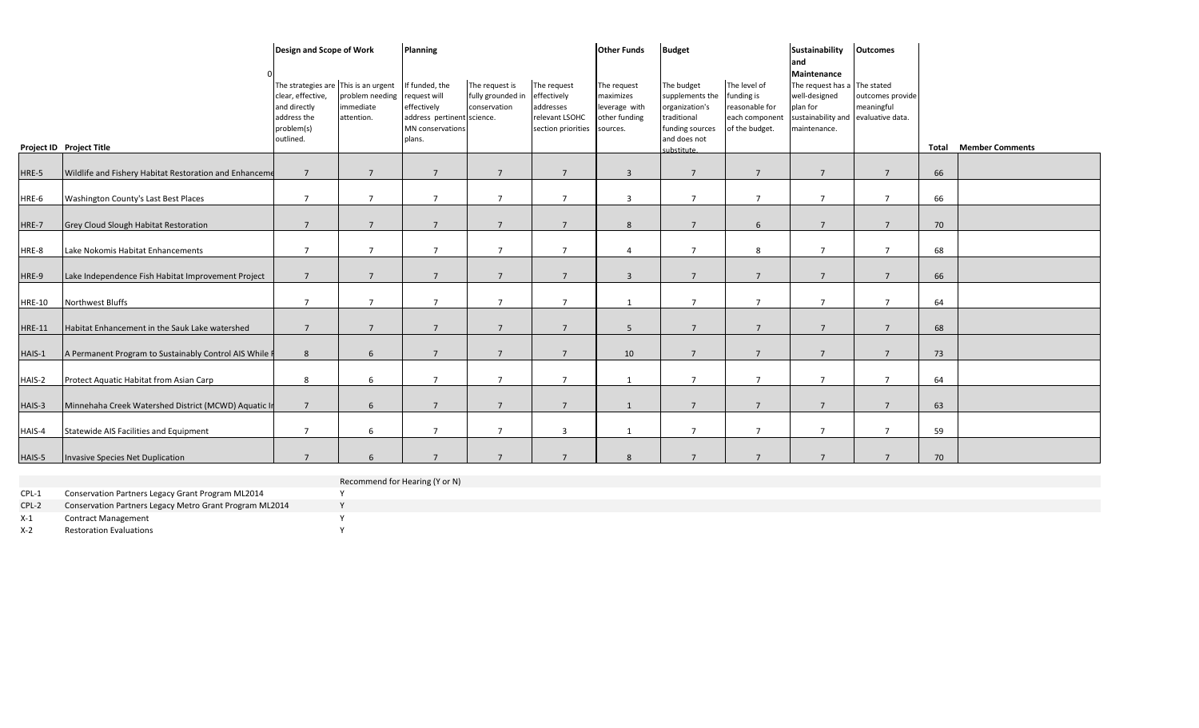| | | Design and Scope of Work | | Planning | | | Other Funds | Budget | | Sustainability and Maintenance | Outcomes | | |
|---|---|---|---|---|---|---|---|---|---|---|---|---|---|
| | 0 | The strategies are clear, effective, and directly address the problem(s) outlined. | This is an urgent problem needing immediate attention. | If funded, the request will effectively address pertinent MN conservations plans. | The request is fully grounded in conservation science. | The request effectively addresses relevant LSOHC section priorities | The request maximizes leverage with other funding sources. | The budget supplements the organization's traditional funding sources and does not substitute. | The level of funding is reasonable for each component of the budget. | The request has a well-designed plan for sustainability and maintenance. | The stated outcomes provide meaningful evaluative data. | | |
| **Project ID** | **Project Title** | | | | | | | | | | | **Total** | **Member Comments** |
| HRE-5 | Wildlife and Fishery Habitat Restoration and Enhanceme | 7 | 7 | 7 | 7 | 7 | 3 | 7 | 7 | 7 | 7 | 66 | |
| HRE-6 | Washington County's Last Best Places | 7 | 7 | 7 | 7 | 7 | 3 | 7 | 7 | 7 | 7 | 66 | |
| HRE-7 | Grey Cloud Slough Habitat Restoration | 7 | 7 | 7 | 7 | 7 | 8 | 7 | 6 | 7 | 7 | 70 | |
| HRE-8 | Lake Nokomis Habitat Enhancements | 7 | 7 | 7 | 7 | 7 | 4 | 7 | 8 | 7 | 7 | 68 | |
| HRE-9 | Lake Independence Fish Habitat Improvement Project | 7 | 7 | 7 | 7 | 7 | 3 | 7 | 7 | 7 | 7 | 66 | |
| HRE-10 | Northwest Bluffs | 7 | 7 | 7 | 7 | 7 | 1 | 7 | 7 | 7 | 7 | 64 | |
| HRE-11 | Habitat Enhancement in the Sauk Lake watershed | 7 | 7 | 7 | 7 | 7 | 5 | 7 | 7 | 7 | 7 | 68 | |
| HAIS-1 | A Permanent Program to Sustainably Control AIS While F | 8 | 6 | 7 | 7 | 7 | 10 | 7 | 7 | 7 | 7 | 73 | |
| HAIS-2 | Protect Aquatic Habitat from Asian Carp | 8 | 6 | 7 | 7 | 7 | 1 | 7 | 7 | 7 | 7 | 64 | |
| HAIS-3 | Minnehaha Creek Watershed District (MCWD) Aquatic In | 7 | 6 | 7 | 7 | 7 | 1 | 7 | 7 | 7 | 7 | 63 | |
| HAIS-4 | Statewide AIS Facilities and Equipment | 7 | 6 | 7 | 7 | 3 | 1 | 7 | 7 | 7 | 7 | 59 | |
| HAIS-5 | Invasive Species Net Duplication | 7 | 6 | 7 | 7 | 7 | 8 | 7 | 7 | 7 | 7 | 70 | |

| | | Recommend for Hearing (Y or N) |
|---|---|---|
| CPL-1 | Conservation Partners Legacy Grant Program ML2014 | Y |
| CPL-2 | Conservation Partners Legacy Metro Grant Program ML2014 | Y |
| X-1 | Contract Management | Y |
| X-2 | Restoration Evaluations | Y |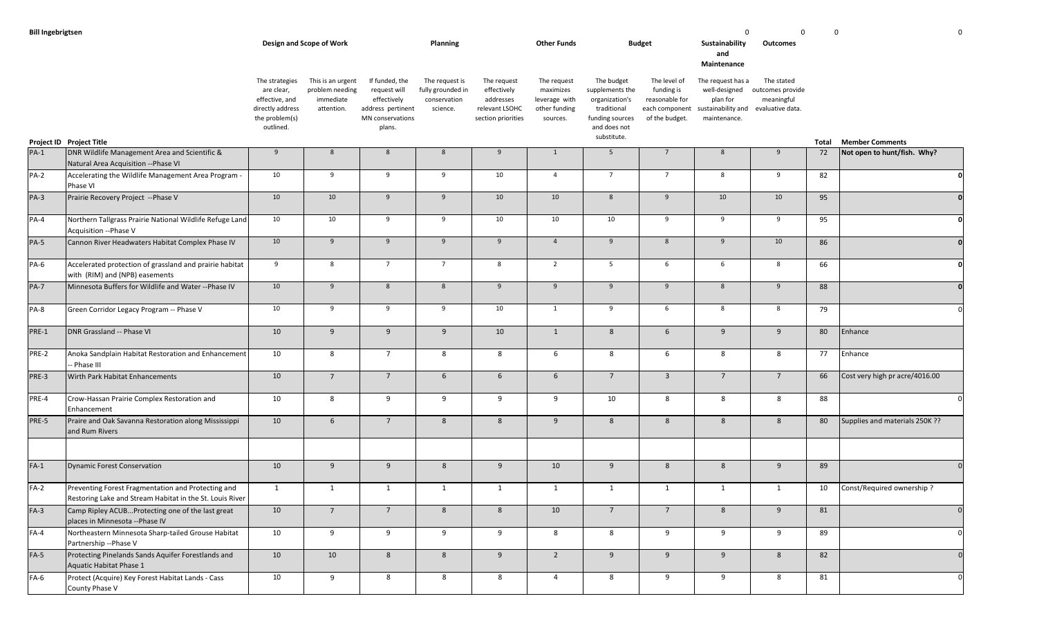**Bill Ingebrigtsen**

| | | Design and Scope of Work | | | Planning | | Other Funds | Budget | | Sustainability and Maintenance | Outcomes | | |
|---|---|---|---|---|---|---|---|---|---|---|---|---|---|
| | | | | | | | | | | 0 | 0 | 0 | 0 |
| | | The strategies are clear, effective, and directly address the problem(s) outlined. | This is an urgent problem needing immediate attention. | If funded, the request will effectively address pertinent MN conservations plans. | The request is fully grounded in conservation science. | The request effectively addresses relevant LSOHC section priorities | The request maximizes leverage with other funding sources. | The budget supplements the organization's traditional funding sources and does not substitute. | The level of funding is reasonable for each component of the budget. | The request has a well-designed plan for sustainability and maintenance. | The stated outcomes provide meaningful evaluative data. | | |
| **Project ID** | **Project Title** | | | | | | | | | | | **Total** | **Member Comments** |
| PA-1 | DNR Wildlife Management Area and Scientific & Natural Area Acquisition --Phase VI | 9 | 8 | 8 | 8 | 9 | 1 | 5 | 7 | 8 | 9 | 72 | **Not open to hunt/fish. Why?** |
| PA-2 | Accelerating the Wildlife Management Area Program - Phase VI | 10 | 9 | 9 | 9 | 10 | 4 | 7 | 7 | 8 | 9 | 82 | **0** |
| PA-3 | Prairie Recovery Project --Phase V | 10 | 10 | 9 | 9 | 10 | 10 | 8 | 9 | 10 | 10 | 95 | **0** |
| PA-4 | Northern Tallgrass Prairie National Wildlife Refuge Land Acquisition --Phase V | 10 | 10 | 9 | 9 | 10 | 10 | 10 | 9 | 9 | 9 | 95 | **0** |
| PA-5 | Cannon River Headwaters Habitat Complex Phase IV | 10 | 9 | 9 | 9 | 9 | 4 | 9 | 8 | 9 | 10 | 86 | **0** |
| PA-6 | Accelerated protection of grassland and prairie habitat with (RIM) and (NPB) easements | 9 | 8 | 7 | 7 | 8 | 2 | 5 | 6 | 6 | 8 | 66 | **0** |
| PA-7 | Minnesota Buffers for Wildlife and Water --Phase IV | 10 | 9 | 8 | 8 | 9 | 9 | 9 | 9 | 8 | 9 | 88 | **0** |
| PA-8 | Green Corridor Legacy Program -- Phase V | 10 | 9 | 9 | 9 | 10 | 1 | 9 | 6 | 8 | 8 | 79 | 0 |
| PRE-1 | DNR Grassland -- Phase VI | 10 | 9 | 9 | 9 | 10 | 1 | 8 | 6 | 9 | 9 | 80 | Enhance |
| PRE-2 | Anoka Sandplain Habitat Restoration and Enhancement -- Phase III | 10 | 8 | 7 | 8 | 8 | 6 | 8 | 6 | 8 | 8 | 77 | Enhance |
| PRE-3 | Wirth Park Habitat Enhancements | 10 | 7 | 7 | 6 | 6 | 6 | 7 | 3 | 7 | 7 | 66 | Cost very high pr acre/4016.00 |
| PRE-4 | Crow-Hassan Prairie Complex Restoration and Enhancement | 10 | 8 | 9 | 9 | 9 | 9 | 10 | 8 | 8 | 8 | 88 | 0 |
| PRE-5 | Praire and Oak Savanna Restoration along Mississippi and Rum Rivers | 10 | 6 | 7 | 8 | 8 | 9 | 8 | 8 | 8 | 8 | 80 | Supplies and materials 250K ?? |
| | | | | | | | | | | | | | |
| FA-1 | Dynamic Forest Conservation | 10 | 9 | 9 | 8 | 9 | 10 | 9 | 8 | 8 | 9 | 89 | 0 |
| FA-2 | Preventing Forest Fragmentation and Protecting and Restoring Lake and Stream Habitat in the St. Louis River | 1 | 1 | 1 | 1 | 1 | 1 | 1 | 1 | 1 | 1 | 10 | Const/Required ownership ? |
| FA-3 | Camp Ripley ACUB...Protecting one of the last great places in Minnesota --Phase IV | 10 | 7 | 7 | 8 | 8 | 10 | 7 | 7 | 8 | 9 | 81 | 0 |
| FA-4 | Northeastern Minnesota Sharp-tailed Grouse Habitat Partnership --Phase V | 10 | 9 | 9 | 9 | 9 | 8 | 8 | 9 | 9 | 9 | 89 | 0 |
| FA-5 | Protecting Pinelands Sands Aquifer Forestlands and Aquatic Habitat Phase 1 | 10 | 10 | 8 | 8 | 9 | 2 | 9 | 9 | 9 | 8 | 82 | 0 |
| FA-6 | Protect (Acquire) Key Forest Habitat Lands - Cass County Phase V | 10 | 9 | 8 | 8 | 8 | 4 | 8 | 9 | 9 | 8 | 81 | 0 |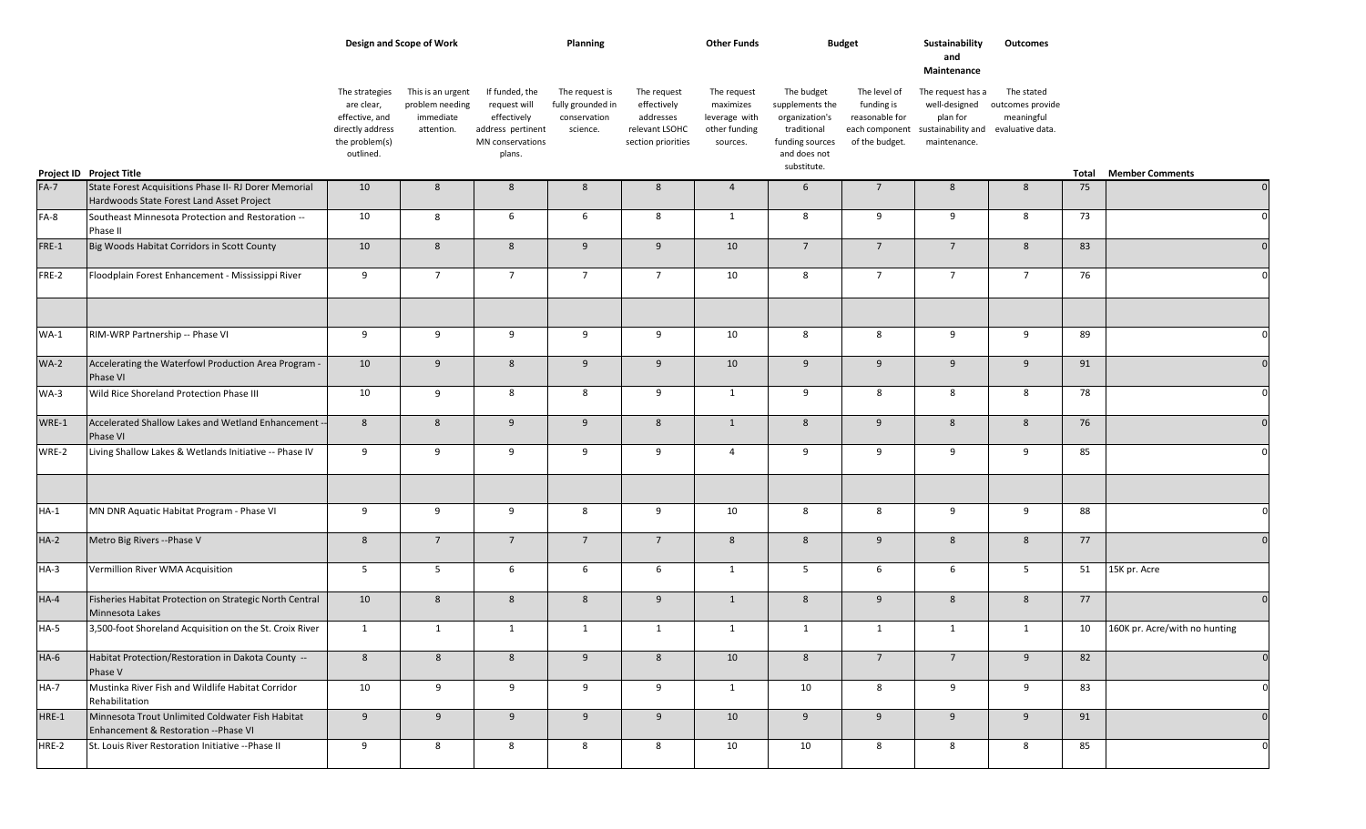| | | Design and Scope of Work | | | Planning | | Other Funds | Budget | | Sustainability and Maintenance | Outcomes | | |
|---|---|---|---|---|---|---|---|---|---|---|---|---|---|
| | | The strategies are clear, effective, and directly address the problem(s) outlined. | This is an urgent problem needing immediate attention. | If funded, the request will effectively address pertinent MN conservations plans. | The request is fully grounded in conservation science. | The request effectively addresses relevant LSOHC section priorities | The request maximizes leverage with other funding sources. | The budget supplements the organization's traditional funding sources and does not substitute. | The level of funding is reasonable for each component of the budget. | The request has a well-designed plan for sustainability and maintenance. | The stated outcomes provide meaningful evaluative data. | | |
| **Project ID** | **Project Title** | | | | | | | | | | | **Total** | **Member Comments** |
| FA-7 | State Forest Acquisitions Phase II- RJ Dorer Memorial Hardwoods State Forest Land Asset Project | 10 | 8 | 8 | 8 | 8 | 4 | 6 | 7 | 8 | 8 | 75 | 0 |
| FA-8 | Southeast Minnesota Protection and Restoration -- Phase II | 10 | 8 | 6 | 6 | 8 | 1 | 8 | 9 | 9 | 8 | 73 | 0 |
| FRE-1 | Big Woods Habitat Corridors in Scott County | 10 | 8 | 8 | 9 | 9 | 10 | 7 | 7 | 7 | 8 | 83 | 0 |
| FRE-2 | Floodplain Forest Enhancement - Mississippi River | 9 | 7 | 7 | 7 | 7 | 10 | 8 | 7 | 7 | 7 | 76 | 0 |
| | | | | | | | | | | | | | |
| WA-1 | RIM-WRP Partnership -- Phase VI | 9 | 9 | 9 | 9 | 9 | 10 | 8 | 8 | 9 | 9 | 89 | 0 |
| WA-2 | Accelerating the Waterfowl Production Area Program - Phase VI | 10 | 9 | 8 | 9 | 9 | 10 | 9 | 9 | 9 | 9 | 91 | 0 |
| WA-3 | Wild Rice Shoreland Protection Phase III | 10 | 9 | 8 | 8 | 9 | 1 | 9 | 8 | 8 | 8 | 78 | 0 |
| WRE-1 | Accelerated Shallow Lakes and Wetland Enhancement -- Phase VI | 8 | 8 | 9 | 9 | 8 | 1 | 8 | 9 | 8 | 8 | 76 | 0 |
| WRE-2 | Living Shallow Lakes & Wetlands Initiative -- Phase IV | 9 | 9 | 9 | 9 | 9 | 4 | 9 | 9 | 9 | 9 | 85 | 0 |
| | | | | | | | | | | | | | |
| HA-1 | MN DNR Aquatic Habitat Program - Phase VI | 9 | 9 | 9 | 8 | 9 | 10 | 8 | 8 | 9 | 9 | 88 | 0 |
| HA-2 | Metro Big Rivers --Phase V | 8 | 7 | 7 | 7 | 7 | 8 | 8 | 9 | 8 | 8 | 77 | 0 |
| HA-3 | Vermillion River WMA Acquisition | 5 | 5 | 6 | 6 | 6 | 1 | 5 | 6 | 6 | 5 | 51 | 15K pr. Acre |
| HA-4 | Fisheries Habitat Protection on Strategic North Central Minnesota Lakes | 10 | 8 | 8 | 8 | 9 | 1 | 8 | 9 | 8 | 8 | 77 | 0 |
| HA-5 | 3,500-foot Shoreland Acquisition on the St. Croix River | 1 | 1 | 1 | 1 | 1 | 1 | 1 | 1 | 1 | 1 | 10 | 160K pr. Acre/with no hunting |
| HA-6 | Habitat Protection/Restoration in Dakota County -- Phase V | 8 | 8 | 8 | 9 | 8 | 10 | 8 | 7 | 7 | 9 | 82 | 0 |
| HA-7 | Mustinka River Fish and Wildlife Habitat Corridor Rehabilitation | 10 | 9 | 9 | 9 | 9 | 1 | 10 | 8 | 9 | 9 | 83 | 0 |
| HRE-1 | Minnesota Trout Unlimited Coldwater Fish Habitat Enhancement & Restoration --Phase VI | 9 | 9 | 9 | 9 | 9 | 10 | 9 | 9 | 9 | 9 | 91 | 0 |
| HRE-2 | St. Louis River Restoration Initiative --Phase II | 9 | 8 | 8 | 8 | 8 | 10 | 10 | 8 | 8 | 8 | 85 | 0 |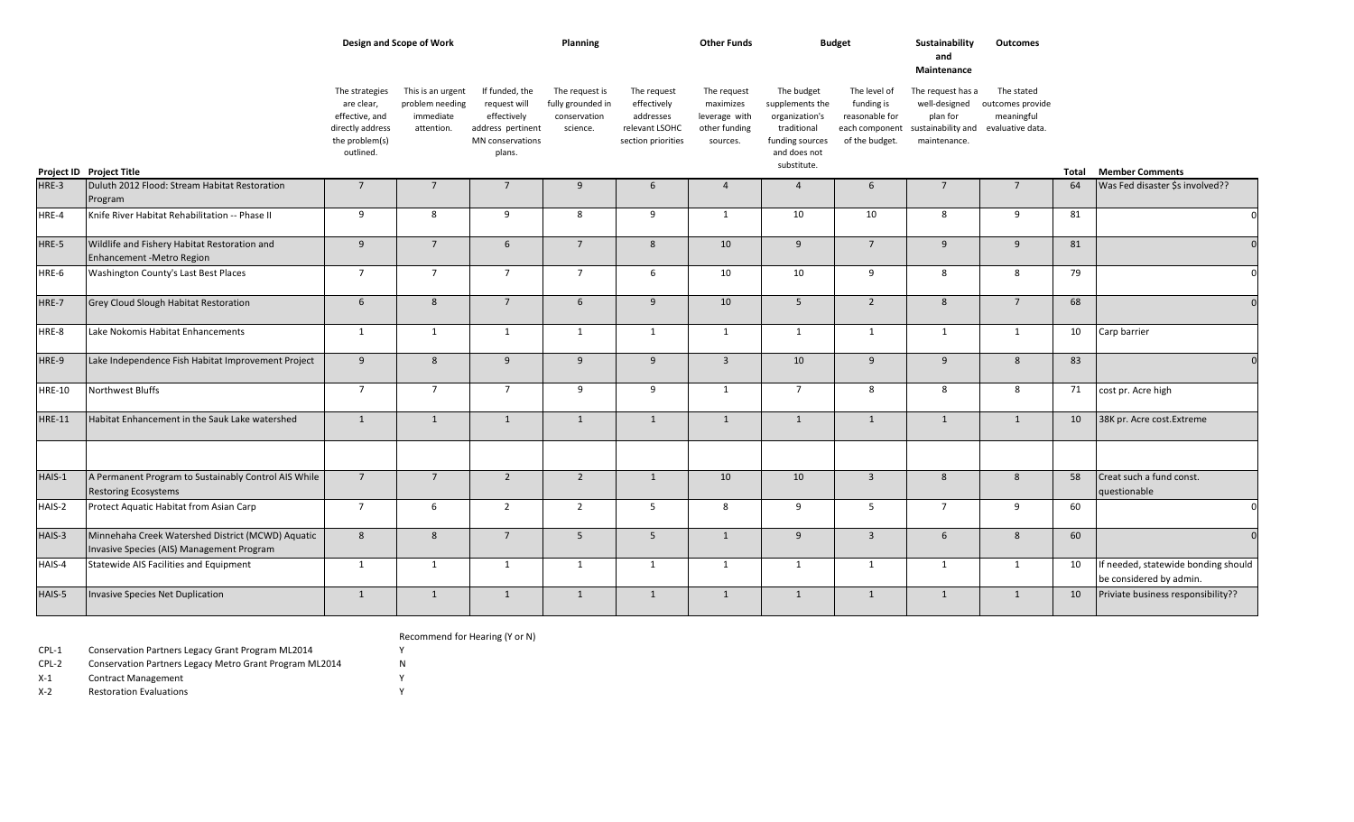| | | Design and Scope of Work | | | Planning | | Other Funds | Budget | | Sustainability and Maintenance | Outcomes | | |
|---|---|---|---|---|---|---|---|---|---|---|---|---|---|
| | | The strategies are clear, effective, and directly address the problem(s) outlined. | This is an urgent problem needing immediate attention. | If funded, the request will effectively address pertinent MN conservations plans. | The request is fully grounded in conservation science. | The request effectively addresses relevant LSOHC section priorities | The request maximizes leverage with other funding sources. | The budget supplements the organization's traditional funding sources and does not substitute. | The level of funding is reasonable for each component of the budget. | The request has a well-designed plan for sustainability and maintenance. | The stated outcomes provide meaningful evaluative data. | | |
| **Project ID** | **Project Title** | | | | | | | | | | | **Total** | **Member Comments** |
| HRE-3 | Duluth 2012 Flood: Stream Habitat Restoration Program | 7 | 7 | 7 | 9 | 6 | 4 | 4 | 6 | 7 | 7 | 64 | Was Fed disaster $s involved?? |
| HRE-4 | Knife River Habitat Rehabilitation -- Phase II | 9 | 8 | 9 | 8 | 9 | 1 | 10 | 10 | 8 | 9 | 81 | 0 |
| HRE-5 | Wildlife and Fishery Habitat Restoration and Enhancement -Metro Region | 9 | 7 | 6 | 7 | 8 | 10 | 9 | 7 | 9 | 9 | 81 | 0 |
| HRE-6 | Washington County's Last Best Places | 7 | 7 | 7 | 7 | 6 | 10 | 10 | 9 | 8 | 8 | 79 | 0 |
| HRE-7 | Grey Cloud Slough Habitat Restoration | 6 | 8 | 7 | 6 | 9 | 10 | 5 | 2 | 8 | 7 | 68 | 0 |
| HRE-8 | Lake Nokomis Habitat Enhancements | 1 | 1 | 1 | 1 | 1 | 1 | 1 | 1 | 1 | 1 | 10 | Carp barrier |
| HRE-9 | Lake Independence Fish Habitat Improvement Project | 9 | 8 | 9 | 9 | 9 | 3 | 10 | 9 | 9 | 8 | 83 | 0 |
| HRE-10 | Northwest Bluffs | 7 | 7 | 7 | 9 | 9 | 1 | 7 | 8 | 8 | 8 | 71 | cost pr. Acre high |
| HRE-11 | Habitat Enhancement in the Sauk Lake watershed | 1 | 1 | 1 | 1 | 1 | 1 | 1 | 1 | 1 | 1 | 10 | 38K pr. Acre cost.Extreme |
| | | | | | | | | | | | | | |
| HAIS-1 | A Permanent Program to Sustainably Control AIS While Restoring Ecosystems | 7 | 7 | 2 | 2 | 1 | 10 | 10 | 3 | 8 | 8 | 58 | Creat such a fund const. questionable |
| HAIS-2 | Protect Aquatic Habitat from Asian Carp | 7 | 6 | 2 | 2 | 5 | 8 | 9 | 5 | 7 | 9 | 60 | 0 |
| HAIS-3 | Minnehaha Creek Watershed District (MCWD) Aquatic Invasive Species (AIS) Management Program | 8 | 8 | 7 | 5 | 5 | 1 | 9 | 3 | 6 | 8 | 60 | 0 |
| HAIS-4 | Statewide AIS Facilities and Equipment | 1 | 1 | 1 | 1 | 1 | 1 | 1 | 1 | 1 | 1 | 10 | If needed, statewide bonding should be considered by admin. |
| HAIS-5 | Invasive Species Net Duplication | 1 | 1 | 1 | 1 | 1 | 1 | 1 | 1 | 1 | 1 | 10 | Priviate business responsibility?? |

| | | Recommend for Hearing (Y or N) |
|---|---|---|
| CPL-1 | Conservation Partners Legacy Grant Program ML2014 | Y |
| CPL-2 | Conservation Partners Legacy Metro Grant Program ML2014 | N |
| X-1 | Contract Management | Y |
| X-2 | Restoration Evaluations | Y |